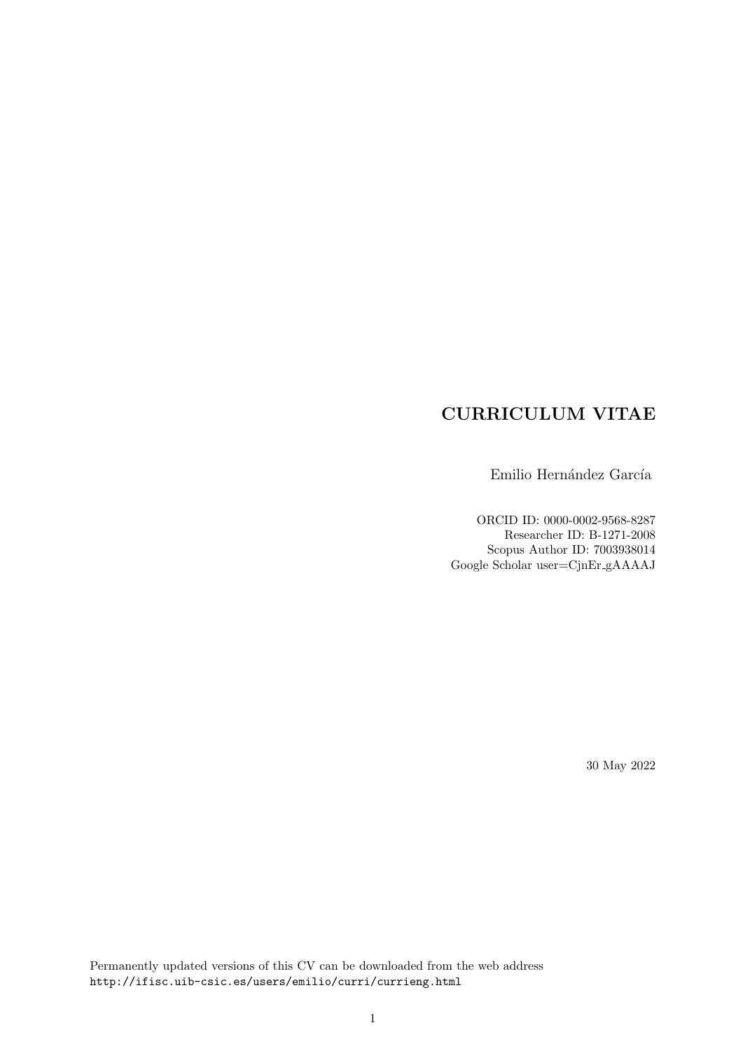# CURRICULUM VITAE

Emilio Hernández García

ORCID ID: 0000-0002-9568-8287
Researcher ID: B-1271-2008
Scopus Author ID: 7003938014
Google Scholar user=CjnEr_gAAAAJ

30 May 2022

Permanently updated versions of this CV can be downloaded from the web address
`http://ifisc.uib-csic.es/users/emilio/curri/currieng.html`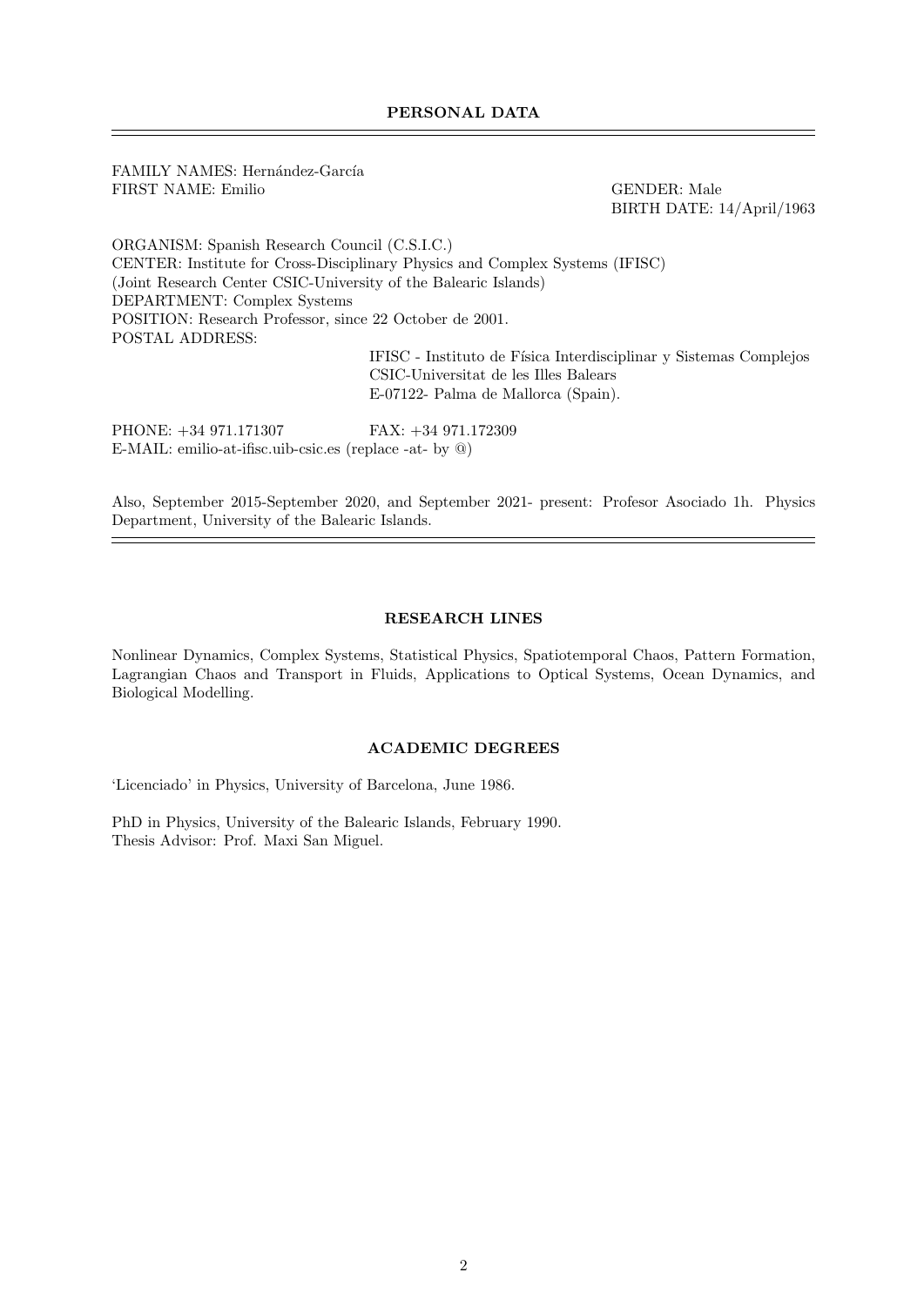## PERSONAL DATA

FAMILY NAMES: Hernández-García
FIRST NAME: Emilio

GENDER: Male
BIRTH DATE: 14/April/1963

ORGANISM: Spanish Research Council (C.S.I.C.)
CENTER: Institute for Cross-Disciplinary Physics and Complex Systems (IFISC)
(Joint Research Center CSIC-University of the Balearic Islands)
DEPARTMENT: Complex Systems
POSITION: Research Professor, since 22 October de 2001.
POSTAL ADDRESS:

IFISC - Instituto de Física Interdisciplinar y Sistemas Complejos
CSIC-Universitat de les Illes Balears
E-07122- Palma de Mallorca (Spain).

PHONE: +34 971.171307 FAX: +34 971.172309
E-MAIL: emilio-at-ifisc.uib-csic.es (replace -at- by @)

Also, September 2015-September 2020, and September 2021- present: Profesor Asociado 1h. Physics Department, University of the Balearic Islands.

## RESEARCH LINES

Nonlinear Dynamics, Complex Systems, Statistical Physics, Spatiotemporal Chaos, Pattern Formation, Lagrangian Chaos and Transport in Fluids, Applications to Optical Systems, Ocean Dynamics, and Biological Modelling.

## ACADEMIC DEGREES

'Licenciado' in Physics, University of Barcelona, June 1986.

PhD in Physics, University of the Balearic Islands, February 1990.
Thesis Advisor: Prof. Maxi San Miguel.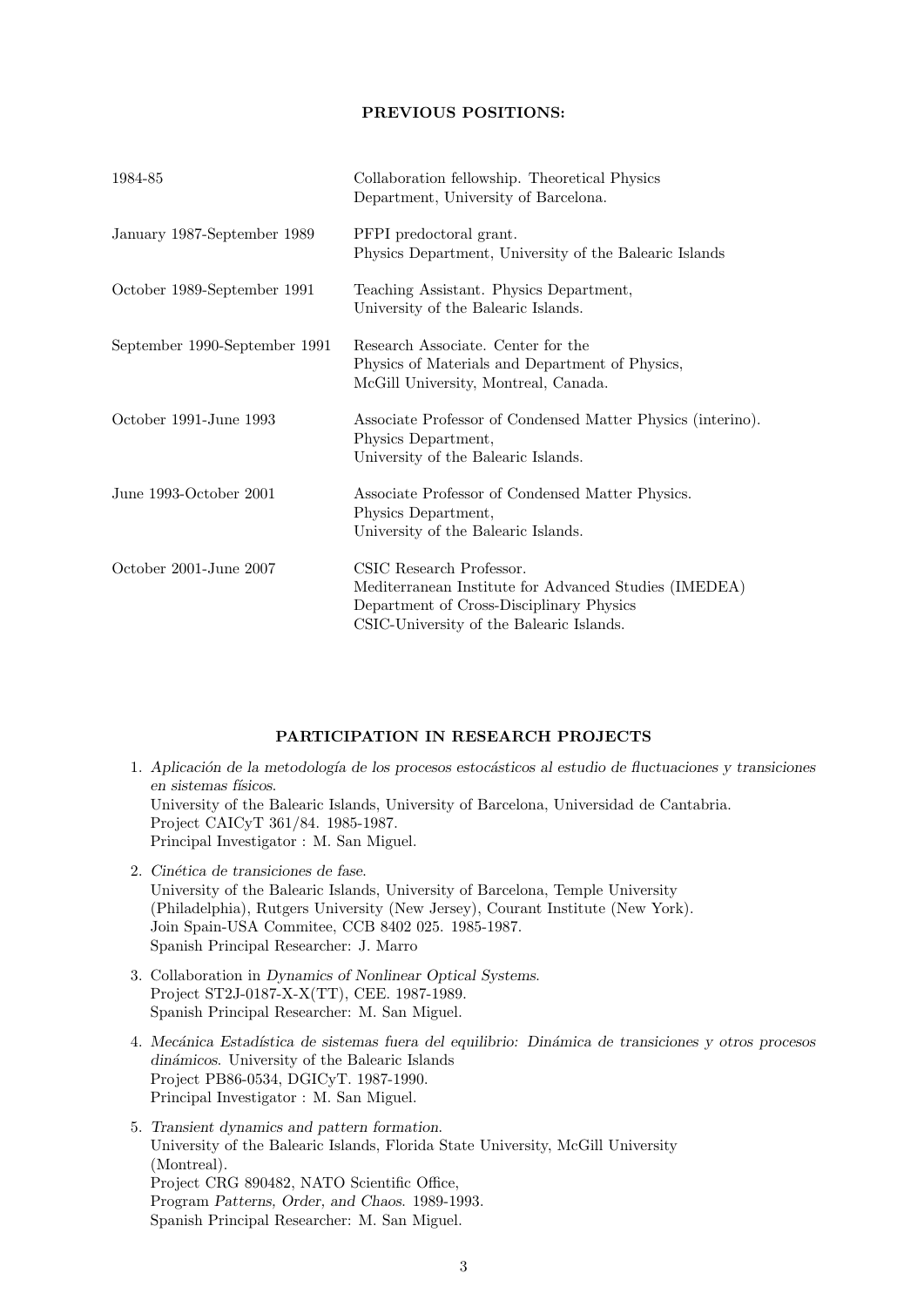**PREVIOUS POSITIONS:**

| | |
|---|---|
| 1984-85 | Collaboration fellowship. Theoretical Physics Department, University of Barcelona. |
| January 1987-September 1989 | PFPI predoctoral grant. Physics Department, University of the Balearic Islands |
| October 1989-September 1991 | Teaching Assistant. Physics Department, University of the Balearic Islands. |
| September 1990-September 1991 | Research Associate. Center for the Physics of Materials and Department of Physics, McGill University, Montreal, Canada. |
| October 1991-June 1993 | Associate Professor of Condensed Matter Physics (interino). Physics Department, University of the Balearic Islands. |
| June 1993-October 2001 | Associate Professor of Condensed Matter Physics. Physics Department, University of the Balearic Islands. |
| October 2001-June 2007 | CSIC Research Professor. Mediterranean Institute for Advanced Studies (IMEDEA) Department of Cross-Disciplinary Physics CSIC-University of the Balearic Islands. |

**PARTICIPATION IN RESEARCH PROJECTS**

1. *Aplicación de la metodología de los procesos estocásticos al estudio de fluctuaciones y transiciones en sistemas físicos.*
   University of the Balearic Islands, University of Barcelona, Universidad de Cantabria.
   Project CAICyT 361/84. 1985-1987.
   Principal Investigator : M. San Miguel.

2. *Cinética de transiciones de fase.*
   University of the Balearic Islands, University of Barcelona, Temple University (Philadelphia), Rutgers University (New Jersey), Courant Institute (New York).
   Join Spain-USA Commitee, CCB 8402 025. 1985-1987.
   Spanish Principal Researcher: J. Marro

3. Collaboration in *Dynamics of Nonlinear Optical Systems.*
   Project ST2J-0187-X-X(TT), CEE. 1987-1989.
   Spanish Principal Researcher: M. San Miguel.

4. *Mecánica Estadística de sistemas fuera del equilibrio: Dinámica de transiciones y otros procesos dinámicos.* University of the Balearic Islands
   Project PB86-0534, DGICyT. 1987-1990.
   Principal Investigator : M. San Miguel.

5. *Transient dynamics and pattern formation.*
   University of the Balearic Islands, Florida State University, McGill University (Montreal).
   Project CRG 890482, NATO Scientific Office,
   Program *Patterns, Order, and Chaos.* 1989-1993.
   Spanish Principal Researcher: M. San Miguel.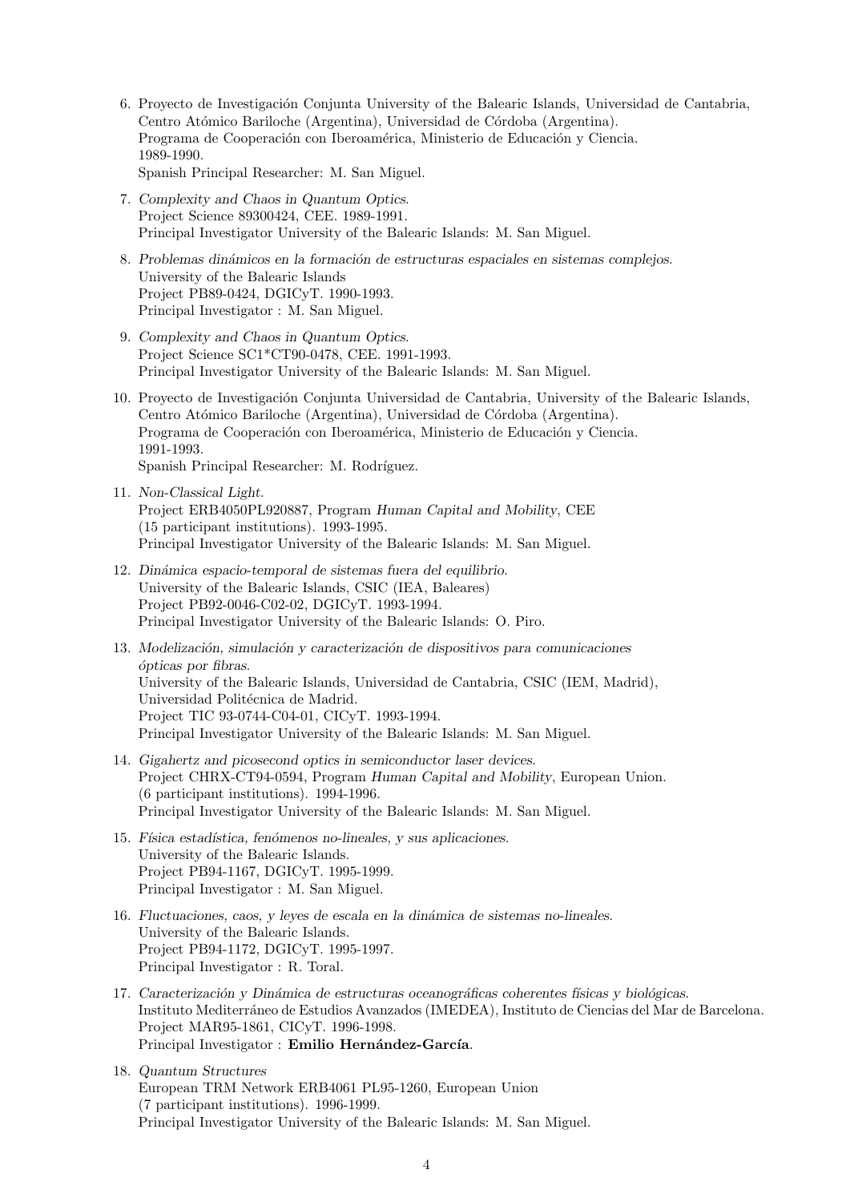6. Proyecto de Investigación Conjunta University of the Balearic Islands, Universidad de Cantabria, Centro Atómico Bariloche (Argentina), Universidad de Córdoba (Argentina).
   Programa de Cooperación con Iberoamérica, Ministerio de Educación y Ciencia.
   1989-1990.
   Spanish Principal Researcher: M. San Miguel.

7. *Complexity and Chaos in Quantum Optics*.
   Project Science 89300424, CEE. 1989-1991.
   Principal Investigator University of the Balearic Islands: M. San Miguel.

8. *Problemas dinámicos en la formación de estructuras espaciales en sistemas complejos*.
   University of the Balearic Islands
   Project PB89-0424, DGICyT. 1990-1993.
   Principal Investigator : M. San Miguel.

9. *Complexity and Chaos in Quantum Optics*.
   Project Science SC1*CT90-0478, CEE. 1991-1993.
   Principal Investigator University of the Balearic Islands: M. San Miguel.

10. Proyecto de Investigación Conjunta Universidad de Cantabria, University of the Balearic Islands, Centro Atómico Bariloche (Argentina), Universidad de Córdoba (Argentina).
    Programa de Cooperación con Iberoamérica, Ministerio de Educación y Ciencia.
    1991-1993.
    Spanish Principal Researcher: M. Rodríguez.

11. *Non-Classical Light*.
    Project ERB4050PL920887, Program *Human Capital and Mobility*, CEE
    (15 participant institutions). 1993-1995.
    Principal Investigator University of the Balearic Islands: M. San Miguel.

12. *Dinámica espacio-temporal de sistemas fuera del equilibrio*.
    University of the Balearic Islands, CSIC (IEA, Baleares)
    Project PB92-0046-C02-02, DGICyT. 1993-1994.
    Principal Investigator University of the Balearic Islands: O. Piro.

13. *Modelización, simulación y caracterización de dispositivos para comunicaciones ópticas por fibras*.
    University of the Balearic Islands, Universidad de Cantabria, CSIC (IEM, Madrid), Universidad Politécnica de Madrid.
    Project TIC 93-0744-C04-01, CICyT. 1993-1994.
    Principal Investigator University of the Balearic Islands: M. San Miguel.

14. *Gigahertz and picosecond optics in semiconductor laser devices*.
    Project CHRX-CT94-0594, Program *Human Capital and Mobility*, European Union.
    (6 participant institutions). 1994-1996.
    Principal Investigator University of the Balearic Islands: M. San Miguel.

15. *Física estadística, fenómenos no-lineales, y sus aplicaciones*.
    University of the Balearic Islands.
    Project PB94-1167, DGICyT. 1995-1999.
    Principal Investigator : M. San Miguel.

16. *Fluctuaciones, caos, y leyes de escala en la dinámica de sistemas no-lineales*.
    University of the Balearic Islands.
    Project PB94-1172, DGICyT. 1995-1997.
    Principal Investigator : R. Toral.

17. *Caracterización y Dinámica de estructuras oceanográficas coherentes físicas y biológicas*.
    Instituto Mediterráneo de Estudios Avanzados (IMEDEA), Instituto de Ciencias del Mar de Barcelona.
    Project MAR95-1861, CICyT. 1996-1998.
    Principal Investigator : **Emilio Hernández-García**.

18. *Quantum Structures*
    European TRM Network ERB4061 PL95-1260, European Union
    (7 participant institutions). 1996-1999.
    Principal Investigator University of the Balearic Islands: M. San Miguel.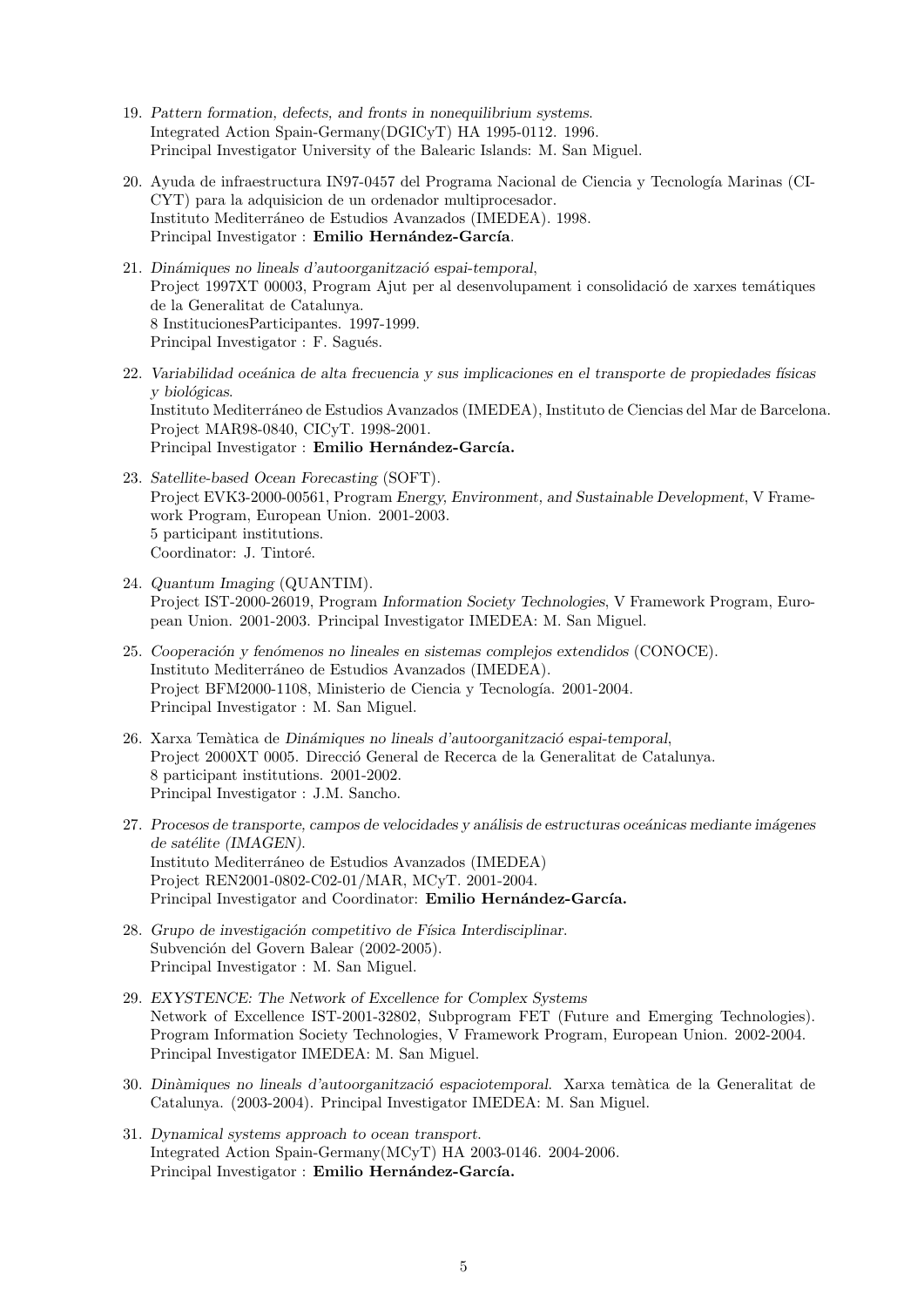19. *Pattern formation, defects, and fronts in nonequilibrium systems*.
    Integrated Action Spain-Germany(DGICyT) HA 1995-0112. 1996.
    Principal Investigator University of the Balearic Islands: M. San Miguel.

20. Ayuda de infraestructura IN97-0457 del Programa Nacional de Ciencia y Tecnología Marinas (CICYT) para la adquisicion de un ordenador multiprocesador.
    Instituto Mediterráneo de Estudios Avanzados (IMEDEA). 1998.
    Principal Investigator : **Emilio Hernández-García**.

21. *Dinámiques no lineals d'autoorganització espai-temporal*,
    Project 1997XT 00003, Program Ajut per al desenvolupament i consolidació de xarxes temátiques de la Generalitat de Catalunya.
    8 InstitucionesParticipantes. 1997-1999.
    Principal Investigator : F. Sagués.

22. *Variabilidad oceánica de alta frecuencia y sus implicaciones en el transporte de propiedades físicas y biológicas*.
    Instituto Mediterráneo de Estudios Avanzados (IMEDEA), Instituto de Ciencias del Mar de Barcelona.
    Project MAR98-0840, CICyT. 1998-2001.
    Principal Investigator : **Emilio Hernández-García.**

23. *Satellite-based Ocean Forecasting* (SOFT).
    Project EVK3-2000-00561, Program *Energy, Environment, and Sustainable Development*, V Framework Program, European Union. 2001-2003.
    5 participant institutions.
    Coordinator: J. Tintoré.

24. *Quantum Imaging* (QUANTIM).
    Project IST-2000-26019, Program *Information Society Technologies*, V Framework Program, European Union. 2001-2003. Principal Investigator IMEDEA: M. San Miguel.

25. *Cooperación y fenómenos no lineales en sistemas complejos extendidos* (CONOCE).
    Instituto Mediterráneo de Estudios Avanzados (IMEDEA).
    Project BFM2000-1108, Ministerio de Ciencia y Tecnología. 2001-2004.
    Principal Investigator : M. San Miguel.

26. Xarxa Temàtica de *Dinámiques no lineals d'autoorganització espai-temporal*,
    Project 2000XT 0005. Direcció General de Recerca de la Generalitat de Catalunya.
    8 participant institutions. 2001-2002.
    Principal Investigator : J.M. Sancho.

27. *Procesos de transporte, campos de velocidades y análisis de estructuras oceánicas mediante imágenes de satélite (IMAGEN).*
    Instituto Mediterráneo de Estudios Avanzados (IMEDEA)
    Project REN2001-0802-C02-01/MAR, MCyT. 2001-2004.
    Principal Investigator and Coordinator: **Emilio Hernández-García.**

28. *Grupo de investigación competitivo de Física Interdisciplinar*.
    Subvención del Govern Balear (2002-2005).
    Principal Investigator : M. San Miguel.

29. *EXYSTENCE: The Network of Excellence for Complex Systems*
    Network of Excellence IST-2001-32802, Subprogram FET (Future and Emerging Technologies). Program Information Society Technologies, V Framework Program, European Union. 2002-2004.
    Principal Investigator IMEDEA: M. San Miguel.

30. *Dinàmiques no lineals d'autoorganització espaciotemporal*. Xarxa temàtica de la Generalitat de Catalunya. (2003-2004). Principal Investigator IMEDEA: M. San Miguel.

31. *Dynamical systems approach to ocean transport*.
    Integrated Action Spain-Germany(MCyT) HA 2003-0146. 2004-2006.
    Principal Investigator : **Emilio Hernández-García.**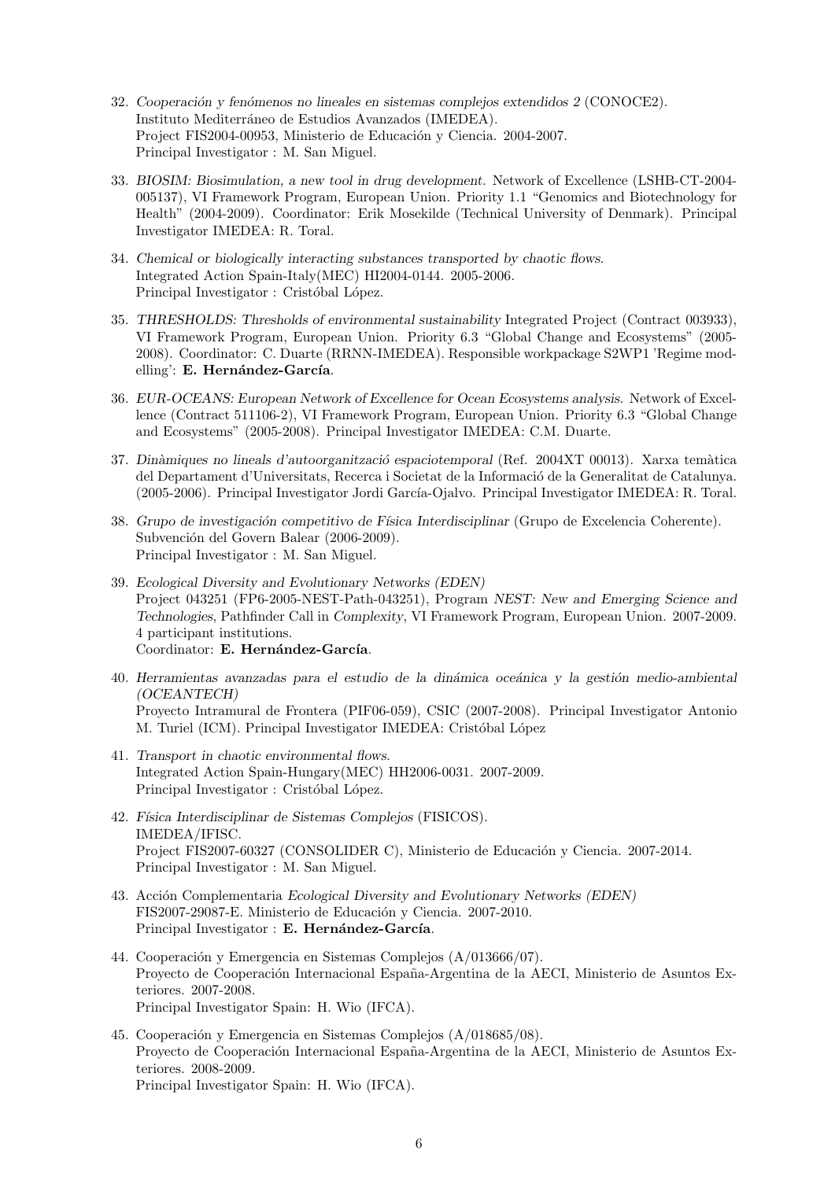32. *Cooperación y fenómenos no lineales en sistemas complejos extendidos 2* (CONOCE2).
Instituto Mediterráneo de Estudios Avanzados (IMEDEA).
Project FIS2004-00953, Ministerio de Educación y Ciencia. 2004-2007.
Principal Investigator : M. San Miguel.

33. *BIOSIM: Biosimulation, a new tool in drug development.* Network of Excellence (LSHB-CT-2004-005137), VI Framework Program, European Union. Priority 1.1 "Genomics and Biotechnology for Health" (2004-2009). Coordinator: Erik Mosekilde (Technical University of Denmark). Principal Investigator IMEDEA: R. Toral.

34. *Chemical or biologically interacting substances transported by chaotic flows.*
Integrated Action Spain-Italy(MEC) HI2004-0144. 2005-2006.
Principal Investigator : Cristóbal López.

35. *THRESHOLDS: Thresholds of environmental sustainability* Integrated Project (Contract 003933), VI Framework Program, European Union. Priority 6.3 "Global Change and Ecosystems" (2005-2008). Coordinator: C. Duarte (RRNN-IMEDEA). Responsible workpackage S2WP1 'Regime modelling': **E. Hernández-García**.

36. *EUR-OCEANS: European Network of Excellence for Ocean Ecosystems analysis.* Network of Excellence (Contract 511106-2), VI Framework Program, European Union. Priority 6.3 "Global Change and Ecosystems" (2005-2008). Principal Investigator IMEDEA: C.M. Duarte.

37. *Dinàmiques no lineals d'autoorganització espaciotemporal* (Ref. 2004XT 00013). Xarxa temàtica del Departament d'Universitats, Recerca i Societat de la Informació de la Generalitat de Catalunya. (2005-2006). Principal Investigator Jordi García-Ojalvo. Principal Investigator IMEDEA: R. Toral.

38. *Grupo de investigación competitivo de Física Interdisciplinar* (Grupo de Excelencia Coherente).
Subvención del Govern Balear (2006-2009).
Principal Investigator : M. San Miguel.

39. *Ecological Diversity and Evolutionary Networks (EDEN)*
Project 043251 (FP6-2005-NEST-Path-043251), Program *NEST: New and Emerging Science and Technologies*, Pathfinder Call in *Complexity*, VI Framework Program, European Union. 2007-2009. 4 participant institutions.
Coordinator: **E. Hernández-García**.

40. *Herramientas avanzadas para el estudio de la dinámica oceánica y la gestión medio-ambiental (OCEANTECH)*
Proyecto Intramural de Frontera (PIF06-059), CSIC (2007-2008). Principal Investigator Antonio M. Turiel (ICM). Principal Investigator IMEDEA: Cristóbal López

41. *Transport in chaotic environmental flows.*
Integrated Action Spain-Hungary(MEC) HH2006-0031. 2007-2009.
Principal Investigator : Cristóbal López.

42. *Física Interdisciplinar de Sistemas Complejos* (FISICOS).
IMEDEA/IFISC.
Project FIS2007-60327 (CONSOLIDER C), Ministerio de Educación y Ciencia. 2007-2014.
Principal Investigator : M. San Miguel.

43. Acción Complementaria *Ecological Diversity and Evolutionary Networks (EDEN)*
FIS2007-29087-E. Ministerio de Educación y Ciencia. 2007-2010.
Principal Investigator : **E. Hernández-García**.

44. Cooperación y Emergencia en Sistemas Complejos (A/013666/07).
Proyecto de Cooperación Internacional España-Argentina de la AECI, Ministerio de Asuntos Exteriores. 2007-2008.
Principal Investigator Spain: H. Wio (IFCA).

45. Cooperación y Emergencia en Sistemas Complejos (A/018685/08).
Proyecto de Cooperación Internacional España-Argentina de la AECI, Ministerio de Asuntos Exteriores. 2008-2009.
Principal Investigator Spain: H. Wio (IFCA).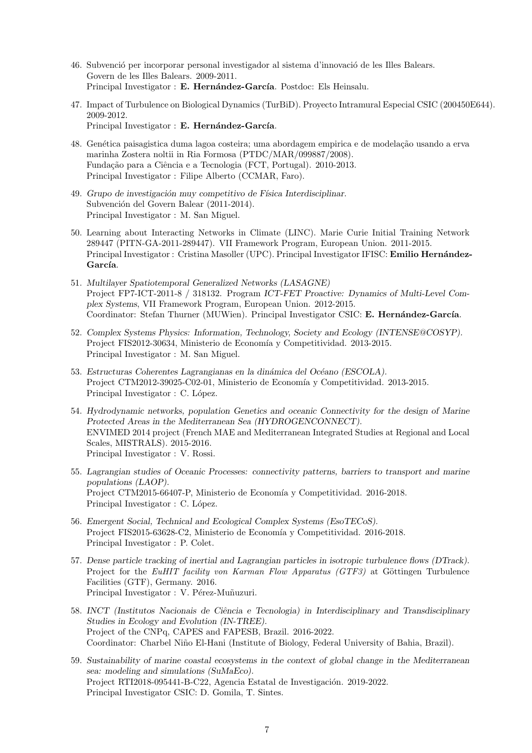46. Subvenció per incorporar personal investigador al sistema d'innovació de les Illes Balears.
Govern de les Illes Balears. 2009-2011.
Principal Investigator : **E. Hernández-García**. Postdoc: Els Heinsalu.

47. Impact of Turbulence on Biological Dynamics (TurBiD). Proyecto Intramural Especial CSIC (200450E644). 2009-2012.
Principal Investigator : **E. Hernández-García**.

48. Genética paisagistica duma lagoa costeira; uma abordagem empirica e de modelação usando a erva marinha Zostera noltii in Ria Formosa (PTDC/MAR/099887/2008).
Fundação para a Ciência e a Tecnologia (FCT, Portugal). 2010-2013.
Principal Investigator : Filipe Alberto (CCMAR, Faro).

49. *Grupo de investigación muy competitivo de Física Interdisciplinar.*
Subvención del Govern Balear (2011-2014).
Principal Investigator : M. San Miguel.

50. Learning about Interacting Networks in Climate (LINC). Marie Curie Initial Training Network 289447 (PITN-GA-2011-289447). VII Framework Program, European Union. 2011-2015.
Principal Investigator : Cristina Masoller (UPC). Principal Investigator IFISC: **Emilio Hernández-García**.

51. *Multilayer Spatiotemporal Generalized Networks (LASAGNE)*
Project FP7-ICT-2011-8 / 318132. Program *ICT-FET Proactive: Dynamics of Multi-Level Complex Systems*, VII Framework Program, European Union. 2012-2015.
Coordinator: Stefan Thurner (MUWien). Principal Investigator CSIC: **E. Hernández-García**.

52. *Complex Systems Physics: Information, Technology, Society and Ecology (INTENSE@COSYP).*
Project FIS2012-30634, Ministerio de Economía y Competitividad. 2013-2015.
Principal Investigator : M. San Miguel.

53. *Estructuras Coherentes Lagrangianas en la dinámica del Océano (ESCOLA).*
Project CTM2012-39025-C02-01, Ministerio de Economía y Competitividad. 2013-2015.
Principal Investigator : C. López.

54. *Hydrodynamic networks, population Genetics and oceanic Connectivity for the design of Marine Protected Areas in the Mediterranean Sea (HYDROGENCONNECT).*
ENVIMED 2014 project (French MAE and Mediterranean Integrated Studies at Regional and Local Scales, MISTRALS). 2015-2016.
Principal Investigator : V. Rossi.

55. *Lagrangian studies of Oceanic Processes: connectivity patterns, barriers to transport and marine populations (LAOP).*
Project CTM2015-66407-P, Ministerio de Economía y Competitividad. 2016-2018.
Principal Investigator : C. López.

56. *Emergent Social, Technical and Ecological Complex Systems (EsoTECoS).*
Project FIS2015-63628-C2, Ministerio de Economía y Competitividad. 2016-2018.
Principal Investigator : P. Colet.

57. *Dense particle tracking of inertial and Lagrangian particles in isotropic turbulence flows (DTrack).*
Project for the *EuHIT facility von Karman Flow Apparatus (GTF3)* at Göttingen Turbulence Facilities (GTF), Germany. 2016.
Principal Investigator : V. Pérez-Muñuzuri.

58. *INCT (Institutos Nacionais de Ciência e Tecnologia) in Interdisciplinary and Transdisciplinary Studies in Ecology and Evolution (IN-TREE).*
Project of the CNPq, CAPES and FAPESB, Brazil. 2016-2022.
Coordinator: Charbel Niño El-Hani (Institute of Biology, Federal University of Bahia, Brazil).

59. *Sustainability of marine coastal ecosystems in the context of global change in the Mediterranean sea: modeling and simulations (SuMaEco).*
Project RTI2018-095441-B-C22, Agencia Estatal de Investigación. 2019-2022.
Principal Investigator CSIC: D. Gomila, T. Sintes.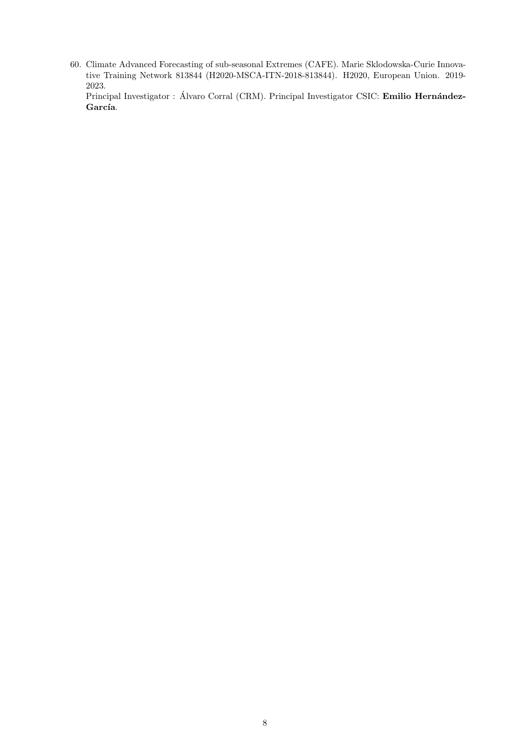60. Climate Advanced Forecasting of sub-seasonal Extremes (CAFE). Marie Sklodowska-Curie Innovative Training Network 813844 (H2020-MSCA-ITN-2018-813844). H2020, European Union. 2019-2023.
    Principal Investigator : Álvaro Corral (CRM). Principal Investigator CSIC: **Emilio Hernández-García**.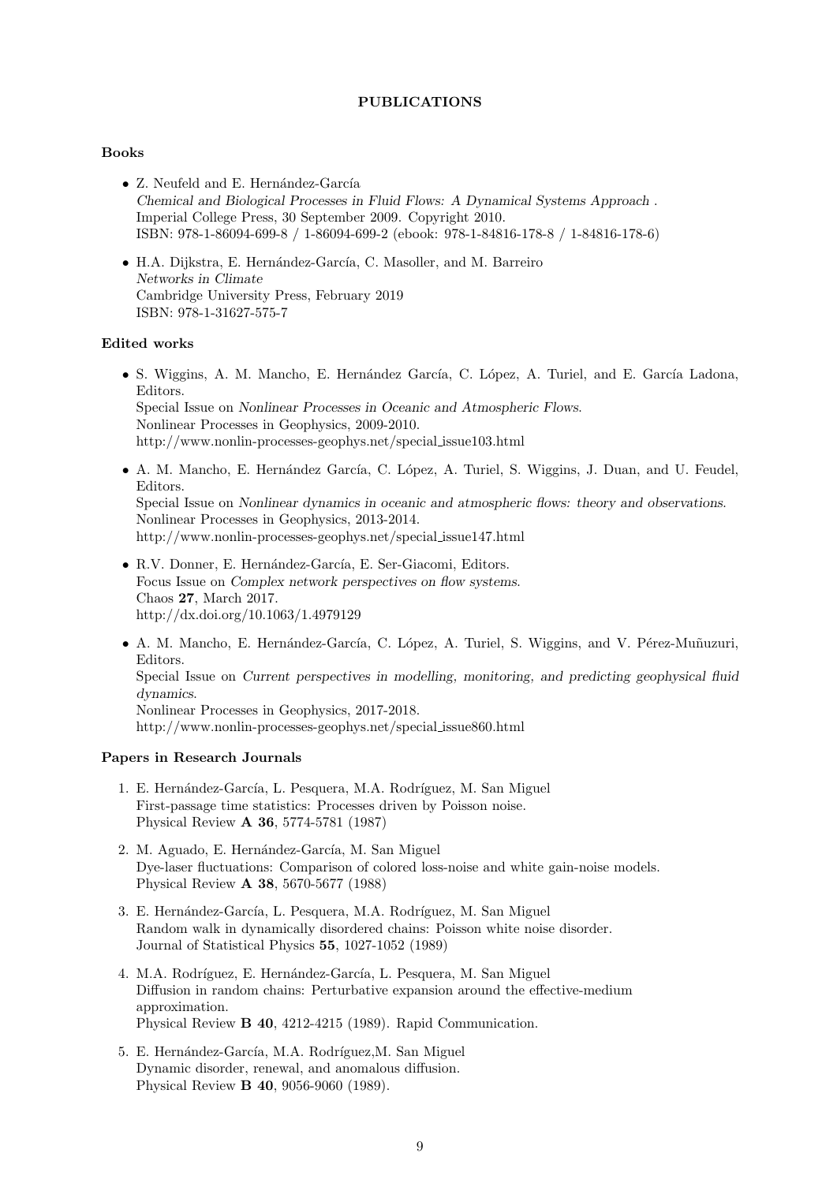# PUBLICATIONS

## Books

- Z. Neufeld and E. Hernández-García
  *Chemical and Biological Processes in Fluid Flows: A Dynamical Systems Approach* .
  Imperial College Press, 30 September 2009. Copyright 2010.
  ISBN: 978-1-86094-699-8 / 1-86094-699-2 (ebook: 978-1-84816-178-8 / 1-84816-178-6)

- H.A. Dijkstra, E. Hernández-García, C. Masoller, and M. Barreiro
  *Networks in Climate*
  Cambridge University Press, February 2019
  ISBN: 978-1-31627-575-7

## Edited works

- S. Wiggins, A. M. Mancho, E. Hernández García, C. López, A. Turiel, and E. García Ladona, Editors.
  Special Issue on *Nonlinear Processes in Oceanic and Atmospheric Flows*.
  Nonlinear Processes in Geophysics, 2009-2010.
  http://www.nonlin-processes-geophys.net/special_issue103.html

- A. M. Mancho, E. Hernández García, C. López, A. Turiel, S. Wiggins, J. Duan, and U. Feudel, Editors.
  Special Issue on *Nonlinear dynamics in oceanic and atmospheric flows: theory and observations*.
  Nonlinear Processes in Geophysics, 2013-2014.
  http://www.nonlin-processes-geophys.net/special_issue147.html

- R.V. Donner, E. Hernández-García, E. Ser-Giacomi, Editors.
  Focus Issue on *Complex network perspectives on flow systems*.
  Chaos **27**, March 2017.
  http://dx.doi.org/10.1063/1.4979129

- A. M. Mancho, E. Hernández-García, C. López, A. Turiel, S. Wiggins, and V. Pérez-Muñuzuri, Editors.
  Special Issue on *Current perspectives in modelling, monitoring, and predicting geophysical fluid dynamics*.
  Nonlinear Processes in Geophysics, 2017-2018.
  http://www.nonlin-processes-geophys.net/special_issue860.html

## Papers in Research Journals

1. E. Hernández-García, L. Pesquera, M.A. Rodríguez, M. San Miguel
   First-passage time statistics: Processes driven by Poisson noise.
   Physical Review **A 36**, 5774-5781 (1987)

2. M. Aguado, E. Hernández-García, M. San Miguel
   Dye-laser fluctuations: Comparison of colored loss-noise and white gain-noise models.
   Physical Review **A 38**, 5670-5677 (1988)

3. E. Hernández-García, L. Pesquera, M.A. Rodríguez, M. San Miguel
   Random walk in dynamically disordered chains: Poisson white noise disorder.
   Journal of Statistical Physics **55**, 1027-1052 (1989)

4. M.A. Rodríguez, E. Hernández-García, L. Pesquera, M. San Miguel
   Diffusion in random chains: Perturbative expansion around the effective-medium approximation.
   Physical Review **B 40**, 4212-4215 (1989). Rapid Communication.

5. E. Hernández-García, M.A. Rodríguez,M. San Miguel
   Dynamic disorder, renewal, and anomalous diffusion.
   Physical Review **B 40**, 9056-9060 (1989).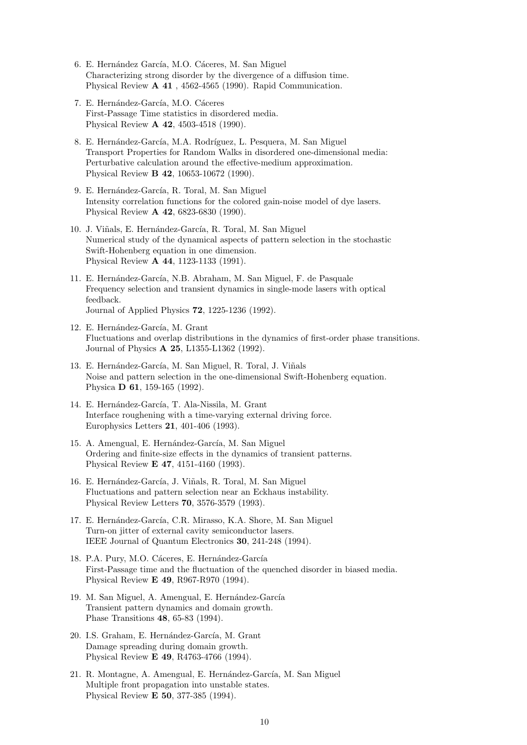6. E. Hernández García, M.O. Cáceres, M. San Miguel
   Characterizing strong disorder by the divergence of a diffusion time.
   Physical Review **A 41** , 4562-4565 (1990). Rapid Communication.

7. E. Hernández-García, M.O. Cáceres
   First-Passage Time statistics in disordered media.
   Physical Review **A 42**, 4503-4518 (1990).

8. E. Hernández-García, M.A. Rodríguez, L. Pesquera, M. San Miguel
   Transport Properties for Random Walks in disordered one-dimensional media: Perturbative calculation around the effective-medium approximation.
   Physical Review **B 42**, 10653-10672 (1990).

9. E. Hernández-García, R. Toral, M. San Miguel
   Intensity correlation functions for the colored gain-noise model of dye lasers.
   Physical Review **A 42**, 6823-6830 (1990).

10. J. Viñals, E. Hernández-García, R. Toral, M. San Miguel
    Numerical study of the dynamical aspects of pattern selection in the stochastic Swift-Hohenberg equation in one dimension.
    Physical Review **A 44**, 1123-1133 (1991).

11. E. Hernández-García, N.B. Abraham, M. San Miguel, F. de Pasquale
    Frequency selection and transient dynamics in single-mode lasers with optical feedback.
    Journal of Applied Physics **72**, 1225-1236 (1992).

12. E. Hernández-García, M. Grant
    Fluctuations and overlap distributions in the dynamics of first-order phase transitions.
    Journal of Physics **A 25**, L1355-L1362 (1992).

13. E. Hernández-García, M. San Miguel, R. Toral, J. Viñals
    Noise and pattern selection in the one-dimensional Swift-Hohenberg equation.
    Physica **D 61**, 159-165 (1992).

14. E. Hernández-García, T. Ala-Nissila, M. Grant
    Interface roughening with a time-varying external driving force.
    Europhysics Letters **21**, 401-406 (1993).

15. A. Amengual, E. Hernández-García, M. San Miguel
    Ordering and finite-size effects in the dynamics of transient patterns.
    Physical Review **E 47**, 4151-4160 (1993).

16. E. Hernández-García, J. Viñals, R. Toral, M. San Miguel
    Fluctuations and pattern selection near an Eckhaus instability.
    Physical Review Letters **70**, 3576-3579 (1993).

17. E. Hernández-García, C.R. Mirasso, K.A. Shore, M. San Miguel
    Turn-on jitter of external cavity semiconductor lasers.
    IEEE Journal of Quantum Electronics **30**, 241-248 (1994).

18. P.A. Pury, M.O. Cáceres, E. Hernández-García
    First-Passage time and the fluctuation of the quenched disorder in biased media.
    Physical Review **E 49**, R967-R970 (1994).

19. M. San Miguel, A. Amengual, E. Hernández-García
    Transient pattern dynamics and domain growth.
    Phase Transitions **48**, 65-83 (1994).

20. I.S. Graham, E. Hernández-García, M. Grant
    Damage spreading during domain growth.
    Physical Review **E 49**, R4763-4766 (1994).

21. R. Montagne, A. Amengual, E. Hernández-García, M. San Miguel
    Multiple front propagation into unstable states.
    Physical Review **E 50**, 377-385 (1994).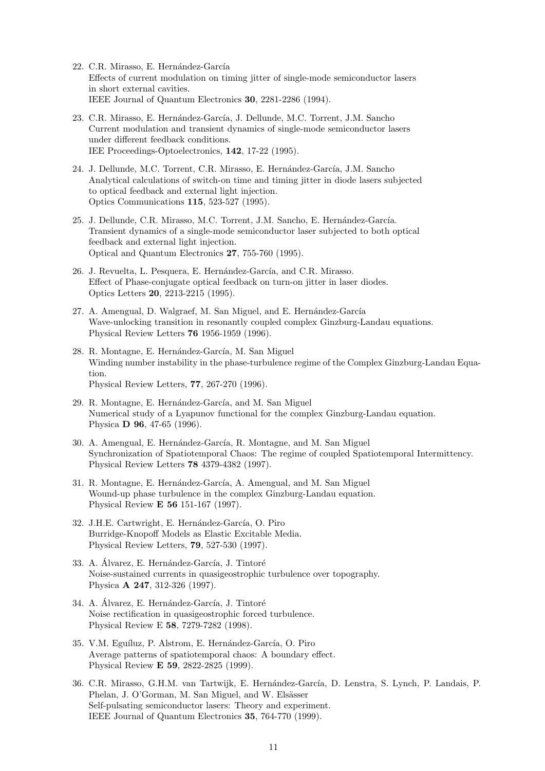22. C.R. Mirasso, E. Hernández-García
Effects of current modulation on timing jitter of single-mode semiconductor lasers in short external cavities.
IEEE Journal of Quantum Electronics **30**, 2281-2286 (1994).

23. C.R. Mirasso, E. Hernández-García, J. Dellunde, M.C. Torrent, J.M. Sancho
Current modulation and transient dynamics of single-mode semiconductor lasers under different feedback conditions.
IEE Proceedings-Optoelectronics, **142**, 17-22 (1995).

24. J. Dellunde, M.C. Torrent, C.R. Mirasso, E. Hernández-García, J.M. Sancho
Analytical calculations of switch-on time and timing jitter in diode lasers subjected to optical feedback and external light injection.
Optics Communications **115**, 523-527 (1995).

25. J. Dellunde, C.R. Mirasso, M.C. Torrent, J.M. Sancho, E. Hernández-García.
Transient dynamics of a single-mode semiconductor laser subjected to both optical feedback and external light injection.
Optical and Quantum Electronics **27**, 755-760 (1995).

26. J. Revuelta, L. Pesquera, E. Hernández-García, and C.R. Mirasso.
Effect of Phase-conjugate optical feedback on turn-on jitter in laser diodes.
Optics Letters **20**, 2213-2215 (1995).

27. A. Amengual, D. Walgraef, M. San Miguel, and E. Hernández-García
Wave-unlocking transition in resonantly coupled complex Ginzburg-Landau equations.
Physical Review Letters **76** 1956-1959 (1996).

28. R. Montagne, E. Hernández-García, M. San Miguel
Winding number instability in the phase-turbulence regime of the Complex Ginzburg-Landau Equation.
Physical Review Letters, **77**, 267-270 (1996).

29. R. Montagne, E. Hernández-García, and M. San Miguel
Numerical study of a Lyapunov functional for the complex Ginzburg-Landau equation.
Physica **D 96**, 47-65 (1996).

30. A. Amengual, E. Hernández-García, R. Montagne, and M. San Miguel
Synchronization of Spatiotemporal Chaos: The regime of coupled Spatiotemporal Intermittency.
Physical Review Letters **78** 4379-4382 (1997).

31. R. Montagne, E. Hernández-García, A. Amengual, and M. San Miguel
Wound-up phase turbulence in the complex Ginzburg-Landau equation.
Physical Review **E 56** 151-167 (1997).

32. J.H.E. Cartwright, E. Hernández-García, O. Piro
Burridge-Knopoff Models as Elastic Excitable Media.
Physical Review Letters, **79**, 527-530 (1997).

33. A. Álvarez, E. Hernández-García, J. Tintoré
Noise-sustained currents in quasigeostrophic turbulence over topography.
Physica **A 247**, 312-326 (1997).

34. A. Álvarez, E. Hernández-García, J. Tintoré
Noise rectification in quasigeostrophic forced turbulence.
Physical Review E **58**, 7279-7282 (1998).

35. V.M. Eguíluz, P. Alstrom, E. Hernández-García, O. Piro
Average patterns of spatiotemporal chaos: A boundary effect.
Physical Review **E 59**, 2822-2825 (1999).

36. C.R. Mirasso, G.H.M. van Tartwijk, E. Hernández-García, D. Lenstra, S. Lynch, P. Landais, P. Phelan, J. O'Gorman, M. San Miguel, and W. Elsässer
Self-pulsating semiconductor lasers: Theory and experiment.
IEEE Journal of Quantum Electronics **35**, 764-770 (1999).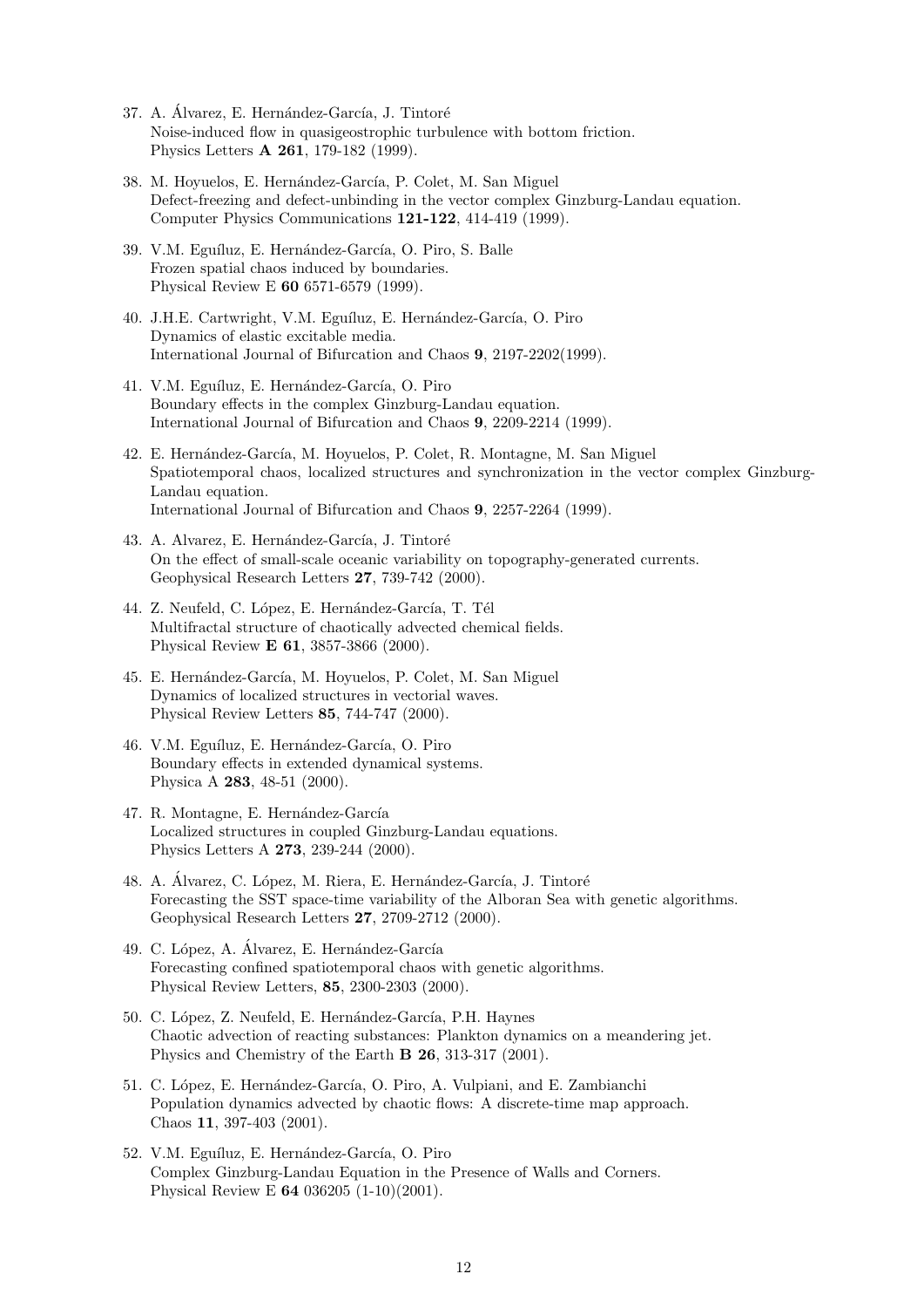37. A. Álvarez, E. Hernández-García, J. Tintoré
    Noise-induced flow in quasigeostrophic turbulence with bottom friction.
    Physics Letters **A 261**, 179-182 (1999).

38. M. Hoyuelos, E. Hernández-García, P. Colet, M. San Miguel
    Defect-freezing and defect-unbinding in the vector complex Ginzburg-Landau equation.
    Computer Physics Communications **121-122**, 414-419 (1999).

39. V.M. Eguíluz, E. Hernández-García, O. Piro, S. Balle
    Frozen spatial chaos induced by boundaries.
    Physical Review E **60** 6571-6579 (1999).

40. J.H.E. Cartwright, V.M. Eguíluz, E. Hernández-García, O. Piro
    Dynamics of elastic excitable media.
    International Journal of Bifurcation and Chaos **9**, 2197-2202(1999).

41. V.M. Eguíluz, E. Hernández-García, O. Piro
    Boundary effects in the complex Ginzburg-Landau equation.
    International Journal of Bifurcation and Chaos **9**, 2209-2214 (1999).

42. E. Hernández-García, M. Hoyuelos, P. Colet, R. Montagne, M. San Miguel
    Spatiotemporal chaos, localized structures and synchronization in the vector complex Ginzburg-Landau equation.
    International Journal of Bifurcation and Chaos **9**, 2257-2264 (1999).

43. A. Alvarez, E. Hernández-García, J. Tintoré
    On the effect of small-scale oceanic variability on topography-generated currents.
    Geophysical Research Letters **27**, 739-742 (2000).

44. Z. Neufeld, C. López, E. Hernández-García, T. Tél
    Multifractal structure of chaotically advected chemical fields.
    Physical Review **E 61**, 3857-3866 (2000).

45. E. Hernández-García, M. Hoyuelos, P. Colet, M. San Miguel
    Dynamics of localized structures in vectorial waves.
    Physical Review Letters **85**, 744-747 (2000).

46. V.M. Eguíluz, E. Hernández-García, O. Piro
    Boundary effects in extended dynamical systems.
    Physica A **283**, 48-51 (2000).

47. R. Montagne, E. Hernández-García
    Localized structures in coupled Ginzburg-Landau equations.
    Physics Letters A **273**, 239-244 (2000).

48. A. Álvarez, C. López, M. Riera, E. Hernández-García, J. Tintoré
    Forecasting the SST space-time variability of the Alboran Sea with genetic algorithms.
    Geophysical Research Letters **27**, 2709-2712 (2000).

49. C. López, A. Álvarez, E. Hernández-García
    Forecasting confined spatiotemporal chaos with genetic algorithms.
    Physical Review Letters, **85**, 2300-2303 (2000).

50. C. López, Z. Neufeld, E. Hernández-García, P.H. Haynes
    Chaotic advection of reacting substances: Plankton dynamics on a meandering jet.
    Physics and Chemistry of the Earth **B 26**, 313-317 (2001).

51. C. López, E. Hernández-García, O. Piro, A. Vulpiani, and E. Zambianchi
    Population dynamics advected by chaotic flows: A discrete-time map approach.
    Chaos **11**, 397-403 (2001).

52. V.M. Eguíluz, E. Hernández-García, O. Piro
    Complex Ginzburg-Landau Equation in the Presence of Walls and Corners.
    Physical Review E **64** 036205 (1-10)(2001).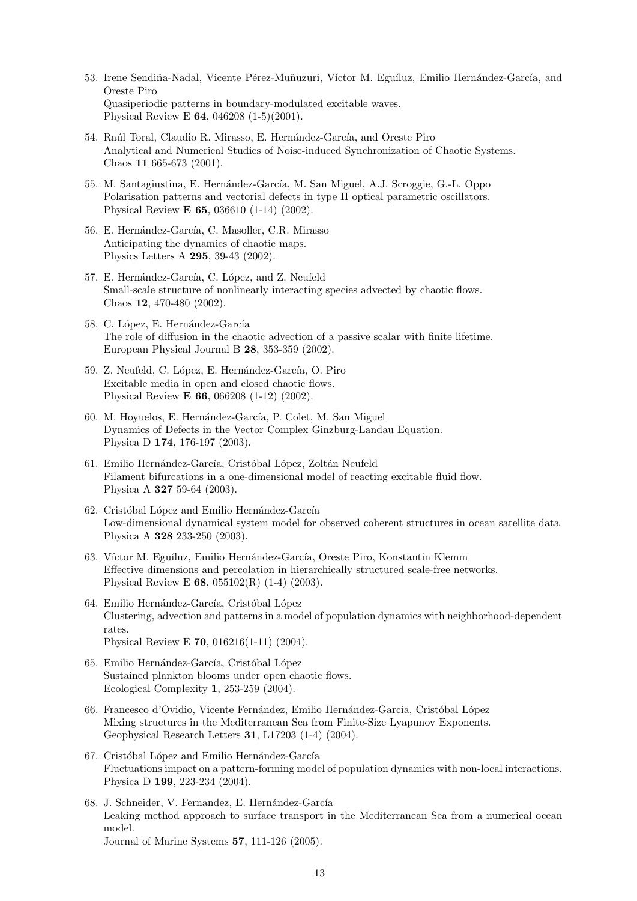53. Irene Sendiña-Nadal, Vicente Pérez-Muñuzuri, Víctor M. Eguíluz, Emilio Hernández-García, and Oreste Piro
    Quasiperiodic patterns in boundary-modulated excitable waves.
    Physical Review E **64**, 046208 (1-5)(2001).

54. Raúl Toral, Claudio R. Mirasso, E. Hernández-García, and Oreste Piro
    Analytical and Numerical Studies of Noise-induced Synchronization of Chaotic Systems.
    Chaos **11** 665-673 (2001).

55. M. Santagiustina, E. Hernández-García, M. San Miguel, A.J. Scroggie, G.-L. Oppo
    Polarisation patterns and vectorial defects in type II optical parametric oscillators.
    Physical Review **E 65**, 036610 (1-14) (2002).

56. E. Hernández-García, C. Masoller, C.R. Mirasso
    Anticipating the dynamics of chaotic maps.
    Physics Letters A **295**, 39-43 (2002).

57. E. Hernández-García, C. López, and Z. Neufeld
    Small-scale structure of nonlinearly interacting species advected by chaotic flows.
    Chaos **12**, 470-480 (2002).

58. C. López, E. Hernández-García
    The role of diffusion in the chaotic advection of a passive scalar with finite lifetime.
    European Physical Journal B **28**, 353-359 (2002).

59. Z. Neufeld, C. López, E. Hernández-García, O. Piro
    Excitable media in open and closed chaotic flows.
    Physical Review **E 66**, 066208 (1-12) (2002).

60. M. Hoyuelos, E. Hernández-García, P. Colet, M. San Miguel
    Dynamics of Defects in the Vector Complex Ginzburg-Landau Equation.
    Physica D **174**, 176-197 (2003).

61. Emilio Hernández-García, Cristóbal López, Zoltán Neufeld
    Filament bifurcations in a one-dimensional model of reacting excitable fluid flow.
    Physica A **327** 59-64 (2003).

62. Cristóbal López and Emilio Hernández-García
    Low-dimensional dynamical system model for observed coherent structures in ocean satellite data
    Physica A **328** 233-250 (2003).

63. Víctor M. Eguíluz, Emilio Hernández-García, Oreste Piro, Konstantin Klemm
    Effective dimensions and percolation in hierarchically structured scale-free networks.
    Physical Review E **68**, 055102(R) (1-4) (2003).

64. Emilio Hernández-García, Cristóbal López
    Clustering, advection and patterns in a model of population dynamics with neighborhood-dependent rates.
    Physical Review E **70**, 016216(1-11) (2004).

65. Emilio Hernández-García, Cristóbal López
    Sustained plankton blooms under open chaotic flows.
    Ecological Complexity **1**, 253-259 (2004).

66. Francesco d'Ovidio, Vicente Fernández, Emilio Hernández-Garcia, Cristóbal López
    Mixing structures in the Mediterranean Sea from Finite-Size Lyapunov Exponents.
    Geophysical Research Letters **31**, L17203 (1-4) (2004).

67. Cristóbal López and Emilio Hernández-García
    Fluctuations impact on a pattern-forming model of population dynamics with non-local interactions.
    Physica D **199**, 223-234 (2004).

68. J. Schneider, V. Fernandez, E. Hernández-García
    Leaking method approach to surface transport in the Mediterranean Sea from a numerical ocean model.
    Journal of Marine Systems **57**, 111-126 (2005).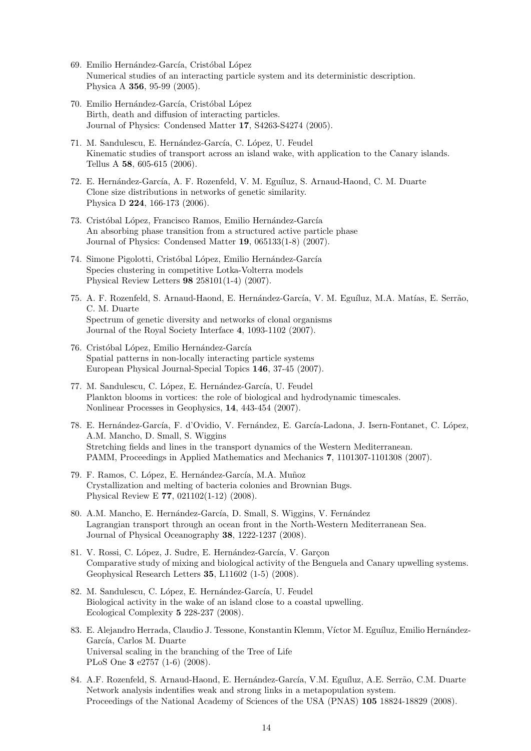69. Emilio Hernández-García, Cristóbal López
Numerical studies of an interacting particle system and its deterministic description.
Physica A **356**, 95-99 (2005).

70. Emilio Hernández-García, Cristóbal López
Birth, death and diffusion of interacting particles.
Journal of Physics: Condensed Matter **17**, S4263-S4274 (2005).

71. M. Sandulescu, E. Hernández-García, C. López, U. Feudel
Kinematic studies of transport across an island wake, with application to the Canary islands.
Tellus A **58**, 605-615 (2006).

72. E. Hernández-García, A. F. Rozenfeld, V. M. Eguíluz, S. Arnaud-Haond, C. M. Duarte
Clone size distributions in networks of genetic similarity.
Physica D **224**, 166-173 (2006).

73. Cristóbal López, Francisco Ramos, Emilio Hernández-García
An absorbing phase transition from a structured active particle phase
Journal of Physics: Condensed Matter **19**, 065133(1-8) (2007).

74. Simone Pigolotti, Cristóbal López, Emilio Hernández-García
Species clustering in competitive Lotka-Volterra models
Physical Review Letters **98** 258101(1-4) (2007).

75. A. F. Rozenfeld, S. Arnaud-Haond, E. Hernández-García, V. M. Eguíluz, M.A. Matías, E. Serrão, C. M. Duarte
Spectrum of genetic diversity and networks of clonal organisms
Journal of the Royal Society Interface **4**, 1093-1102 (2007).

76. Cristóbal López, Emilio Hernández-García
Spatial patterns in non-locally interacting particle systems
European Physical Journal-Special Topics **146**, 37-45 (2007).

77. M. Sandulescu, C. López, E. Hernández-García, U. Feudel
Plankton blooms in vortices: the role of biological and hydrodynamic timescales.
Nonlinear Processes in Geophysics, **14**, 443-454 (2007).

78. E. Hernández-García, F. d'Ovidio, V. Fernández, E. García-Ladona, J. Isern-Fontanet, C. López, A.M. Mancho, D. Small, S. Wiggins
Stretching fields and lines in the transport dynamics of the Western Mediterranean.
PAMM, Proceedings in Applied Mathematics and Mechanics **7**, 1101307-1101308 (2007).

79. F. Ramos, C. López, E. Hernández-García, M.A. Muñoz
Crystallization and melting of bacteria colonies and Brownian Bugs.
Physical Review E **77**, 021102(1-12) (2008).

80. A.M. Mancho, E. Hernández-García, D. Small, S. Wiggins, V. Fernández
Lagrangian transport through an ocean front in the North-Western Mediterranean Sea.
Journal of Physical Oceanography **38**, 1222-1237 (2008).

81. V. Rossi, C. López, J. Sudre, E. Hernández-García, V. Garçon
Comparative study of mixing and biological activity of the Benguela and Canary upwelling systems.
Geophysical Research Letters **35**, L11602 (1-5) (2008).

82. M. Sandulescu, C. López, E. Hernández-García, U. Feudel
Biological activity in the wake of an island close to a coastal upwelling.
Ecological Complexity **5** 228-237 (2008).

83. E. Alejandro Herrada, Claudio J. Tessone, Konstantin Klemm, Víctor M. Eguíluz, Emilio Hernández-García, Carlos M. Duarte
Universal scaling in the branching of the Tree of Life
PLoS One **3** e2757 (1-6) (2008).

84. A.F. Rozenfeld, S. Arnaud-Haond, E. Hernández-García, V.M. Eguíluz, A.E. Serrão, C.M. Duarte
Network analysis indentifies weak and strong links in a metapopulation system.
Proceedings of the National Academy of Sciences of the USA (PNAS) **105** 18824-18829 (2008).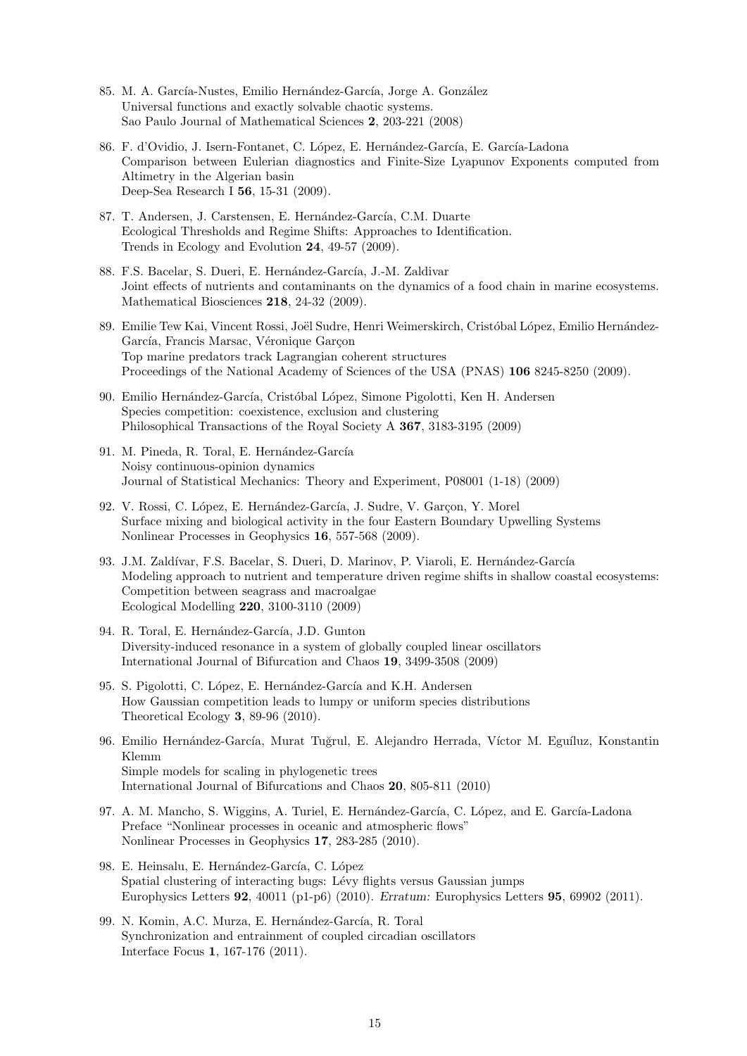85. M. A. García-Nustes, Emilio Hernández-García, Jorge A. González
Universal functions and exactly solvable chaotic systems.
Sao Paulo Journal of Mathematical Sciences **2**, 203-221 (2008)

86. F. d'Ovidio, J. Isern-Fontanet, C. López, E. Hernández-García, E. García-Ladona
Comparison between Eulerian diagnostics and Finite-Size Lyapunov Exponents computed from Altimetry in the Algerian basin
Deep-Sea Research I **56**, 15-31 (2009).

87. T. Andersen, J. Carstensen, E. Hernández-García, C.M. Duarte
Ecological Thresholds and Regime Shifts: Approaches to Identification.
Trends in Ecology and Evolution **24**, 49-57 (2009).

88. F.S. Bacelar, S. Dueri, E. Hernández-García, J.-M. Zaldivar
Joint effects of nutrients and contaminants on the dynamics of a food chain in marine ecosystems.
Mathematical Biosciences **218**, 24-32 (2009).

89. Emilie Tew Kai, Vincent Rossi, Joël Sudre, Henri Weimerskirch, Cristóbal López, Emilio Hernández-García, Francis Marsac, Véronique Garçon
Top marine predators track Lagrangian coherent structures
Proceedings of the National Academy of Sciences of the USA (PNAS) **106** 8245-8250 (2009).

90. Emilio Hernández-García, Cristóbal López, Simone Pigolotti, Ken H. Andersen
Species competition: coexistence, exclusion and clustering
Philosophical Transactions of the Royal Society A **367**, 3183-3195 (2009)

91. M. Pineda, R. Toral, E. Hernández-García
Noisy continuous-opinion dynamics
Journal of Statistical Mechanics: Theory and Experiment, P08001 (1-18) (2009)

92. V. Rossi, C. López, E. Hernández-García, J. Sudre, V. Garçon, Y. Morel
Surface mixing and biological activity in the four Eastern Boundary Upwelling Systems
Nonlinear Processes in Geophysics **16**, 557-568 (2009).

93. J.M. Zaldívar, F.S. Bacelar, S. Dueri, D. Marinov, P. Viaroli, E. Hernández-García
Modeling approach to nutrient and temperature driven regime shifts in shallow coastal ecosystems: Competition between seagrass and macroalgae
Ecological Modelling **220**, 3100-3110 (2009)

94. R. Toral, E. Hernández-García, J.D. Gunton
Diversity-induced resonance in a system of globally coupled linear oscillators
International Journal of Bifurcation and Chaos **19**, 3499-3508 (2009)

95. S. Pigolotti, C. López, E. Hernández-García and K.H. Andersen
How Gaussian competition leads to lumpy or uniform species distributions
Theoretical Ecology **3**, 89-96 (2010).

96. Emilio Hernández-García, Murat Tuğrul, E. Alejandro Herrada, Víctor M. Eguíluz, Konstantin Klemm
Simple models for scaling in phylogenetic trees
International Journal of Bifurcations and Chaos **20**, 805-811 (2010)

97. A. M. Mancho, S. Wiggins, A. Turiel, E. Hernández-García, C. López, and E. García-Ladona
Preface "Nonlinear processes in oceanic and atmospheric flows"
Nonlinear Processes in Geophysics **17**, 283-285 (2010).

98. E. Heinsalu, E. Hernández-García, C. López
Spatial clustering of interacting bugs: Lévy flights versus Gaussian jumps
Europhysics Letters **92**, 40011 (p1-p6) (2010). *Erratum:* Europhysics Letters **95**, 69902 (2011).

99. N. Komin, A.C. Murza, E. Hernández-García, R. Toral
Synchronization and entrainment of coupled circadian oscillators
Interface Focus **1**, 167-176 (2011).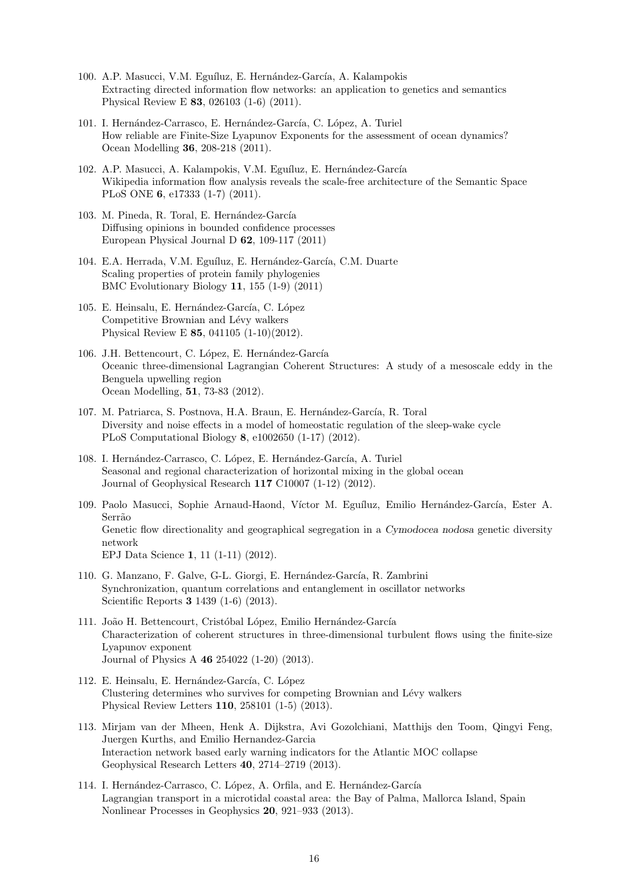100. A.P. Masucci, V.M. Eguíluz, E. Hernández-García, A. Kalampokis
Extracting directed information flow networks: an application to genetics and semantics
Physical Review E **83**, 026103 (1-6) (2011).

101. I. Hernández-Carrasco, E. Hernández-García, C. López, A. Turiel
How reliable are Finite-Size Lyapunov Exponents for the assessment of ocean dynamics?
Ocean Modelling **36**, 208-218 (2011).

102. A.P. Masucci, A. Kalampokis, V.M. Eguíluz, E. Hernández-García
Wikipedia information flow analysis reveals the scale-free architecture of the Semantic Space
PLoS ONE **6**, e17333 (1-7) (2011).

103. M. Pineda, R. Toral, E. Hernández-García
Diffusing opinions in bounded confidence processes
European Physical Journal D **62**, 109-117 (2011)

104. E.A. Herrada, V.M. Eguíluz, E. Hernández-García, C.M. Duarte
Scaling properties of protein family phylogenies
BMC Evolutionary Biology **11**, 155 (1-9) (2011)

105. E. Heinsalu, E. Hernández-García, C. López
Competitive Brownian and Lévy walkers
Physical Review E **85**, 041105 (1-10)(2012).

106. J.H. Bettencourt, C. López, E. Hernández-García
Oceanic three-dimensional Lagrangian Coherent Structures: A study of a mesoscale eddy in the Benguela upwelling region
Ocean Modelling, **51**, 73-83 (2012).

107. M. Patriarca, S. Postnova, H.A. Braun, E. Hernández-García, R. Toral
Diversity and noise effects in a model of homeostatic regulation of the sleep-wake cycle
PLoS Computational Biology **8**, e1002650 (1-17) (2012).

108. I. Hernández-Carrasco, C. López, E. Hernández-García, A. Turiel
Seasonal and regional characterization of horizontal mixing in the global ocean
Journal of Geophysical Research **117** C10007 (1-12) (2012).

109. Paolo Masucci, Sophie Arnaud-Haond, Víctor M. Eguíluz, Emilio Hernández-García, Ester A. Serrão
Genetic flow directionality and geographical segregation in a *Cymodocea nodosa* genetic diversity network
EPJ Data Science **1**, 11 (1-11) (2012).

110. G. Manzano, F. Galve, G-L. Giorgi, E. Hernández-García, R. Zambrini
Synchronization, quantum correlations and entanglement in oscillator networks
Scientific Reports **3** 1439 (1-6) (2013).

111. João H. Bettencourt, Cristóbal López, Emilio Hernández-García
Characterization of coherent structures in three-dimensional turbulent flows using the finite-size Lyapunov exponent
Journal of Physics A **46** 254022 (1-20) (2013).

112. E. Heinsalu, E. Hernández-García, C. López
Clustering determines who survives for competing Brownian and Lévy walkers
Physical Review Letters **110**, 258101 (1-5) (2013).

113. Mirjam van der Mheen, Henk A. Dijkstra, Avi Gozolchiani, Matthijs den Toom, Qingyi Feng, Juergen Kurths, and Emilio Hernandez-Garcia
Interaction network based early warning indicators for the Atlantic MOC collapse
Geophysical Research Letters **40**, 2714–2719 (2013).

114. I. Hernández-Carrasco, C. López, A. Orfila, and E. Hernández-García
Lagrangian transport in a microtidal coastal area: the Bay of Palma, Mallorca Island, Spain
Nonlinear Processes in Geophysics **20**, 921–933 (2013).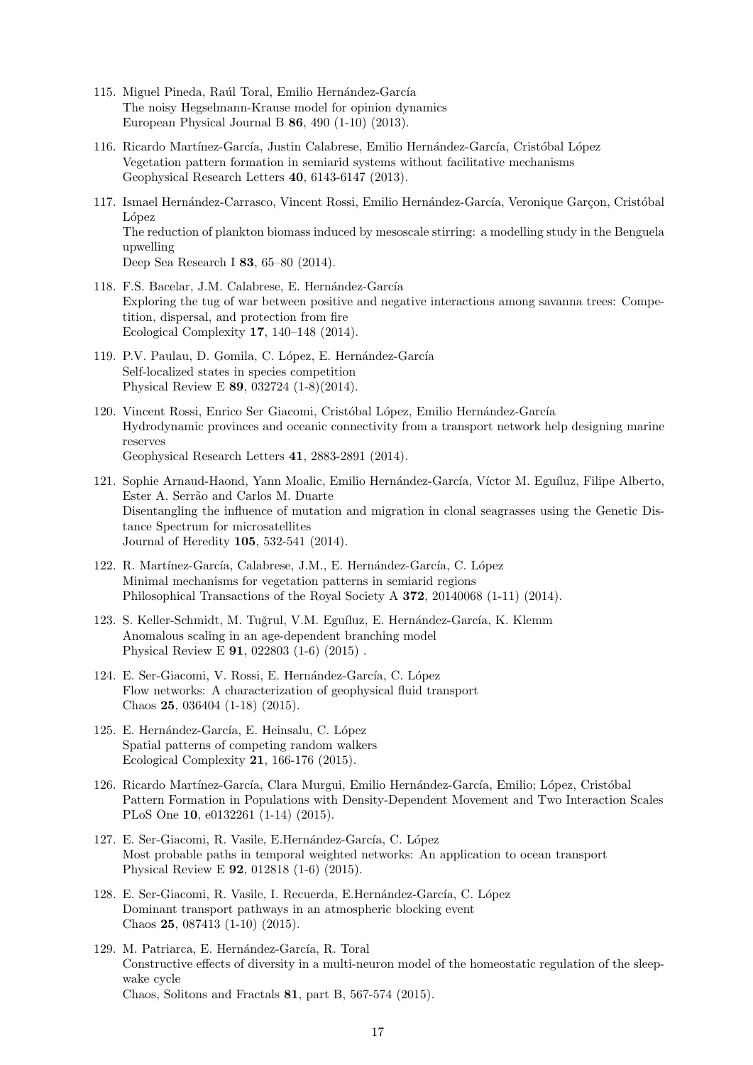115. Miguel Pineda, Raúl Toral, Emilio Hernández-García
The noisy Hegselmann-Krause model for opinion dynamics
European Physical Journal B **86**, 490 (1-10) (2013).

116. Ricardo Martínez-García, Justin Calabrese, Emilio Hernández-García, Cristóbal López
Vegetation pattern formation in semiarid systems without facilitative mechanisms
Geophysical Research Letters **40**, 6143-6147 (2013).

117. Ismael Hernández-Carrasco, Vincent Rossi, Emilio Hernández-García, Veronique Garçon, Cristóbal López
The reduction of plankton biomass induced by mesoscale stirring: a modelling study in the Benguela upwelling
Deep Sea Research I **83**, 65–80 (2014).

118. F.S. Bacelar, J.M. Calabrese, E. Hernández-García
Exploring the tug of war between positive and negative interactions among savanna trees: Competition, dispersal, and protection from fire
Ecological Complexity **17**, 140–148 (2014).

119. P.V. Paulau, D. Gomila, C. López, E. Hernández-García
Self-localized states in species competition
Physical Review E **89**, 032724 (1-8)(2014).

120. Vincent Rossi, Enrico Ser Giacomi, Cristóbal López, Emilio Hernández-García
Hydrodynamic provinces and oceanic connectivity from a transport network help designing marine reserves
Geophysical Research Letters **41**, 2883-2891 (2014).

121. Sophie Arnaud-Haond, Yann Moalic, Emilio Hernández-García, Víctor M. Eguíluz, Filipe Alberto, Ester A. Serrão and Carlos M. Duarte
Disentangling the influence of mutation and migration in clonal seagrasses using the Genetic Distance Spectrum for microsatellites
Journal of Heredity **105**, 532-541 (2014).

122. R. Martínez-García, Calabrese, J.M., E. Hernández-García, C. López
Minimal mechanisms for vegetation patterns in semiarid regions
Philosophical Transactions of the Royal Society A **372**, 20140068 (1-11) (2014).

123. S. Keller-Schmidt, M. Tuğrul, V.M. Eguíluz, E. Hernández-García, K. Klemm
Anomalous scaling in an age-dependent branching model
Physical Review E **91**, 022803 (1-6) (2015) .

124. E. Ser-Giacomi, V. Rossi, E. Hernández-García, C. López
Flow networks: A characterization of geophysical fluid transport
Chaos **25**, 036404 (1-18) (2015).

125. E. Hernández-García, E. Heinsalu, C. López
Spatial patterns of competing random walkers
Ecological Complexity **21**, 166-176 (2015).

126. Ricardo Martínez-García, Clara Murgui, Emilio Hernández-García, Emilio; López, Cristóbal
Pattern Formation in Populations with Density-Dependent Movement and Two Interaction Scales
PLoS One **10**, e0132261 (1-14) (2015).

127. E. Ser-Giacomi, R. Vasile, E.Hernández-García, C. López
Most probable paths in temporal weighted networks: An application to ocean transport
Physical Review E **92**, 012818 (1-6) (2015).

128. E. Ser-Giacomi, R. Vasile, I. Recuerda, E.Hernández-García, C. López
Dominant transport pathways in an atmospheric blocking event
Chaos **25**, 087413 (1-10) (2015).

129. M. Patriarca, E. Hernández-García, R. Toral
Constructive effects of diversity in a multi-neuron model of the homeostatic regulation of the sleep-wake cycle
Chaos, Solitons and Fractals **81**, part B, 567-574 (2015).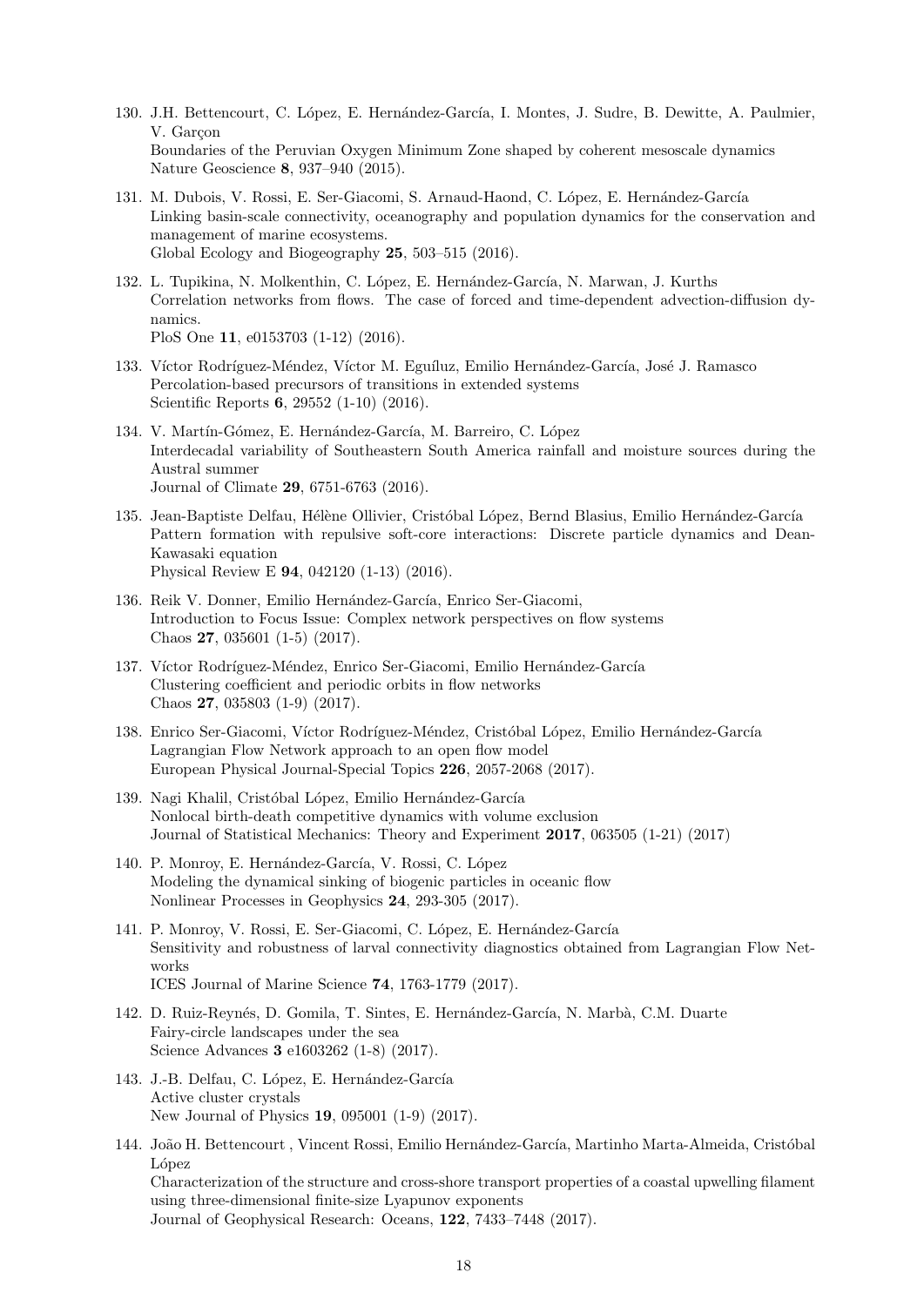130. J.H. Bettencourt, C. López, E. Hernández-García, I. Montes, J. Sudre, B. Dewitte, A. Paulmier, V. Garçon
Boundaries of the Peruvian Oxygen Minimum Zone shaped by coherent mesoscale dynamics
Nature Geoscience **8**, 937–940 (2015).

131. M. Dubois, V. Rossi, E. Ser-Giacomi, S. Arnaud-Haond, C. López, E. Hernández-García
Linking basin-scale connectivity, oceanography and population dynamics for the conservation and management of marine ecosystems.
Global Ecology and Biogeography **25**, 503–515 (2016).

132. L. Tupikina, N. Molkenthin, C. López, E. Hernández-García, N. Marwan, J. Kurths
Correlation networks from flows. The case of forced and time-dependent advection-diffusion dynamics.
PloS One **11**, e0153703 (1-12) (2016).

133. Víctor Rodríguez-Méndez, Víctor M. Eguíluz, Emilio Hernández-García, José J. Ramasco
Percolation-based precursors of transitions in extended systems
Scientific Reports **6**, 29552 (1-10) (2016).

134. V. Martín-Gómez, E. Hernández-García, M. Barreiro, C. López
Interdecadal variability of Southeastern South America rainfall and moisture sources during the Austral summer
Journal of Climate **29**, 6751-6763 (2016).

135. Jean-Baptiste Delfau, Hélène Ollivier, Cristóbal López, Bernd Blasius, Emilio Hernández-García
Pattern formation with repulsive soft-core interactions: Discrete particle dynamics and Dean-Kawasaki equation
Physical Review E **94**, 042120 (1-13) (2016).

136. Reik V. Donner, Emilio Hernández-García, Enrico Ser-Giacomi,
Introduction to Focus Issue: Complex network perspectives on flow systems
Chaos **27**, 035601 (1-5) (2017).

137. Víctor Rodríguez-Méndez, Enrico Ser-Giacomi, Emilio Hernández-García
Clustering coefficient and periodic orbits in flow networks
Chaos **27**, 035803 (1-9) (2017).

138. Enrico Ser-Giacomi, Víctor Rodríguez-Méndez, Cristóbal López, Emilio Hernández-García
Lagrangian Flow Network approach to an open flow model
European Physical Journal-Special Topics **226**, 2057-2068 (2017).

139. Nagi Khalil, Cristóbal López, Emilio Hernández-García
Nonlocal birth-death competitive dynamics with volume exclusion
Journal of Statistical Mechanics: Theory and Experiment **2017**, 063505 (1-21) (2017)

140. P. Monroy, E. Hernández-García, V. Rossi, C. López
Modeling the dynamical sinking of biogenic particles in oceanic flow
Nonlinear Processes in Geophysics **24**, 293-305 (2017).

141. P. Monroy, V. Rossi, E. Ser-Giacomi, C. López, E. Hernández-García
Sensitivity and robustness of larval connectivity diagnostics obtained from Lagrangian Flow Networks
ICES Journal of Marine Science **74**, 1763-1779 (2017).

142. D. Ruiz-Reynés, D. Gomila, T. Sintes, E. Hernández-García, N. Marbà, C.M. Duarte
Fairy-circle landscapes under the sea
Science Advances **3** e1603262 (1-8) (2017).

143. J.-B. Delfau, C. López, E. Hernández-García
Active cluster crystals
New Journal of Physics **19**, 095001 (1-9) (2017).

144. João H. Bettencourt , Vincent Rossi, Emilio Hernández-García, Martinho Marta-Almeida, Cristóbal López
Characterization of the structure and cross-shore transport properties of a coastal upwelling filament using three-dimensional finite-size Lyapunov exponents
Journal of Geophysical Research: Oceans, **122**, 7433–7448 (2017).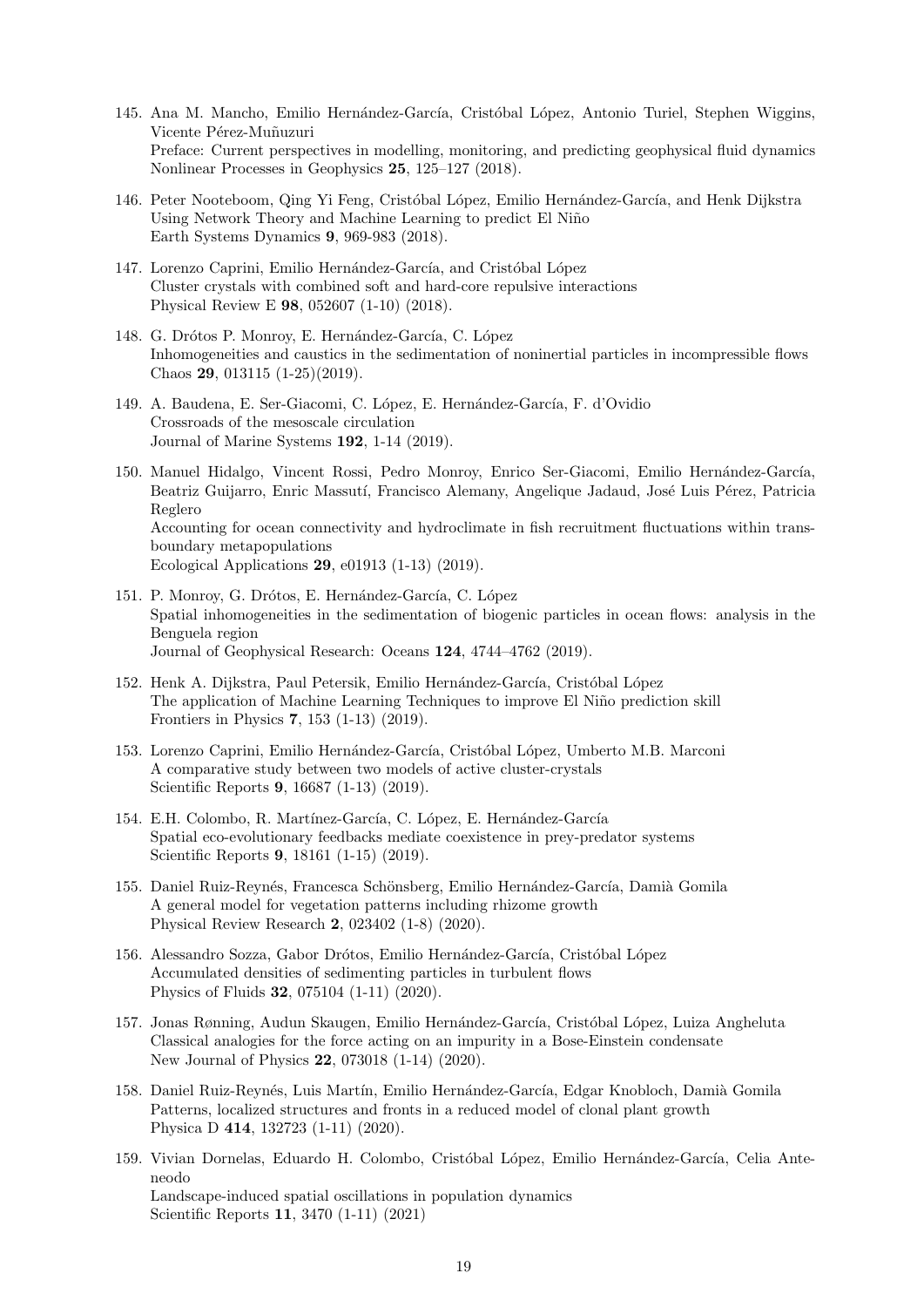145. Ana M. Mancho, Emilio Hernández-García, Cristóbal López, Antonio Turiel, Stephen Wiggins, Vicente Pérez-Muñuzuri
Preface: Current perspectives in modelling, monitoring, and predicting geophysical fluid dynamics
Nonlinear Processes in Geophysics **25**, 125–127 (2018).

146. Peter Nooteboom, Qing Yi Feng, Cristóbal López, Emilio Hernández-García, and Henk Dijkstra
Using Network Theory and Machine Learning to predict El Niño
Earth Systems Dynamics **9**, 969-983 (2018).

147. Lorenzo Caprini, Emilio Hernández-García, and Cristóbal López
Cluster crystals with combined soft and hard-core repulsive interactions
Physical Review E **98**, 052607 (1-10) (2018).

148. G. Drótos P. Monroy, E. Hernández-García, C. López
Inhomogeneities and caustics in the sedimentation of noninertial particles in incompressible flows
Chaos **29**, 013115 (1-25)(2019).

149. A. Baudena, E. Ser-Giacomi, C. López, E. Hernández-García, F. d'Ovidio
Crossroads of the mesoscale circulation
Journal of Marine Systems **192**, 1-14 (2019).

150. Manuel Hidalgo, Vincent Rossi, Pedro Monroy, Enrico Ser-Giacomi, Emilio Hernández-García, Beatriz Guijarro, Enric Massutí, Francisco Alemany, Angelique Jadaud, José Luis Pérez, Patricia Reglero
Accounting for ocean connectivity and hydroclimate in fish recruitment fluctuations within transboundary metapopulations
Ecological Applications **29**, e01913 (1-13) (2019).

151. P. Monroy, G. Drótos, E. Hernández-García, C. López
Spatial inhomogeneities in the sedimentation of biogenic particles in ocean flows: analysis in the Benguela region
Journal of Geophysical Research: Oceans **124**, 4744–4762 (2019).

152. Henk A. Dijkstra, Paul Petersik, Emilio Hernández-García, Cristóbal López
The application of Machine Learning Techniques to improve El Niño prediction skill
Frontiers in Physics **7**, 153 (1-13) (2019).

153. Lorenzo Caprini, Emilio Hernández-García, Cristóbal López, Umberto M.B. Marconi
A comparative study between two models of active cluster-crystals
Scientific Reports **9**, 16687 (1-13) (2019).

154. E.H. Colombo, R. Martínez-García, C. López, E. Hernández-García
Spatial eco-evolutionary feedbacks mediate coexistence in prey-predator systems
Scientific Reports **9**, 18161 (1-15) (2019).

155. Daniel Ruiz-Reynés, Francesca Schönsberg, Emilio Hernández-García, Damià Gomila
A general model for vegetation patterns including rhizome growth
Physical Review Research **2**, 023402 (1-8) (2020).

156. Alessandro Sozza, Gabor Drótos, Emilio Hernández-García, Cristóbal López
Accumulated densities of sedimenting particles in turbulent flows
Physics of Fluids **32**, 075104 (1-11) (2020).

157. Jonas Rønning, Audun Skaugen, Emilio Hernández-García, Cristóbal López, Luiza Angheluta
Classical analogies for the force acting on an impurity in a Bose-Einstein condensate
New Journal of Physics **22**, 073018 (1-14) (2020).

158. Daniel Ruiz-Reynés, Luis Martín, Emilio Hernández-García, Edgar Knobloch, Damià Gomila
Patterns, localized structures and fronts in a reduced model of clonal plant growth
Physica D **414**, 132723 (1-11) (2020).

159. Vivian Dornelas, Eduardo H. Colombo, Cristóbal López, Emilio Hernández-García, Celia Anteneodo
Landscape-induced spatial oscillations in population dynamics
Scientific Reports **11**, 3470 (1-11) (2021)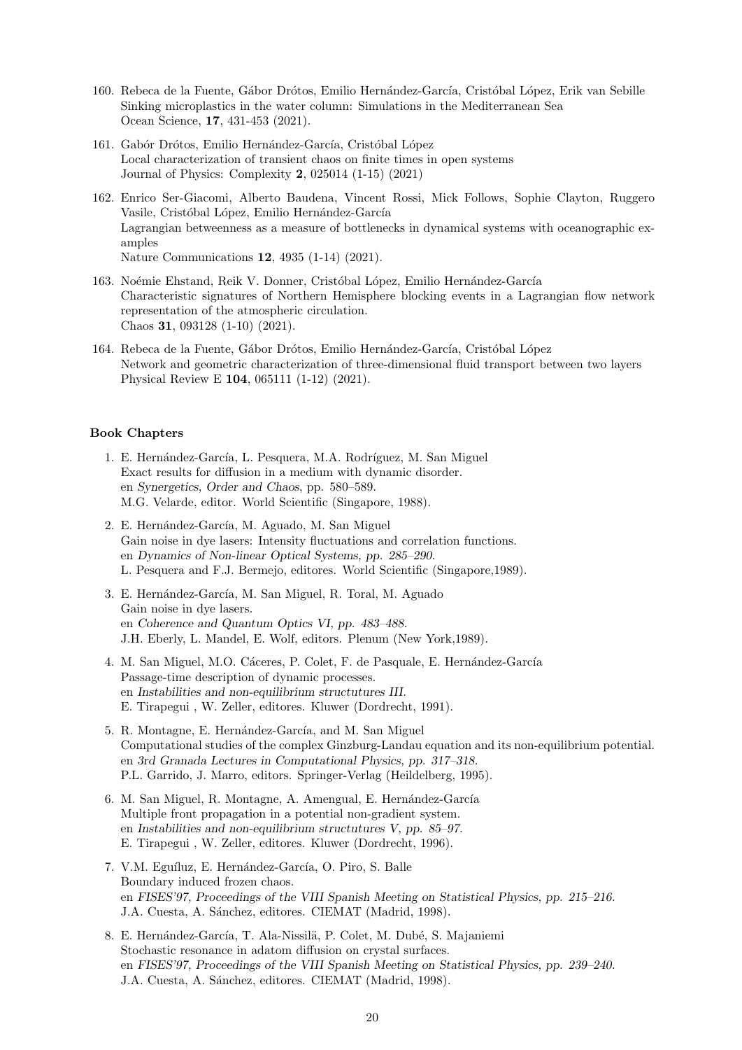160. Rebeca de la Fuente, Gábor Drótos, Emilio Hernández-García, Cristóbal López, Erik van Sebille  
Sinking microplastics in the water column: Simulations in the Mediterranean Sea  
Ocean Science, **17**, 431-453 (2021).

161. Gabór Drótos, Emilio Hernández-García, Cristóbal López  
Local characterization of transient chaos on finite times in open systems  
Journal of Physics: Complexity **2**, 025014 (1-15) (2021)

162. Enrico Ser-Giacomi, Alberto Baudena, Vincent Rossi, Mick Follows, Sophie Clayton, Ruggero Vasile, Cristóbal López, Emilio Hernández-García  
Lagrangian betweenness as a measure of bottlenecks in dynamical systems with oceanographic examples  
Nature Communications **12**, 4935 (1-14) (2021).

163. Noémie Ehstand, Reik V. Donner, Cristóbal López, Emilio Hernández-García  
Characteristic signatures of Northern Hemisphere blocking events in a Lagrangian flow network representation of the atmospheric circulation.  
Chaos **31**, 093128 (1-10) (2021).

164. Rebeca de la Fuente, Gábor Drótos, Emilio Hernández-García, Cristóbal López  
Network and geometric characterization of three-dimensional fluid transport between two layers  
Physical Review E **104**, 065111 (1-12) (2021).

### Book Chapters

1. E. Hernández-García, L. Pesquera, M.A. Rodríguez, M. San Miguel  
Exact results for diffusion in a medium with dynamic disorder.  
en *Synergetics, Order and Chaos*, pp. 580–589.  
M.G. Velarde, editor. World Scientific (Singapore, 1988).

2. E. Hernández-García, M. Aguado, M. San Miguel  
Gain noise in dye lasers: Intensity fluctuations and correlation functions.  
en *Dynamics of Non-linear Optical Systems, pp. 285–290.*  
L. Pesquera and F.J. Bermejo, editores. World Scientific (Singapore,1989).

3. E. Hernández-García, M. San Miguel, R. Toral, M. Aguado  
Gain noise in dye lasers.  
en *Coherence and Quantum Optics VI, pp. 483–488.*  
J.H. Eberly, L. Mandel, E. Wolf, editors. Plenum (New York,1989).

4. M. San Miguel, M.O. Cáceres, P. Colet, F. de Pasquale, E. Hernández-García  
Passage-time description of dynamic processes.  
en *Instabilities and non-equilibrium structutures III.*  
E. Tirapegui , W. Zeller, editores. Kluwer (Dordrecht, 1991).

5. R. Montagne, E. Hernández-García, and M. San Miguel  
Computational studies of the complex Ginzburg-Landau equation and its non-equilibrium potential.  
en *3rd Granada Lectures in Computational Physics, pp. 317–318.*  
P.L. Garrido, J. Marro, editors. Springer-Verlag (Heildelberg, 1995).

6. M. San Miguel, R. Montagne, A. Amengual, E. Hernández-García  
Multiple front propagation in a potential non-gradient system.  
en *Instabilities and non-equilibrium structutures V, pp. 85–97.*  
E. Tirapegui , W. Zeller, editores. Kluwer (Dordrecht, 1996).

7. V.M. Eguíluz, E. Hernández-García, O. Piro, S. Balle  
Boundary induced frozen chaos.  
en *FISES'97, Proceedings of the VIII Spanish Meeting on Statistical Physics, pp. 215–216.*  
J.A. Cuesta, A. Sánchez, editores. CIEMAT (Madrid, 1998).

8. E. Hernández-García, T. Ala-Nissilä, P. Colet, M. Dubé, S. Majaniemi  
Stochastic resonance in adatom diffusion on crystal surfaces.  
en *FISES'97, Proceedings of the VIII Spanish Meeting on Statistical Physics, pp. 239–240.*  
J.A. Cuesta, A. Sánchez, editores. CIEMAT (Madrid, 1998).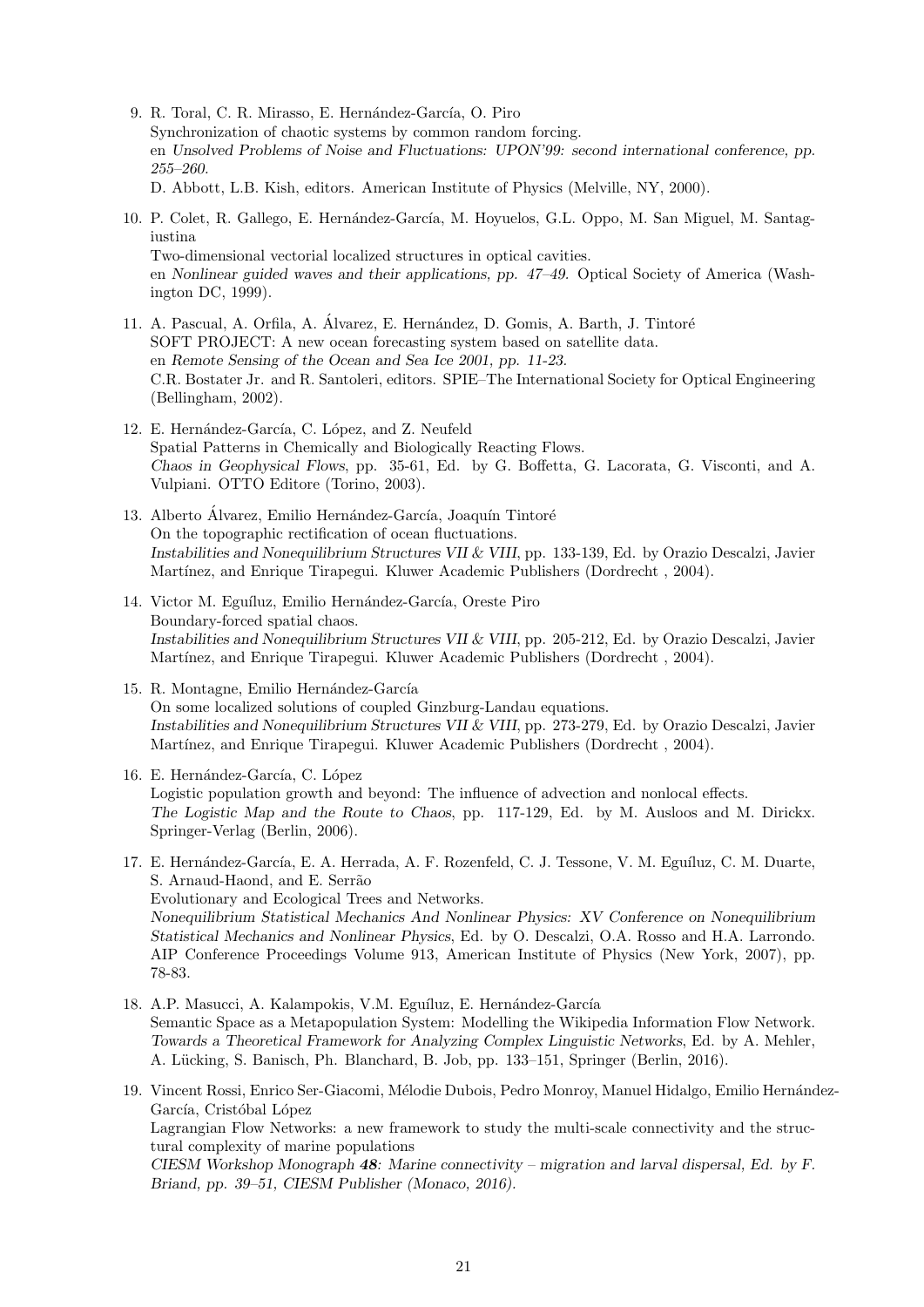9. R. Toral, C. R. Mirasso, E. Hernández-García, O. Piro
   Synchronization of chaotic systems by common random forcing.
   en *Unsolved Problems of Noise and Fluctuations: UPON'99: second international conference, pp. 255–260.*
   D. Abbott, L.B. Kish, editors. American Institute of Physics (Melville, NY, 2000).

10. P. Colet, R. Gallego, E. Hernández-García, M. Hoyuelos, G.L. Oppo, M. San Miguel, M. Santagiustina
    Two-dimensional vectorial localized structures in optical cavities.
    en *Nonlinear guided waves and their applications, pp. 47–49.* Optical Society of America (Washington DC, 1999).

11. A. Pascual, A. Orfila, A. Álvarez, E. Hernández, D. Gomis, A. Barth, J. Tintoré
    SOFT PROJECT: A new ocean forecasting system based on satellite data.
    en *Remote Sensing of the Ocean and Sea Ice 2001, pp. 11-23.*
    C.R. Bostater Jr. and R. Santoleri, editors. SPIE–The International Society for Optical Engineering (Bellingham, 2002).

12. E. Hernández-García, C. López, and Z. Neufeld
    Spatial Patterns in Chemically and Biologically Reacting Flows.
    *Chaos in Geophysical Flows*, pp. 35-61, Ed. by G. Boffetta, G. Lacorata, G. Visconti, and A. Vulpiani. OTTO Editore (Torino, 2003).

13. Alberto Álvarez, Emilio Hernández-García, Joaquín Tintoré
    On the topographic rectification of ocean fluctuations.
    *Instabilities and Nonequilibrium Structures VII & VIII*, pp. 133-139, Ed. by Orazio Descalzi, Javier Martínez, and Enrique Tirapegui. Kluwer Academic Publishers (Dordrecht , 2004).

14. Victor M. Eguíluz, Emilio Hernández-García, Oreste Piro
    Boundary-forced spatial chaos.
    *Instabilities and Nonequilibrium Structures VII & VIII*, pp. 205-212, Ed. by Orazio Descalzi, Javier Martínez, and Enrique Tirapegui. Kluwer Academic Publishers (Dordrecht , 2004).

15. R. Montagne, Emilio Hernández-García
    On some localized solutions of coupled Ginzburg-Landau equations.
    *Instabilities and Nonequilibrium Structures VII & VIII*, pp. 273-279, Ed. by Orazio Descalzi, Javier Martínez, and Enrique Tirapegui. Kluwer Academic Publishers (Dordrecht , 2004).

16. E. Hernández-García, C. López
    Logistic population growth and beyond: The influence of advection and nonlocal effects.
    *The Logistic Map and the Route to Chaos*, pp. 117-129, Ed. by M. Ausloos and M. Dirickx. Springer-Verlag (Berlin, 2006).

17. E. Hernández-García, E. A. Herrada, A. F. Rozenfeld, C. J. Tessone, V. M. Eguíluz, C. M. Duarte, S. Arnaud-Haond, and E. Serrão
    Evolutionary and Ecological Trees and Networks.
    *Nonequilibrium Statistical Mechanics And Nonlinear Physics: XV Conference on Nonequilibrium Statistical Mechanics and Nonlinear Physics*, Ed. by O. Descalzi, O.A. Rosso and H.A. Larrondo. AIP Conference Proceedings Volume 913, American Institute of Physics (New York, 2007), pp. 78-83.

18. A.P. Masucci, A. Kalampokis, V.M. Eguíluz, E. Hernández-García
    Semantic Space as a Metapopulation System: Modelling the Wikipedia Information Flow Network.
    *Towards a Theoretical Framework for Analyzing Complex Linguistic Networks*, Ed. by A. Mehler, A. Lücking, S. Banisch, Ph. Blanchard, B. Job, pp. 133–151, Springer (Berlin, 2016).

19. Vincent Rossi, Enrico Ser-Giacomi, Mélodie Dubois, Pedro Monroy, Manuel Hidalgo, Emilio Hernández-García, Cristóbal López
    Lagrangian Flow Networks: a new framework to study the multi-scale connectivity and the structural complexity of marine populations
    *CIESM Workshop Monograph **48**: Marine connectivity – migration and larval dispersal, Ed. by F. Briand, pp. 39–51, CIESM Publisher (Monaco, 2016).*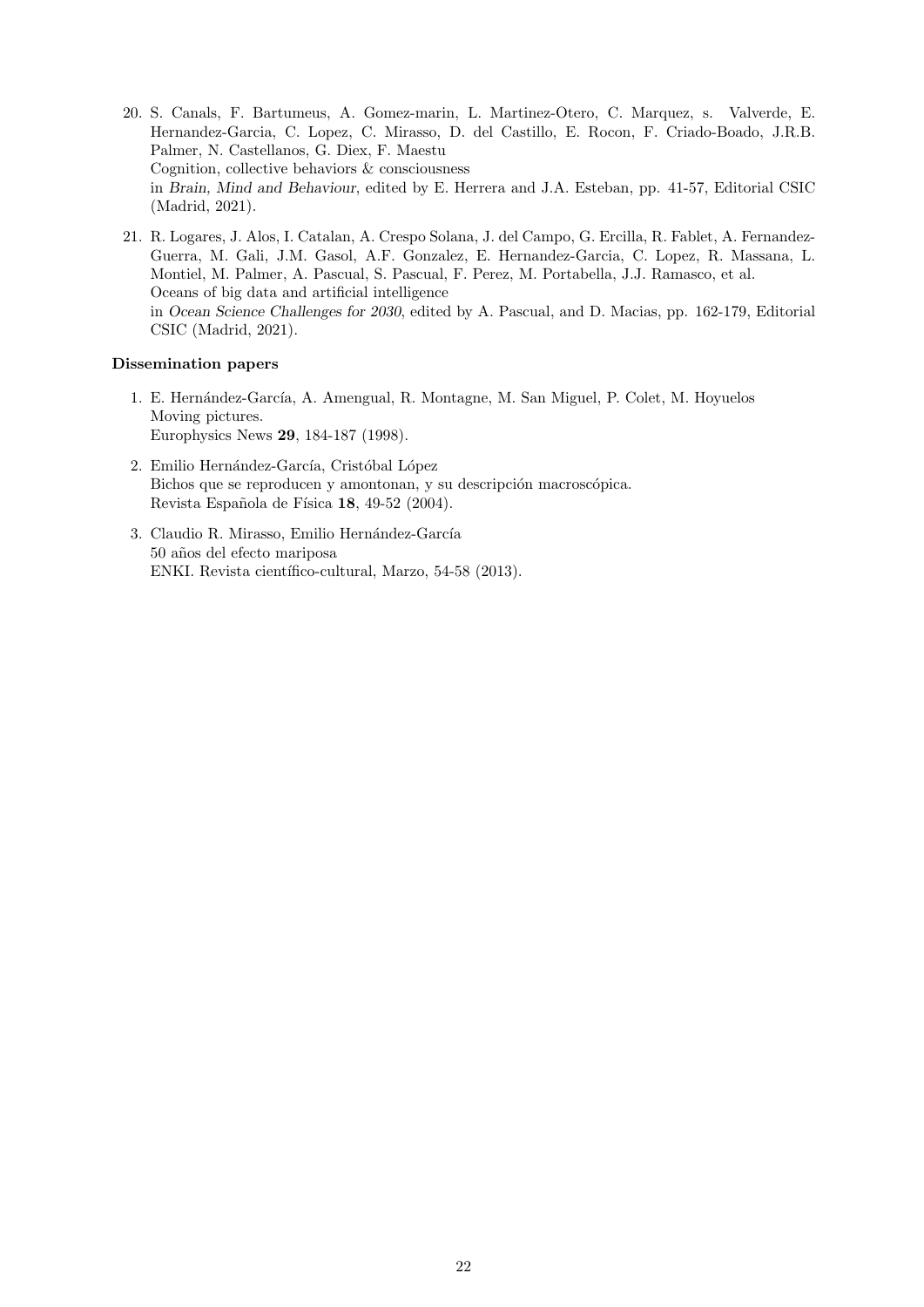20. S. Canals, F. Bartumeus, A. Gomez-marin, L. Martinez-Otero, C. Marquez, s. Valverde, E. Hernandez-Garcia, C. Lopez, C. Mirasso, D. del Castillo, E. Rocon, F. Criado-Boado, J.R.B. Palmer, N. Castellanos, G. Diex, F. Maestu
    Cognition, collective behaviors & consciousness
    in *Brain, Mind and Behaviour*, edited by E. Herrera and J.A. Esteban, pp. 41-57, Editorial CSIC (Madrid, 2021).

21. R. Logares, J. Alos, I. Catalan, A. Crespo Solana, J. del Campo, G. Ercilla, R. Fablet, A. Fernandez-Guerra, M. Gali, J.M. Gasol, A.F. Gonzalez, E. Hernandez-Garcia, C. Lopez, R. Massana, L. Montiel, M. Palmer, A. Pascual, S. Pascual, F. Perez, M. Portabella, J.J. Ramasco, et al.
    Oceans of big data and artificial intelligence
    in *Ocean Science Challenges for 2030*, edited by A. Pascual, and D. Macias, pp. 162-179, Editorial CSIC (Madrid, 2021).

**Dissemination papers**

1. E. Hernández-García, A. Amengual, R. Montagne, M. San Miguel, P. Colet, M. Hoyuelos
   Moving pictures.
   Europhysics News **29**, 184-187 (1998).

2. Emilio Hernández-García, Cristóbal López
   Bichos que se reproducen y amontonan, y su descripción macroscópica.
   Revista Española de Física **18**, 49-52 (2004).

3. Claudio R. Mirasso, Emilio Hernández-García
   50 años del efecto mariposa
   ENKI. Revista científico-cultural, Marzo, 54-58 (2013).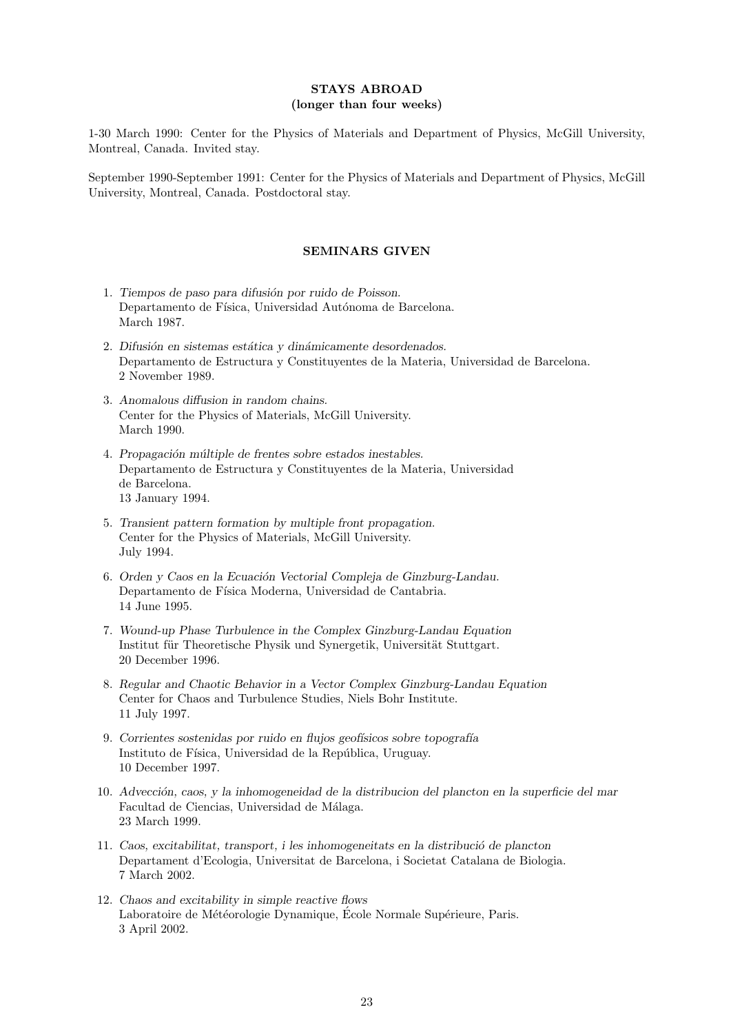## STAYS ABROAD
**(longer than four weeks)**

1-30 March 1990: Center for the Physics of Materials and Department of Physics, McGill University, Montreal, Canada. Invited stay.

September 1990-September 1991: Center for the Physics of Materials and Department of Physics, McGill University, Montreal, Canada. Postdoctoral stay.

## SEMINARS GIVEN

1. *Tiempos de paso para difusión por ruido de Poisson.*
   Departamento de Física, Universidad Autónoma de Barcelona.
   March 1987.

2. *Difusión en sistemas estática y dinámicamente desordenados.*
   Departamento de Estructura y Constituyentes de la Materia, Universidad de Barcelona.
   2 November 1989.

3. *Anomalous diffusion in random chains.*
   Center for the Physics of Materials, McGill University.
   March 1990.

4. *Propagación múltiple de frentes sobre estados inestables.*
   Departamento de Estructura y Constituyentes de la Materia, Universidad de Barcelona.
   13 January 1994.

5. *Transient pattern formation by multiple front propagation.*
   Center for the Physics of Materials, McGill University.
   July 1994.

6. *Orden y Caos en la Ecuación Vectorial Compleja de Ginzburg-Landau.*
   Departamento de Física Moderna, Universidad de Cantabria.
   14 June 1995.

7. *Wound-up Phase Turbulence in the Complex Ginzburg-Landau Equation*
   Institut für Theoretische Physik und Synergetik, Universität Stuttgart.
   20 December 1996.

8. *Regular and Chaotic Behavior in a Vector Complex Ginzburg-Landau Equation*
   Center for Chaos and Turbulence Studies, Niels Bohr Institute.
   11 July 1997.

9. *Corrientes sostenidas por ruido en flujos geofísicos sobre topografía*
   Instituto de Física, Universidad de la República, Uruguay.
   10 December 1997.

10. *Advección, caos, y la inhomogeneidad de la distribucion del plancton en la superficie del mar*
    Facultad de Ciencias, Universidad de Málaga.
    23 March 1999.

11. *Caos, excitabilitat, transport, i les inhomogeneitats en la distribució de plancton*
    Departament d'Ecologia, Universitat de Barcelona, i Societat Catalana de Biologia.
    7 March 2002.

12. *Chaos and excitability in simple reactive flows*
    Laboratoire de Météorologie Dynamique, École Normale Supérieure, Paris.
    3 April 2002.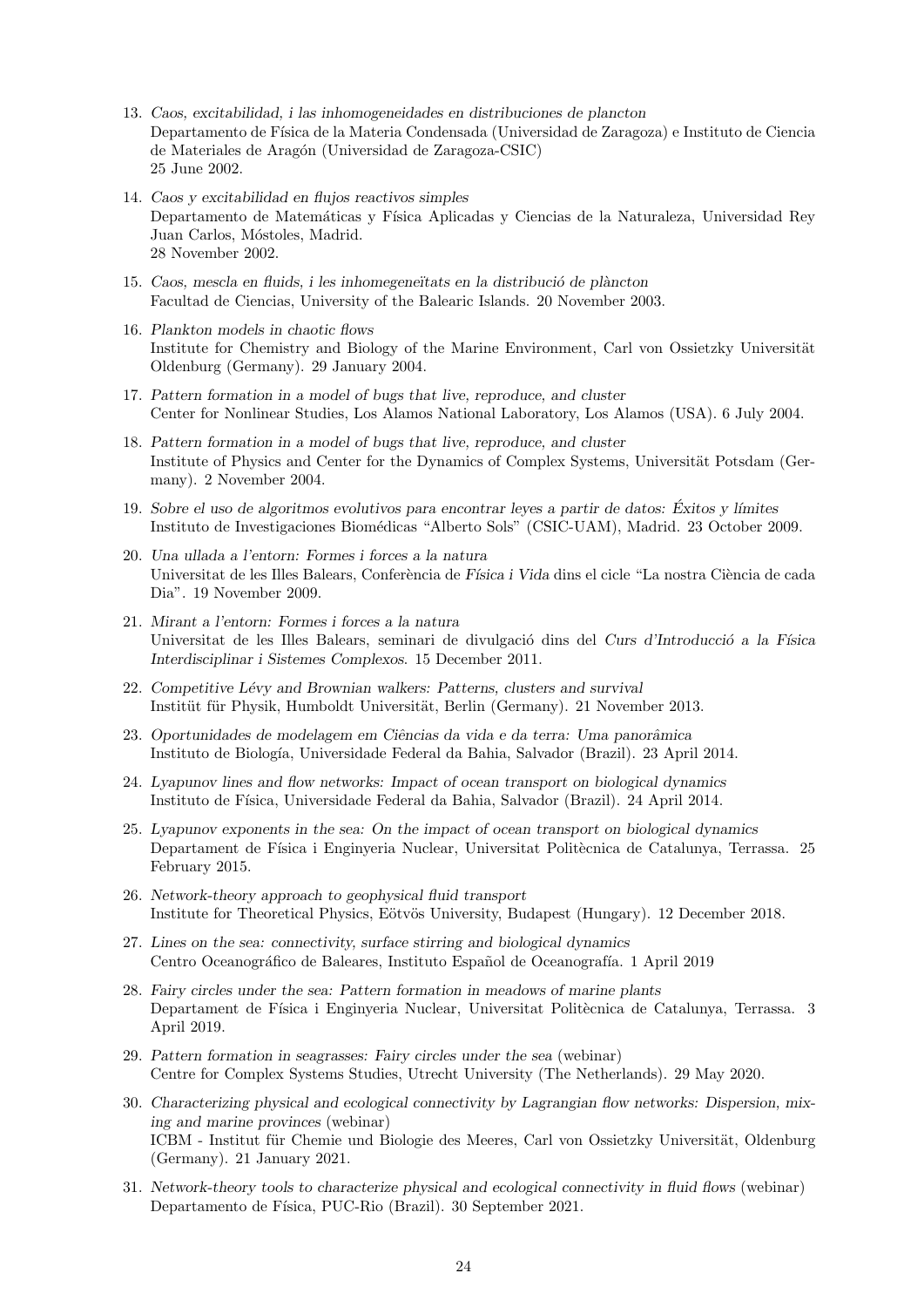13. *Caos, excitabilidad, i las inhomogeneidades en distribuciones de plancton*
    Departamento de Física de la Materia Condensada (Universidad de Zaragoza) e Instituto de Ciencia de Materiales de Aragón (Universidad de Zaragoza-CSIC)
    25 June 2002.

14. *Caos y excitabilidad en flujos reactivos simples*
    Departamento de Matemáticas y Física Aplicadas y Ciencias de la Naturaleza, Universidad Rey Juan Carlos, Móstoles, Madrid.
    28 November 2002.

15. *Caos, mescla en fluids, i les inhomogeneïtats en la distribució de plàncton*
    Facultad de Ciencias, University of the Balearic Islands. 20 November 2003.

16. *Plankton models in chaotic flows*
    Institute for Chemistry and Biology of the Marine Environment, Carl von Ossietzky Universität Oldenburg (Germany). 29 January 2004.

17. *Pattern formation in a model of bugs that live, reproduce, and cluster*
    Center for Nonlinear Studies, Los Alamos National Laboratory, Los Alamos (USA). 6 July 2004.

18. *Pattern formation in a model of bugs that live, reproduce, and cluster*
    Institute of Physics and Center for the Dynamics of Complex Systems, Universität Potsdam (Germany). 2 November 2004.

19. *Sobre el uso de algoritmos evolutivos para encontrar leyes a partir de datos: Éxitos y límites*
    Instituto de Investigaciones Biomédicas "Alberto Sols" (CSIC-UAM), Madrid. 23 October 2009.

20. *Una ullada a l'entorn: Formes i forces a la natura*
    Universitat de les Illes Balears, Conferència de *Física i Vida* dins el cicle "La nostra Ciència de cada Dia". 19 November 2009.

21. *Mirant a l'entorn: Formes i forces a la natura*
    Universitat de les Illes Balears, seminari de divulgació dins del *Curs d'Introducció a la Física Interdisciplinar i Sistemes Complexos*. 15 December 2011.

22. *Competitive Lévy and Brownian walkers: Patterns, clusters and survival*
    Institüt für Physik, Humboldt Universität, Berlin (Germany). 21 November 2013.

23. *Oportunidades de modelagem em Ciências da vida e da terra: Uma panorâmica*
    Instituto de Biología, Universidade Federal da Bahia, Salvador (Brazil). 23 April 2014.

24. *Lyapunov lines and flow networks: Impact of ocean transport on biological dynamics*
    Instituto de Física, Universidade Federal da Bahia, Salvador (Brazil). 24 April 2014.

25. *Lyapunov exponents in the sea: On the impact of ocean transport on biological dynamics*
    Departament de Física i Enginyeria Nuclear, Universitat Politècnica de Catalunya, Terrassa. 25 February 2015.

26. *Network-theory approach to geophysical fluid transport*
    Institute for Theoretical Physics, Eötvös University, Budapest (Hungary). 12 December 2018.

27. *Lines on the sea: connectivity, surface stirring and biological dynamics*
    Centro Oceanográfico de Baleares, Instituto Español de Oceanografía. 1 April 2019

28. *Fairy circles under the sea: Pattern formation in meadows of marine plants*
    Departament de Física i Enginyeria Nuclear, Universitat Politècnica de Catalunya, Terrassa. 3 April 2019.

29. *Pattern formation in seagrasses: Fairy circles under the sea* (webinar)
    Centre for Complex Systems Studies, Utrecht University (The Netherlands). 29 May 2020.

30. *Characterizing physical and ecological connectivity by Lagrangian flow networks: Dispersion, mixing and marine provinces* (webinar)
    ICBM - Institut für Chemie und Biologie des Meeres, Carl von Ossietzky Universität, Oldenburg (Germany). 21 January 2021.

31. *Network-theory tools to characterize physical and ecological connectivity in fluid flows* (webinar)
    Departamento de Física, PUC-Rio (Brazil). 30 September 2021.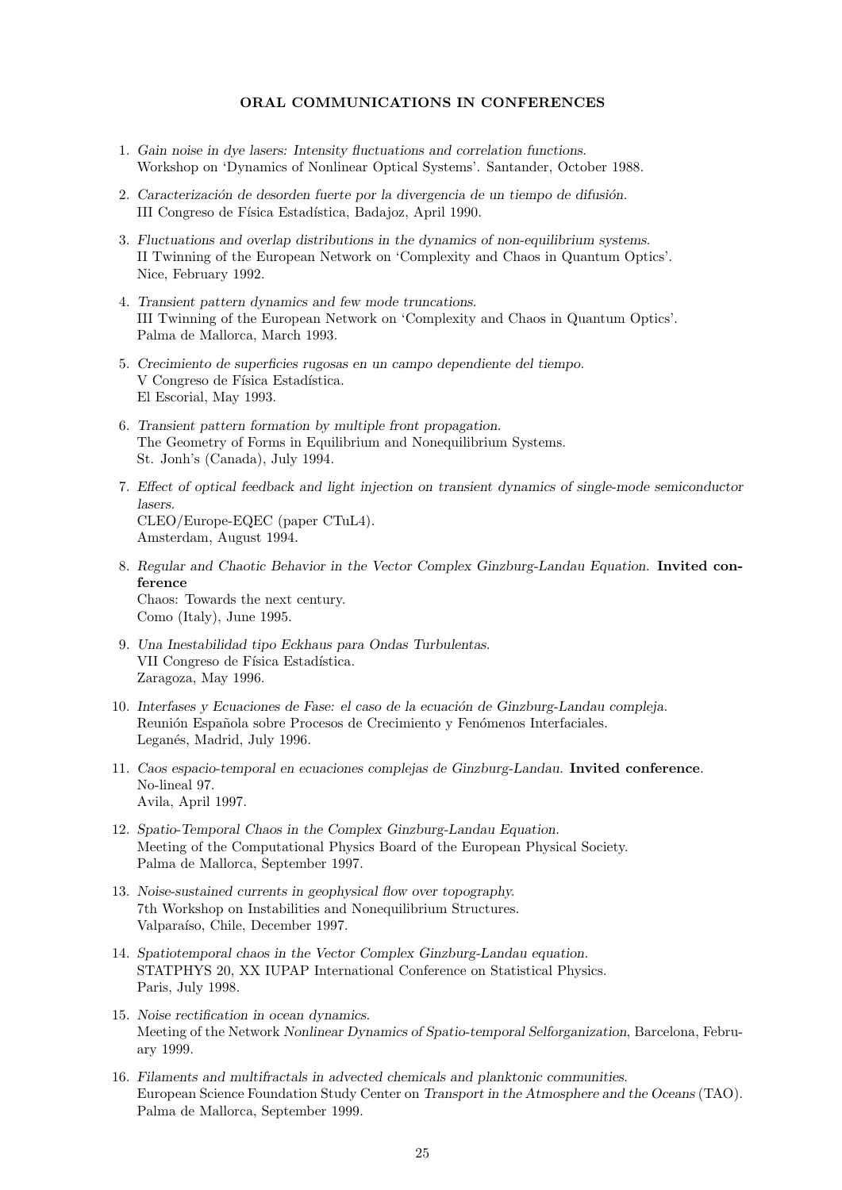**ORAL COMMUNICATIONS IN CONFERENCES**

1. *Gain noise in dye lasers: Intensity fluctuations and correlation functions.*
   Workshop on 'Dynamics of Nonlinear Optical Systems'. Santander, October 1988.

2. *Caracterización de desorden fuerte por la divergencia de un tiempo de difusión.*
   III Congreso de Física Estadística, Badajoz, April 1990.

3. *Fluctuations and overlap distributions in the dynamics of non-equilibrium systems.*
   II Twinning of the European Network on 'Complexity and Chaos in Quantum Optics'.
   Nice, February 1992.

4. *Transient pattern dynamics and few mode truncations.*
   III Twinning of the European Network on 'Complexity and Chaos in Quantum Optics'.
   Palma de Mallorca, March 1993.

5. *Crecimiento de superficies rugosas en un campo dependiente del tiempo.*
   V Congreso de Física Estadística.
   El Escorial, May 1993.

6. *Transient pattern formation by multiple front propagation.*
   The Geometry of Forms in Equilibrium and Nonequilibrium Systems.
   St. Jonh's (Canada), July 1994.

7. *Effect of optical feedback and light injection on transient dynamics of single-mode semiconductor lasers.*
   CLEO/Europe-EQEC (paper CTuL4).
   Amsterdam, August 1994.

8. *Regular and Chaotic Behavior in the Vector Complex Ginzburg-Landau Equation.* **Invited conference**
   Chaos: Towards the next century.
   Como (Italy), June 1995.

9. *Una Inestabilidad tipo Eckhaus para Ondas Turbulentas.*
   VII Congreso de Física Estadística.
   Zaragoza, May 1996.

10. *Interfases y Ecuaciones de Fase: el caso de la ecuación de Ginzburg-Landau compleja.*
    Reunión Española sobre Procesos de Crecimiento y Fenómenos Interfaciales.
    Leganés, Madrid, July 1996.

11. *Caos espacio-temporal en ecuaciones complejas de Ginzburg-Landau.* **Invited conference**.
    No-lineal 97.
    Avila, April 1997.

12. *Spatio-Temporal Chaos in the Complex Ginzburg-Landau Equation.*
    Meeting of the Computational Physics Board of the European Physical Society.
    Palma de Mallorca, September 1997.

13. *Noise-sustained currents in geophysical flow over topography.*
    7th Workshop on Instabilities and Nonequilibrium Structures.
    Valparaíso, Chile, December 1997.

14. *Spatiotemporal chaos in the Vector Complex Ginzburg-Landau equation.*
    STATPHYS 20, XX IUPAP International Conference on Statistical Physics.
    Paris, July 1998.

15. *Noise rectification in ocean dynamics.*
    Meeting of the Network *Nonlinear Dynamics of Spatio-temporal Selforganization*, Barcelona, February 1999.

16. *Filaments and multifractals in advected chemicals and planktonic communities.*
    European Science Foundation Study Center on *Transport in the Atmosphere and the Oceans* (TAO).
    Palma de Mallorca, September 1999.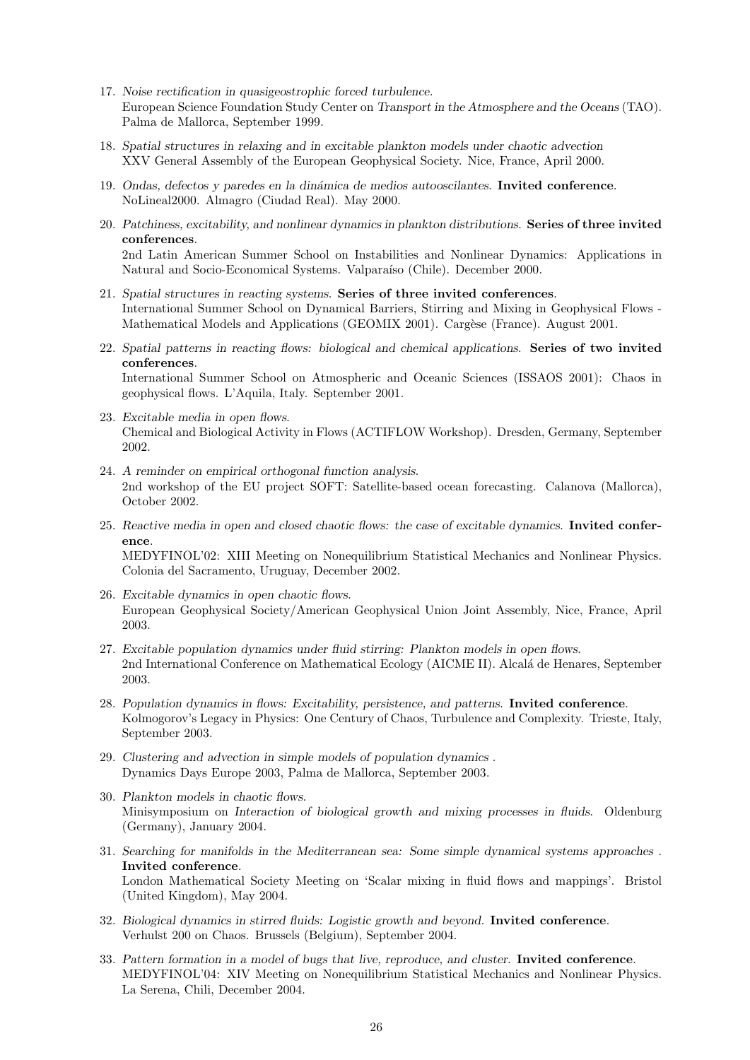17. *Noise rectification in quasigeostrophic forced turbulence.*
    European Science Foundation Study Center on *Transport in the Atmosphere and the Oceans* (TAO). Palma de Mallorca, September 1999.

18. *Spatial structures in relaxing and in excitable plankton models under chaotic advection*
    XXV General Assembly of the European Geophysical Society. Nice, France, April 2000.

19. *Ondas, defectos y paredes en la dinámica de medios autooscilantes.* **Invited conference**.
    NoLineal2000. Almagro (Ciudad Real). May 2000.

20. *Patchiness, excitability, and nonlinear dynamics in plankton distributions.* **Series of three invited conferences**.
    2nd Latin American Summer School on Instabilities and Nonlinear Dynamics: Applications in Natural and Socio-Economical Systems. Valparaíso (Chile). December 2000.

21. *Spatial structures in reacting systems.* **Series of three invited conferences**.
    International Summer School on Dynamical Barriers, Stirring and Mixing in Geophysical Flows - Mathematical Models and Applications (GEOMIX 2001). Cargèse (France). August 2001.

22. *Spatial patterns in reacting flows: biological and chemical applications.* **Series of two invited conferences**.
    International Summer School on Atmospheric and Oceanic Sciences (ISSAOS 2001): Chaos in geophysical flows. L'Aquila, Italy. September 2001.

23. *Excitable media in open flows.*
    Chemical and Biological Activity in Flows (ACTIFLOW Workshop). Dresden, Germany, September 2002.

24. *A reminder on empirical orthogonal function analysis.*
    2nd workshop of the EU project SOFT: Satellite-based ocean forecasting. Calanova (Mallorca), October 2002.

25. *Reactive media in open and closed chaotic flows: the case of excitable dynamics.* **Invited conference**.
    MEDYFINOL'02: XIII Meeting on Nonequilibrium Statistical Mechanics and Nonlinear Physics. Colonia del Sacramento, Uruguay, December 2002.

26. *Excitable dynamics in open chaotic flows.*
    European Geophysical Society/American Geophysical Union Joint Assembly, Nice, France, April 2003.

27. *Excitable population dynamics under fluid stirring: Plankton models in open flows.*
    2nd International Conference on Mathematical Ecology (AICME II). Alcalá de Henares, September 2003.

28. *Population dynamics in flows: Excitability, persistence, and patterns.* **Invited conference**.
    Kolmogorov's Legacy in Physics: One Century of Chaos, Turbulence and Complexity. Trieste, Italy, September 2003.

29. *Clustering and advection in simple models of population dynamics .*
    Dynamics Days Europe 2003, Palma de Mallorca, September 2003.

30. *Plankton models in chaotic flows.*
    Minisymposium on *Interaction of biological growth and mixing processes in fluids*. Oldenburg (Germany), January 2004.

31. *Searching for manifolds in the Mediterranean sea: Some simple dynamical systems approaches .* **Invited conference**.
    London Mathematical Society Meeting on 'Scalar mixing in fluid flows and mappings'. Bristol (United Kingdom), May 2004.

32. *Biological dynamics in stirred fluids: Logistic growth and beyond.* **Invited conference**.
    Verhulst 200 on Chaos. Brussels (Belgium), September 2004.

33. *Pattern formation in a model of bugs that live, reproduce, and cluster.* **Invited conference**.
    MEDYFINOL'04: XIV Meeting on Nonequilibrium Statistical Mechanics and Nonlinear Physics. La Serena, Chili, December 2004.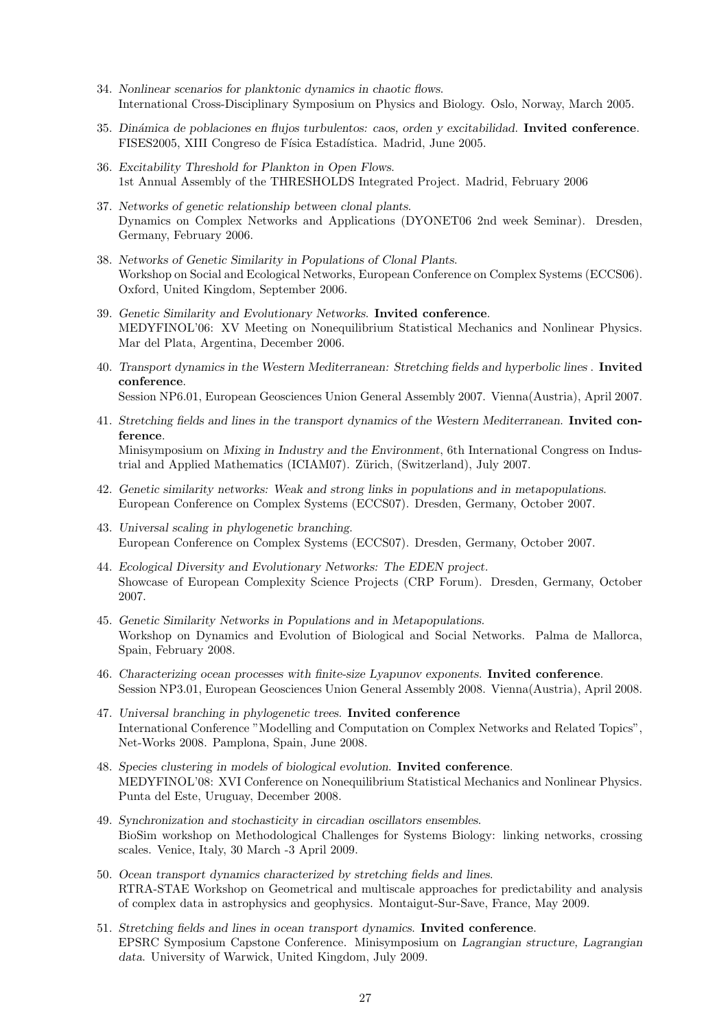34. *Nonlinear scenarios for planktonic dynamics in chaotic flows.*
International Cross-Disciplinary Symposium on Physics and Biology. Oslo, Norway, March 2005.

35. *Dinámica de poblaciones en flujos turbulentos: caos, orden y excitabilidad.* **Invited conference**.
FISES2005, XIII Congreso de Física Estadística. Madrid, June 2005.

36. *Excitability Threshold for Plankton in Open Flows.*
1st Annual Assembly of the THRESHOLDS Integrated Project. Madrid, February 2006

37. *Networks of genetic relationship between clonal plants.*
Dynamics on Complex Networks and Applications (DYONET06 2nd week Seminar). Dresden, Germany, February 2006.

38. *Networks of Genetic Similarity in Populations of Clonal Plants.*
Workshop on Social and Ecological Networks, European Conference on Complex Systems (ECCS06). Oxford, United Kingdom, September 2006.

39. *Genetic Similarity and Evolutionary Networks.* **Invited conference**.
MEDYFINOL'06: XV Meeting on Nonequilibrium Statistical Mechanics and Nonlinear Physics. Mar del Plata, Argentina, December 2006.

40. *Transport dynamics in the Western Mediterranean: Stretching fields and hyperbolic lines .* **Invited conference**.
Session NP6.01, European Geosciences Union General Assembly 2007. Vienna(Austria), April 2007.

41. *Stretching fields and lines in the transport dynamics of the Western Mediterranean.* **Invited conference**.
Minisymposium on *Mixing in Industry and the Environment*, 6th International Congress on Industrial and Applied Mathematics (ICIAM07). Zürich, (Switzerland), July 2007.

42. *Genetic similarity networks: Weak and strong links in populations and in metapopulations.*
European Conference on Complex Systems (ECCS07). Dresden, Germany, October 2007.

43. *Universal scaling in phylogenetic branching.*
European Conference on Complex Systems (ECCS07). Dresden, Germany, October 2007.

44. *Ecological Diversity and Evolutionary Networks: The EDEN project.*
Showcase of European Complexity Science Projects (CRP Forum). Dresden, Germany, October 2007.

45. *Genetic Similarity Networks in Populations and in Metapopulations.*
Workshop on Dynamics and Evolution of Biological and Social Networks. Palma de Mallorca, Spain, February 2008.

46. *Characterizing ocean processes with finite-size Lyapunov exponents.* **Invited conference**.
Session NP3.01, European Geosciences Union General Assembly 2008. Vienna(Austria), April 2008.

47. *Universal branching in phylogenetic trees.* **Invited conference**
International Conference "Modelling and Computation on Complex Networks and Related Topics", Net-Works 2008. Pamplona, Spain, June 2008.

48. *Species clustering in models of biological evolution.* **Invited conference**.
MEDYFINOL'08: XVI Conference on Nonequilibrium Statistical Mechanics and Nonlinear Physics. Punta del Este, Uruguay, December 2008.

49. *Synchronization and stochasticity in circadian oscillators ensembles.*
BioSim workshop on Methodological Challenges for Systems Biology: linking networks, crossing scales. Venice, Italy, 30 March -3 April 2009.

50. *Ocean transport dynamics characterized by stretching fields and lines.*
RTRA-STAE Workshop on Geometrical and multiscale approaches for predictability and analysis of complex data in astrophysics and geophysics. Montaigut-Sur-Save, France, May 2009.

51. *Stretching fields and lines in ocean transport dynamics.* **Invited conference**.
EPSRC Symposium Capstone Conference. Minisymposium on *Lagrangian structure, Lagrangian data*. University of Warwick, United Kingdom, July 2009.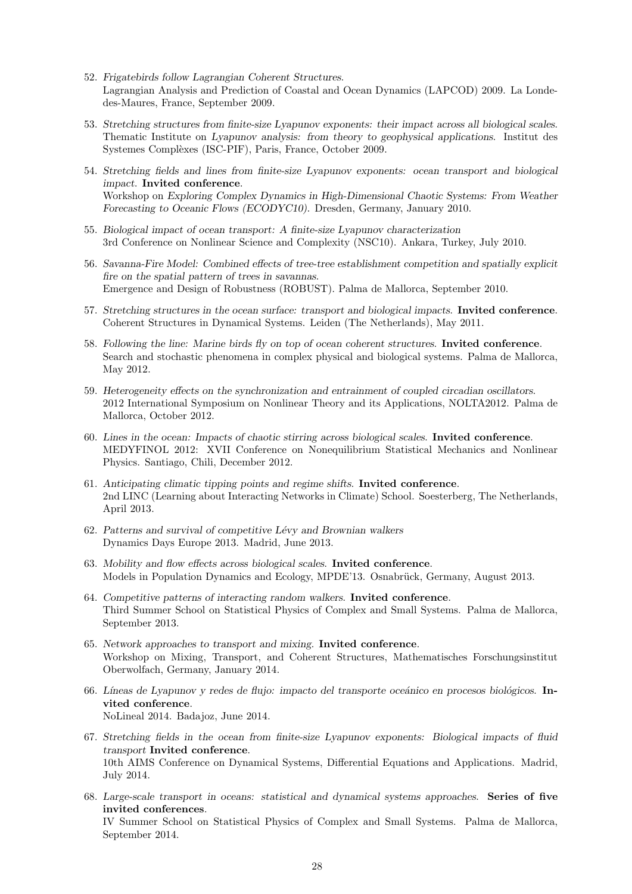52. *Frigatebirds follow Lagrangian Coherent Structures.*
    Lagrangian Analysis and Prediction of Coastal and Ocean Dynamics (LAPCOD) 2009. La Londe-des-Maures, France, September 2009.

53. *Stretching structures from finite-size Lyapunov exponents: their impact across all biological scales.*
    Thematic Institute on *Lyapunov analysis: from theory to geophysical applications*. Institut des Systemes Complèxes (ISC-PIF), Paris, France, October 2009.

54. *Stretching fields and lines from finite-size Lyapunov exponents: ocean transport and biological impact.* **Invited conference**.
    Workshop on *Exploring Complex Dynamics in High-Dimensional Chaotic Systems: From Weather Forecasting to Oceanic Flows (ECODYC10)*. Dresden, Germany, January 2010.

55. *Biological impact of ocean transport: A finite-size Lyapunov characterization*
    3rd Conference on Nonlinear Science and Complexity (NSC10). Ankara, Turkey, July 2010.

56. *Savanna-Fire Model: Combined effects of tree-tree establishment competition and spatially explicit fire on the spatial pattern of trees in savannas.*
    Emergence and Design of Robustness (ROBUST). Palma de Mallorca, September 2010.

57. *Stretching structures in the ocean surface: transport and biological impacts.* **Invited conference**.
    Coherent Structures in Dynamical Systems. Leiden (The Netherlands), May 2011.

58. *Following the line: Marine birds fly on top of ocean coherent structures.* **Invited conference**.
    Search and stochastic phenomena in complex physical and biological systems. Palma de Mallorca, May 2012.

59. *Heterogeneity effects on the synchronization and entrainment of coupled circadian oscillators.*
    2012 International Symposium on Nonlinear Theory and its Applications, NOLTA2012. Palma de Mallorca, October 2012.

60. *Lines in the ocean: Impacts of chaotic stirring across biological scales.* **Invited conference**.
    MEDYFINOL 2012: XVII Conference on Nonequilibrium Statistical Mechanics and Nonlinear Physics. Santiago, Chili, December 2012.

61. *Anticipating climatic tipping points and regime shifts.* **Invited conference**.
    2nd LINC (Learning about Interacting Networks in Climate) School. Soesterberg, The Netherlands, April 2013.

62. *Patterns and survival of competitive Lévy and Brownian walkers*
    Dynamics Days Europe 2013. Madrid, June 2013.

63. *Mobility and flow effects across biological scales.* **Invited conference**.
    Models in Population Dynamics and Ecology, MPDE'13. Osnabrück, Germany, August 2013.

64. *Competitive patterns of interacting random walkers.* **Invited conference**.
    Third Summer School on Statistical Physics of Complex and Small Systems. Palma de Mallorca, September 2013.

65. *Network approaches to transport and mixing.* **Invited conference**.
    Workshop on Mixing, Transport, and Coherent Structures, Mathematisches Forschungsinstitut Oberwolfach, Germany, January 2014.

66. *Líneas de Lyapunov y redes de flujo: impacto del transporte oceánico en procesos biológicos.* **Invited conference**.
    NoLineal 2014. Badajoz, June 2014.

67. *Stretching fields in the ocean from finite-size Lyapunov exponents: Biological impacts of fluid transport* **Invited conference**.
    10th AIMS Conference on Dynamical Systems, Differential Equations and Applications. Madrid, July 2014.

68. *Large-scale transport in oceans: statistical and dynamical systems approaches.* **Series of five invited conferences**.
    IV Summer School on Statistical Physics of Complex and Small Systems. Palma de Mallorca, September 2014.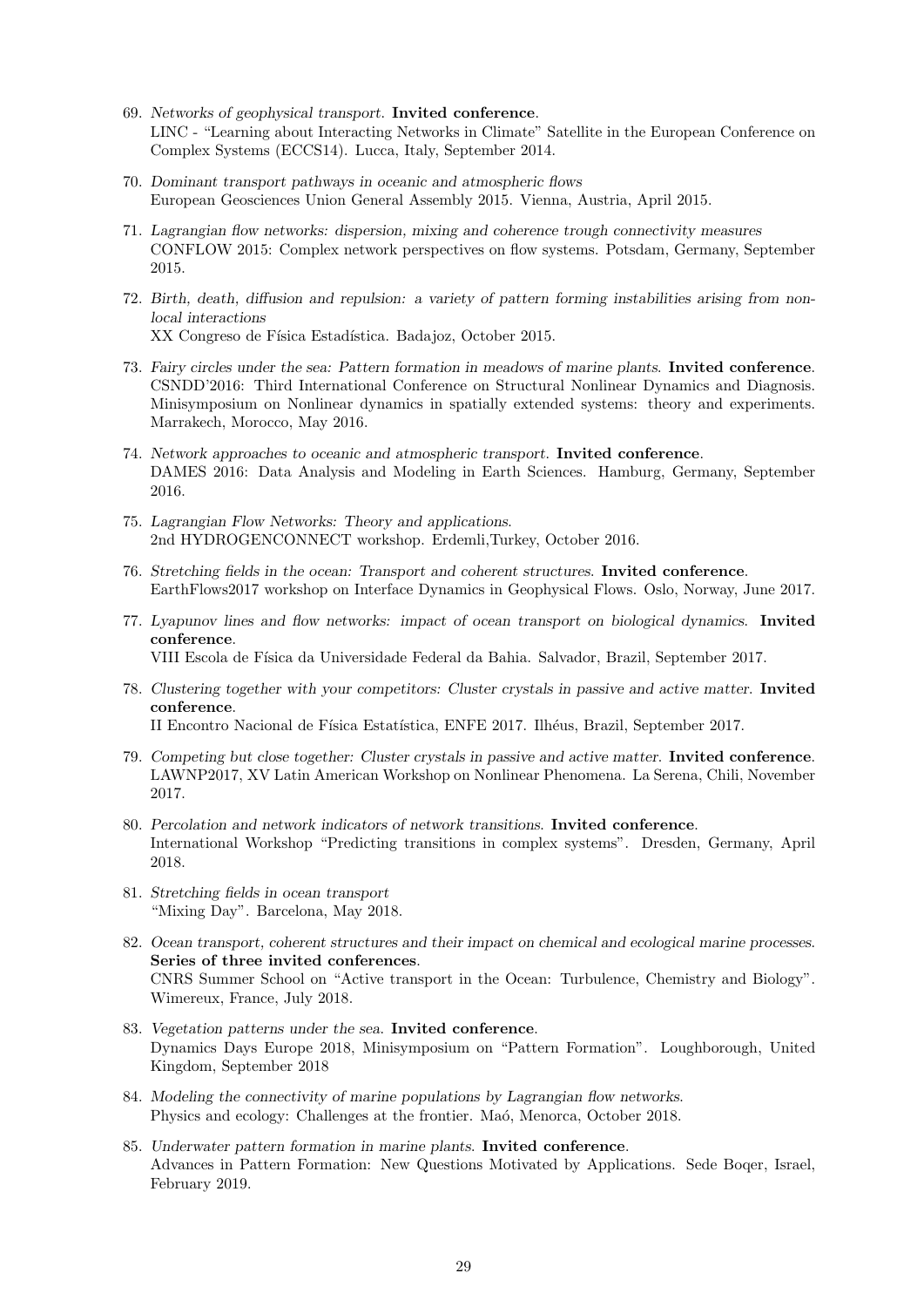69. *Networks of geophysical transport.* **Invited conference**.
LINC - "Learning about Interacting Networks in Climate" Satellite in the European Conference on Complex Systems (ECCS14). Lucca, Italy, September 2014.

70. *Dominant transport pathways in oceanic and atmospheric flows*
European Geosciences Union General Assembly 2015. Vienna, Austria, April 2015.

71. *Lagrangian flow networks: dispersion, mixing and coherence trough connectivity measures*
CONFLOW 2015: Complex network perspectives on flow systems. Potsdam, Germany, September 2015.

72. *Birth, death, diffusion and repulsion: a variety of pattern forming instabilities arising from non-local interactions*
XX Congreso de Física Estadística. Badajoz, October 2015.

73. *Fairy circles under the sea: Pattern formation in meadows of marine plants.* **Invited conference**.
CSNDD'2016: Third International Conference on Structural Nonlinear Dynamics and Diagnosis. Minisymposium on Nonlinear dynamics in spatially extended systems: theory and experiments. Marrakech, Morocco, May 2016.

74. *Network approaches to oceanic and atmospheric transport.* **Invited conference**.
DAMES 2016: Data Analysis and Modeling in Earth Sciences. Hamburg, Germany, September 2016.

75. *Lagrangian Flow Networks: Theory and applications.*
2nd HYDROGENCONNECT workshop. Erdemli,Turkey, October 2016.

76. *Stretching fields in the ocean: Transport and coherent structures.* **Invited conference**.
EarthFlows2017 workshop on Interface Dynamics in Geophysical Flows. Oslo, Norway, June 2017.

77. *Lyapunov lines and flow networks: impact of ocean transport on biological dynamics.* **Invited conference**.
VIII Escola de Física da Universidade Federal da Bahia. Salvador, Brazil, September 2017.

78. *Clustering together with your competitors: Cluster crystals in passive and active matter.* **Invited conference**.
II Encontro Nacional de Física Estatística, ENFE 2017. Ilhéus, Brazil, September 2017.

79. *Competing but close together: Cluster crystals in passive and active matter.* **Invited conference**.
LAWNP2017, XV Latin American Workshop on Nonlinear Phenomena. La Serena, Chili, November 2017.

80. *Percolation and network indicators of network transitions.* **Invited conference**.
International Workshop "Predicting transitions in complex systems". Dresden, Germany, April 2018.

81. *Stretching fields in ocean transport*
"Mixing Day". Barcelona, May 2018.

82. *Ocean transport, coherent structures and their impact on chemical and ecological marine processes.* **Series of three invited conferences**.
CNRS Summer School on "Active transport in the Ocean: Turbulence, Chemistry and Biology". Wimereux, France, July 2018.

83. *Vegetation patterns under the sea.* **Invited conference**.
Dynamics Days Europe 2018, Minisymposium on "Pattern Formation". Loughborough, United Kingdom, September 2018

84. *Modeling the connectivity of marine populations by Lagrangian flow networks.*
Physics and ecology: Challenges at the frontier. Maó, Menorca, October 2018.

85. *Underwater pattern formation in marine plants.* **Invited conference**.
Advances in Pattern Formation: New Questions Motivated by Applications. Sede Boqer, Israel, February 2019.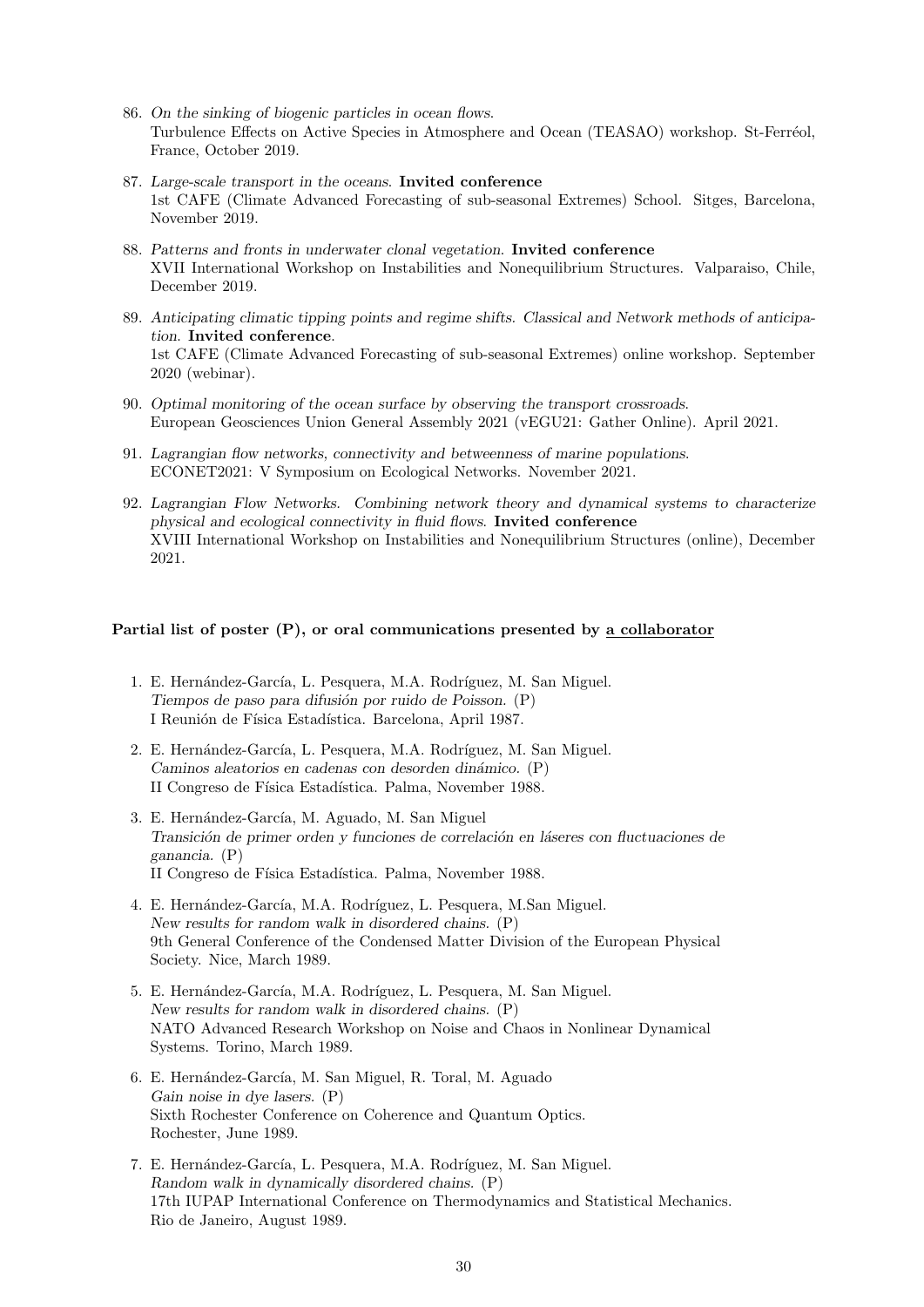86. *On the sinking of biogenic particles in ocean flows.*
    Turbulence Effects on Active Species in Atmosphere and Ocean (TEASAO) workshop. St-Ferréol, France, October 2019.

87. *Large-scale transport in the oceans.* **Invited conference**
    1st CAFE (Climate Advanced Forecasting of sub-seasonal Extremes) School. Sitges, Barcelona, November 2019.

88. *Patterns and fronts in underwater clonal vegetation.* **Invited conference**
    XVII International Workshop on Instabilities and Nonequilibrium Structures. Valparaiso, Chile, December 2019.

89. *Anticipating climatic tipping points and regime shifts. Classical and Network methods of anticipation.* **Invited conference**.
    1st CAFE (Climate Advanced Forecasting of sub-seasonal Extremes) online workshop. September 2020 (webinar).

90. *Optimal monitoring of the ocean surface by observing the transport crossroads.*
    European Geosciences Union General Assembly 2021 (vEGU21: Gather Online). April 2021.

91. *Lagrangian flow networks, connectivity and betweenness of marine populations.*
    ECONET2021: V Symposium on Ecological Networks. November 2021.

92. *Lagrangian Flow Networks. Combining network theory and dynamical systems to characterize physical and ecological connectivity in fluid flows.* **Invited conference**
    XVIII International Workshop on Instabilities and Nonequilibrium Structures (online), December 2021.

**Partial list of poster (P), or oral communications presented by <u>a collaborator</u>**

1. E. Hernández-García, L. Pesquera, M.A. Rodríguez, M. San Miguel.
   *Tiempos de paso para difusión por ruido de Poisson.* (P)
   I Reunión de Física Estadística. Barcelona, April 1987.

2. E. Hernández-García, L. Pesquera, M.A. Rodríguez, M. San Miguel.
   *Caminos aleatorios en cadenas con desorden dinámico.* (P)
   II Congreso de Física Estadística. Palma, November 1988.

3. E. Hernández-García, M. Aguado, M. San Miguel
   *Transición de primer orden y funciones de correlación en láseres con fluctuaciones de ganancia.* (P)
   II Congreso de Física Estadística. Palma, November 1988.

4. E. Hernández-García, M.A. Rodríguez, L. Pesquera, M.San Miguel.
   *New results for random walk in disordered chains.* (P)
   9th General Conference of the Condensed Matter Division of the European Physical Society. Nice, March 1989.

5. E. Hernández-García, M.A. Rodríguez, L. Pesquera, M. San Miguel.
   *New results for random walk in disordered chains.* (P)
   NATO Advanced Research Workshop on Noise and Chaos in Nonlinear Dynamical Systems. Torino, March 1989.

6. E. Hernández-García, M. San Miguel, R. Toral, M. Aguado
   *Gain noise in dye lasers.* (P)
   Sixth Rochester Conference on Coherence and Quantum Optics.
   Rochester, June 1989.

7. E. Hernández-García, L. Pesquera, M.A. Rodríguez, M. San Miguel.
   *Random walk in dynamically disordered chains.* (P)
   17th IUPAP International Conference on Thermodynamics and Statistical Mechanics.
   Rio de Janeiro, August 1989.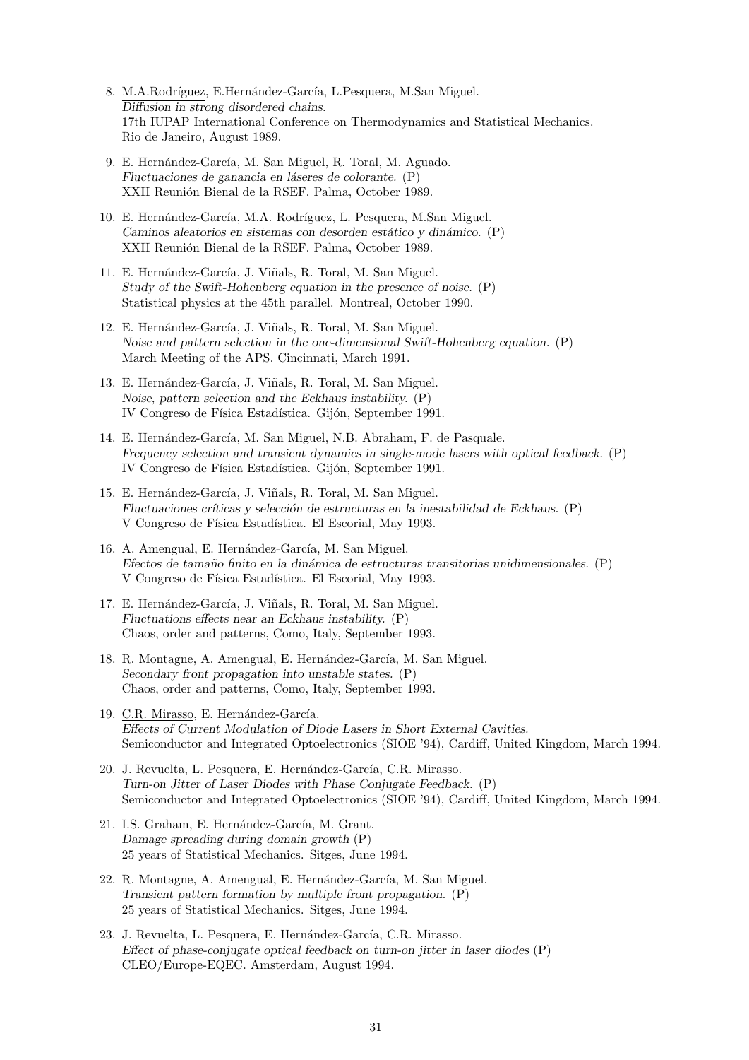8. M.A.Rodríguez, E.Hernández-García, L.Pesquera, M.San Miguel.
*Diffusion in strong disordered chains.*
17th IUPAP International Conference on Thermodynamics and Statistical Mechanics.
Rio de Janeiro, August 1989.

9. E. Hernández-García, M. San Miguel, R. Toral, M. Aguado.
*Fluctuaciones de ganancia en láseres de colorante.* (P)
XXII Reunión Bienal de la RSEF. Palma, October 1989.

10. E. Hernández-García, M.A. Rodríguez, L. Pesquera, M.San Miguel.
*Caminos aleatorios en sistemas con desorden estático y dinámico.* (P)
XXII Reunión Bienal de la RSEF. Palma, October 1989.

11. E. Hernández-García, J. Viñals, R. Toral, M. San Miguel.
*Study of the Swift-Hohenberg equation in the presence of noise.* (P)
Statistical physics at the 45th parallel. Montreal, October 1990.

12. E. Hernández-García, J. Viñals, R. Toral, M. San Miguel.
*Noise and pattern selection in the one-dimensional Swift-Hohenberg equation.* (P)
March Meeting of the APS. Cincinnati, March 1991.

13. E. Hernández-García, J. Viñals, R. Toral, M. San Miguel.
*Noise, pattern selection and the Eckhaus instability.* (P)
IV Congreso de Física Estadística. Gijón, September 1991.

14. E. Hernández-García, M. San Miguel, N.B. Abraham, F. de Pasquale.
*Frequency selection and transient dynamics in single-mode lasers with optical feedback.* (P)
IV Congreso de Física Estadística. Gijón, September 1991.

15. E. Hernández-García, J. Viñals, R. Toral, M. San Miguel.
*Fluctuaciones críticas y selección de estructuras en la inestabilidad de Eckhaus.* (P)
V Congreso de Física Estadística. El Escorial, May 1993.

16. A. Amengual, E. Hernández-García, M. San Miguel.
*Efectos de tamaño finito en la dinámica de estructuras transitorias unidimensionales.* (P)
V Congreso de Física Estadística. El Escorial, May 1993.

17. E. Hernández-García, J. Viñals, R. Toral, M. San Miguel.
*Fluctuations effects near an Eckhaus instability.* (P)
Chaos, order and patterns, Como, Italy, September 1993.

18. R. Montagne, A. Amengual, E. Hernández-García, M. San Miguel.
*Secondary front propagation into unstable states.* (P)
Chaos, order and patterns, Como, Italy, September 1993.

19. C.R. Mirasso, E. Hernández-García.
*Effects of Current Modulation of Diode Lasers in Short External Cavities.*
Semiconductor and Integrated Optoelectronics (SIOE '94), Cardiff, United Kingdom, March 1994.

20. J. Revuelta, L. Pesquera, E. Hernández-García, C.R. Mirasso.
*Turn-on Jitter of Laser Diodes with Phase Conjugate Feedback.* (P)
Semiconductor and Integrated Optoelectronics (SIOE '94), Cardiff, United Kingdom, March 1994.

21. I.S. Graham, E. Hernández-García, M. Grant.
*Damage spreading during domain growth* (P)
25 years of Statistical Mechanics. Sitges, June 1994.

22. R. Montagne, A. Amengual, E. Hernández-García, M. San Miguel.
*Transient pattern formation by multiple front propagation.* (P)
25 years of Statistical Mechanics. Sitges, June 1994.

23. J. Revuelta, L. Pesquera, E. Hernández-García, C.R. Mirasso.
*Effect of phase-conjugate optical feedback on turn-on jitter in laser diodes* (P)
CLEO/Europe-EQEC. Amsterdam, August 1994.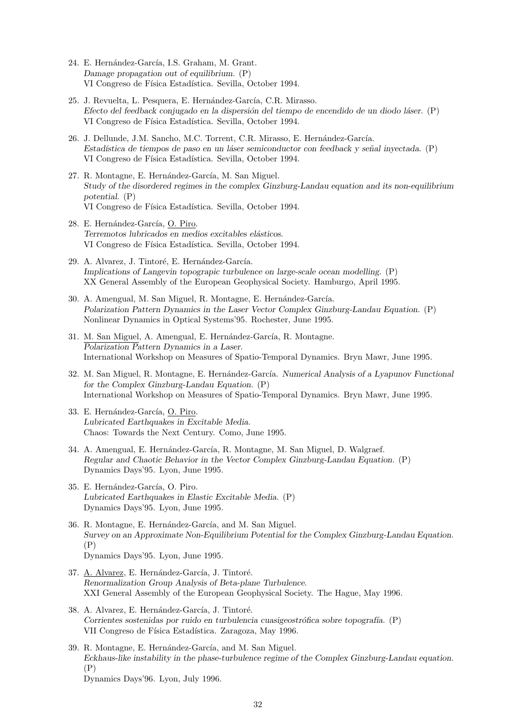24. E. Hernández-García, I.S. Graham, M. Grant.
    *Damage propagation out of equilibrium.* (P)
    VI Congreso de Física Estadística. Sevilla, October 1994.

25. J. Revuelta, L. Pesquera, E. Hernández-García, C.R. Mirasso.
    *Efecto del feedback conjugado en la dispersión del tiempo de encendido de un diodo láser.* (P)
    VI Congreso de Física Estadística. Sevilla, October 1994.

26. J. Dellunde, J.M. Sancho, M.C. Torrent, C.R. Mirasso, E. Hernández-García.
    *Estadística de tiempos de paso en un láser semiconductor con feedback y señal inyectada.* (P)
    VI Congreso de Física Estadística. Sevilla, October 1994.

27. R. Montagne, E. Hernández-García, M. San Miguel.
    *Study of the disordered regimes in the complex Ginzburg-Landau equation and its non-equilibrium potential.* (P)
    VI Congreso de Física Estadística. Sevilla, October 1994.

28. E. Hernández-García, O. Piro.
    *Terremotos lubricados en medios excitables elásticos.*
    VI Congreso de Física Estadística. Sevilla, October 1994.

29. A. Alvarez, J. Tintoré, E. Hernández-García.
    *Implications of Langevin topograpic turbulence on large-scale ocean modelling.* (P)
    XX General Assembly of the European Geophysical Society. Hamburgo, April 1995.

30. A. Amengual, M. San Miguel, R. Montagne, E. Hernández-García.
    *Polarization Pattern Dynamics in the Laser Vector Complex Ginzburg-Landau Equation.* (P)
    Nonlinear Dynamics in Optical Systems'95. Rochester, June 1995.

31. M. San Miguel, A. Amengual, E. Hernández-García, R. Montagne.
    *Polarization Pattern Dynamics in a Laser.*
    International Workshop on Measures of Spatio-Temporal Dynamics. Bryn Mawr, June 1995.

32. M. San Miguel, R. Montagne, E. Hernández-García. *Numerical Analysis of a Lyapunov Functional for the Complex Ginzburg-Landau Equation.* (P)
    International Workshop on Measures of Spatio-Temporal Dynamics. Bryn Mawr, June 1995.

33. E. Hernández-García, O. Piro.
    *Lubricated Earthquakes in Excitable Media.*
    Chaos: Towards the Next Century. Como, June 1995.

34. A. Amengual, E. Hernández-García, R. Montagne, M. San Miguel, D. Walgraef.
    *Regular and Chaotic Behavior in the Vector Complex Ginzburg-Landau Equation.* (P)
    Dynamics Days'95. Lyon, June 1995.

35. E. Hernández-García, O. Piro.
    *Lubricated Earthquakes in Elastic Excitable Media.* (P)
    Dynamics Days'95. Lyon, June 1995.

36. R. Montagne, E. Hernández-García, and M. San Miguel.
    *Survey on an Approximate Non-Equilibrium Potential for the Complex Ginzburg-Landau Equation.* (P)
    Dynamics Days'95. Lyon, June 1995.

37. A. Alvarez, E. Hernández-García, J. Tintoré.
    *Renormalization Group Analysis of Beta-plane Turbulence.*
    XXI General Assembly of the European Geophysical Society. The Hague, May 1996.

38. A. Alvarez, E. Hernández-García, J. Tintoré.
    *Corrientes sostenidas por ruido en turbulencia cuasigeostrófica sobre topografía.* (P)
    VII Congreso de Física Estadística. Zaragoza, May 1996.

39. R. Montagne, E. Hernández-García, and M. San Miguel.
    *Eckhaus-like instability in the phase-turbulence regime of the Complex Ginzburg-Landau equation.* (P)
    Dynamics Days'96. Lyon, July 1996.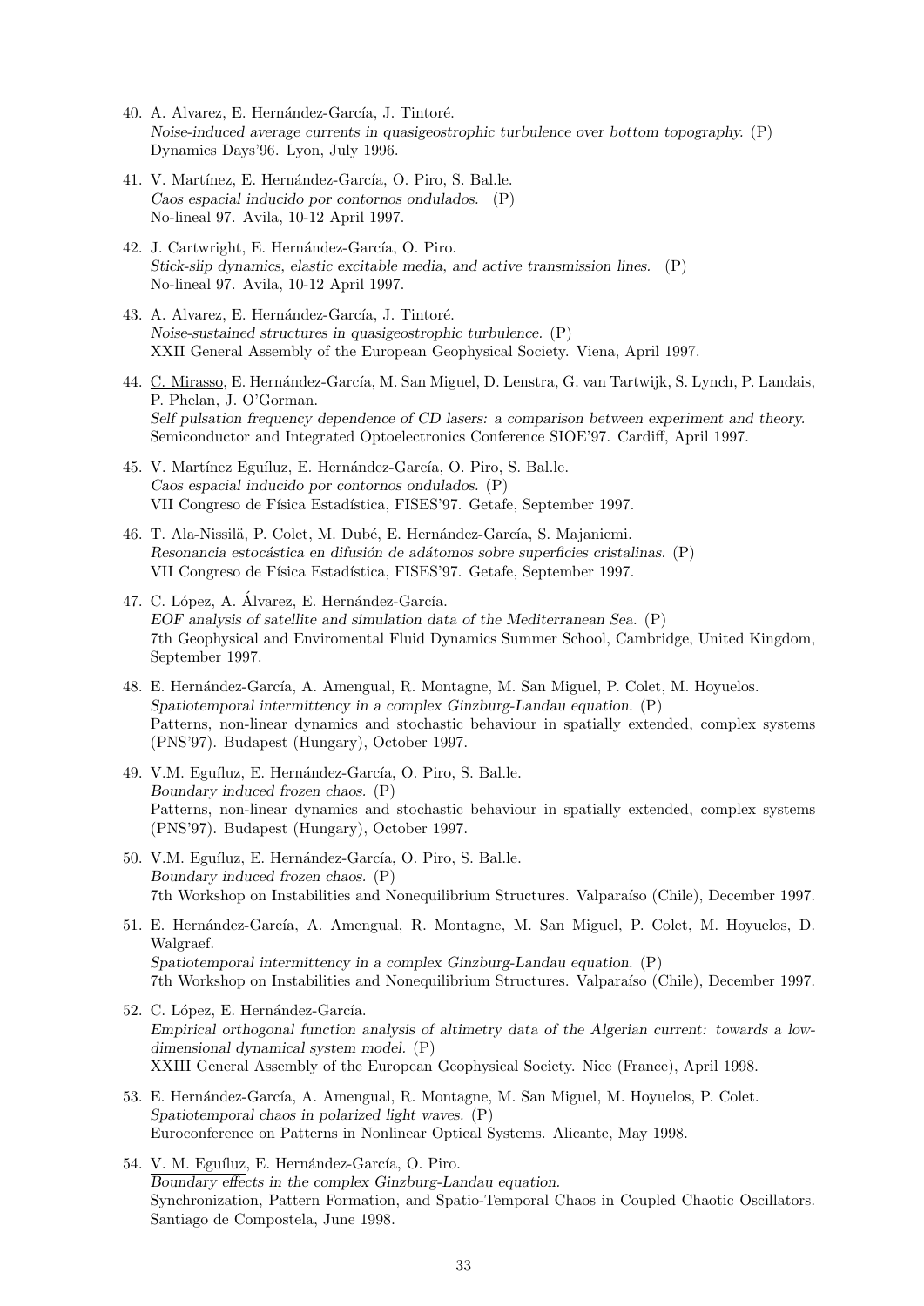40. A. Alvarez, E. Hernández-García, J. Tintoré.
*Noise-induced average currents in quasigeostrophic turbulence over bottom topography.* (P)
Dynamics Days'96. Lyon, July 1996.

41. V. Martínez, E. Hernández-García, O. Piro, S. Bal.le.
*Caos espacial inducido por contornos ondulados.* (P)
No-lineal 97. Avila, 10-12 April 1997.

42. J. Cartwright, E. Hernández-García, O. Piro.
*Stick-slip dynamics, elastic excitable media, and active transmission lines.* (P)
No-lineal 97. Avila, 10-12 April 1997.

43. A. Alvarez, E. Hernández-García, J. Tintoré.
*Noise-sustained structures in quasigeostrophic turbulence.* (P)
XXII General Assembly of the European Geophysical Society. Viena, April 1997.

44. C. Mirasso, E. Hernández-García, M. San Miguel, D. Lenstra, G. van Tartwijk, S. Lynch, P. Landais, P. Phelan, J. O'Gorman.
*Self pulsation frequency dependence of CD lasers: a comparison between experiment and theory.*
Semiconductor and Integrated Optoelectronics Conference SIOE'97. Cardiff, April 1997.

45. V. Martínez Eguíluz, E. Hernández-García, O. Piro, S. Bal.le.
*Caos espacial inducido por contornos ondulados.* (P)
VII Congreso de Física Estadística, FISES'97. Getafe, September 1997.

46. T. Ala-Nissilä, P. Colet, M. Dubé, E. Hernández-García, S. Majaniemi.
*Resonancia estocástica en difusión de adátomos sobre superficies cristalinas.* (P)
VII Congreso de Física Estadística, FISES'97. Getafe, September 1997.

47. C. López, A. Álvarez, E. Hernández-García.
*EOF analysis of satellite and simulation data of the Mediterranean Sea.* (P)
7th Geophysical and Enviromental Fluid Dynamics Summer School, Cambridge, United Kingdom, September 1997.

48. E. Hernández-García, A. Amengual, R. Montagne, M. San Miguel, P. Colet, M. Hoyuelos.
*Spatiotemporal intermittency in a complex Ginzburg-Landau equation.* (P)
Patterns, non-linear dynamics and stochastic behaviour in spatially extended, complex systems (PNS'97). Budapest (Hungary), October 1997.

49. V.M. Eguíluz, E. Hernández-García, O. Piro, S. Bal.le.
*Boundary induced frozen chaos.* (P)
Patterns, non-linear dynamics and stochastic behaviour in spatially extended, complex systems (PNS'97). Budapest (Hungary), October 1997.

50. V.M. Eguíluz, E. Hernández-García, O. Piro, S. Bal.le.
*Boundary induced frozen chaos.* (P)
7th Workshop on Instabilities and Nonequilibrium Structures. Valparaíso (Chile), December 1997.

51. E. Hernández-García, A. Amengual, R. Montagne, M. San Miguel, P. Colet, M. Hoyuelos, D. Walgraef.
*Spatiotemporal intermittency in a complex Ginzburg-Landau equation.* (P)
7th Workshop on Instabilities and Nonequilibrium Structures. Valparaíso (Chile), December 1997.

52. C. López, E. Hernández-García.
*Empirical orthogonal function analysis of altimetry data of the Algerian current: towards a low-dimensional dynamical system model.* (P)
XXIII General Assembly of the European Geophysical Society. Nice (France), April 1998.

53. E. Hernández-García, A. Amengual, R. Montagne, M. San Miguel, M. Hoyuelos, P. Colet.
*Spatiotemporal chaos in polarized light waves.* (P)
Euroconference on Patterns in Nonlinear Optical Systems. Alicante, May 1998.

54. V. M. Eguíluz, E. Hernández-García, O. Piro.
*Boundary effects in the complex Ginzburg-Landau equation.*
Synchronization, Pattern Formation, and Spatio-Temporal Chaos in Coupled Chaotic Oscillators. Santiago de Compostela, June 1998.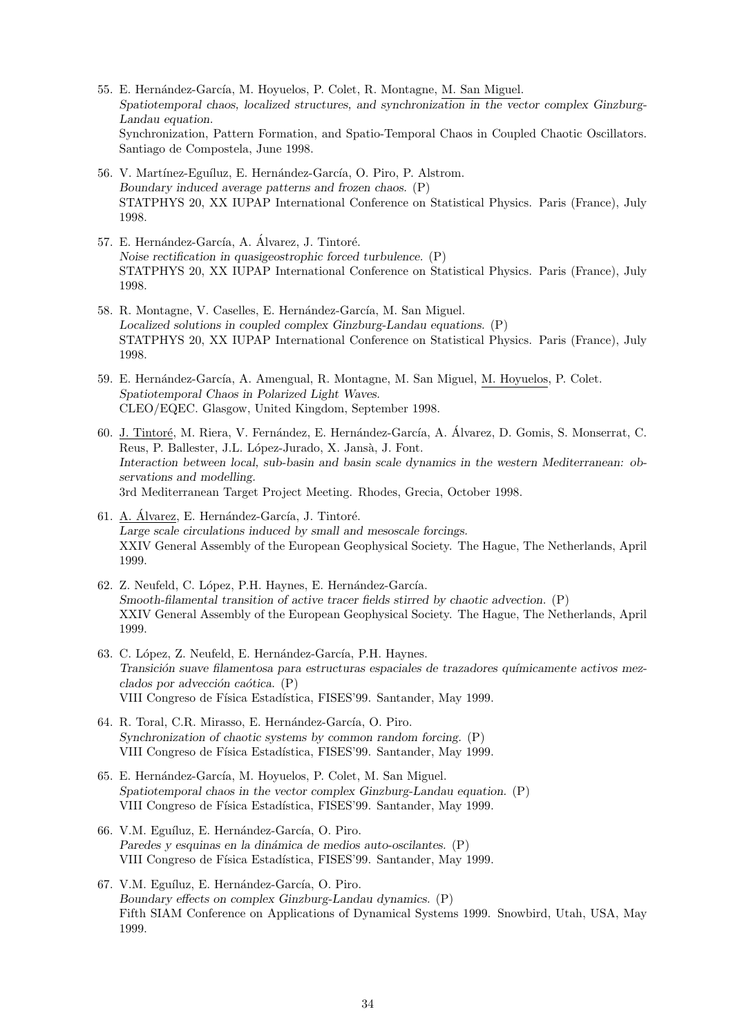55. E. Hernández-García, M. Hoyuelos, P. Colet, R. Montagne, M. San Miguel.
*Spatiotemporal chaos, localized structures, and synchronization in the vector complex Ginzburg-Landau equation.*
Synchronization, Pattern Formation, and Spatio-Temporal Chaos in Coupled Chaotic Oscillators. Santiago de Compostela, June 1998.

56. V. Martínez-Eguíluz, E. Hernández-García, O. Piro, P. Alstrom.
*Boundary induced average patterns and frozen chaos.* (P)
STATPHYS 20, XX IUPAP International Conference on Statistical Physics. Paris (France), July 1998.

57. E. Hernández-García, A. Álvarez, J. Tintoré.
*Noise rectification in quasigeostrophic forced turbulence.* (P)
STATPHYS 20, XX IUPAP International Conference on Statistical Physics. Paris (France), July 1998.

58. R. Montagne, V. Caselles, E. Hernández-García, M. San Miguel.
*Localized solutions in coupled complex Ginzburg-Landau equations.* (P)
STATPHYS 20, XX IUPAP International Conference on Statistical Physics. Paris (France), July 1998.

59. E. Hernández-García, A. Amengual, R. Montagne, M. San Miguel, M. Hoyuelos, P. Colet.
*Spatiotemporal Chaos in Polarized Light Waves.*
CLEO/EQEC. Glasgow, United Kingdom, September 1998.

60. J. Tintoré, M. Riera, V. Fernández, E. Hernández-García, A. Álvarez, D. Gomis, S. Monserrat, C. Reus, P. Ballester, J.L. López-Jurado, X. Jansà, J. Font.
*Interaction between local, sub-basin and basin scale dynamics in the western Mediterranean: observations and modelling.*
3rd Mediterranean Target Project Meeting. Rhodes, Grecia, October 1998.

61. A. Álvarez, E. Hernández-García, J. Tintoré.
*Large scale circulations induced by small and mesoscale forcings.*
XXIV General Assembly of the European Geophysical Society. The Hague, The Netherlands, April 1999.

62. Z. Neufeld, C. López, P.H. Haynes, E. Hernández-García.
*Smooth-filamental transition of active tracer fields stirred by chaotic advection.* (P)
XXIV General Assembly of the European Geophysical Society. The Hague, The Netherlands, April 1999.

63. C. López, Z. Neufeld, E. Hernández-García, P.H. Haynes.
*Transición suave filamentosa para estructuras espaciales de trazadores químicamente activos mezclados por advección caótica.* (P)
VIII Congreso de Física Estadística, FISES'99. Santander, May 1999.

64. R. Toral, C.R. Mirasso, E. Hernández-García, O. Piro.
*Synchronization of chaotic systems by common random forcing.* (P)
VIII Congreso de Física Estadística, FISES'99. Santander, May 1999.

65. E. Hernández-García, M. Hoyuelos, P. Colet, M. San Miguel.
*Spatiotemporal chaos in the vector complex Ginzburg-Landau equation.* (P)
VIII Congreso de Física Estadística, FISES'99. Santander, May 1999.

66. V.M. Eguíluz, E. Hernández-García, O. Piro.
*Paredes y esquinas en la dinámica de medios auto-oscilantes.* (P)
VIII Congreso de Física Estadística, FISES'99. Santander, May 1999.

67. V.M. Eguíluz, E. Hernández-García, O. Piro.
*Boundary effects on complex Ginzburg-Landau dynamics.* (P)
Fifth SIAM Conference on Applications of Dynamical Systems 1999. Snowbird, Utah, USA, May 1999.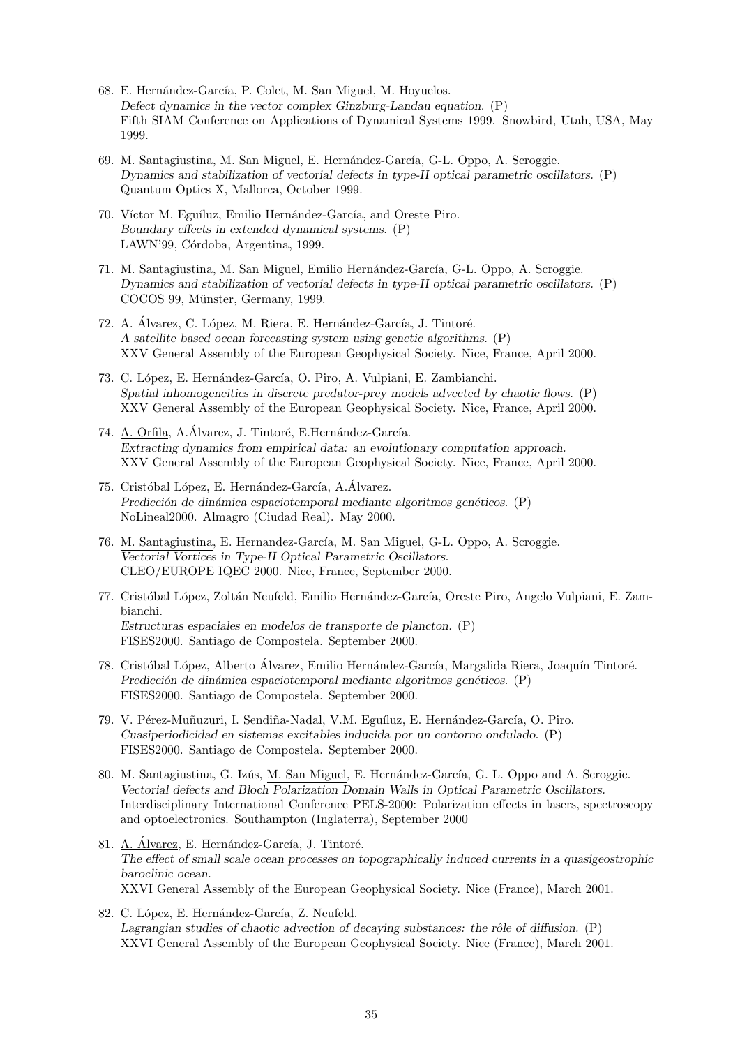68. E. Hernández-García, P. Colet, M. San Miguel, M. Hoyuelos.
*Defect dynamics in the vector complex Ginzburg-Landau equation.* (P)
Fifth SIAM Conference on Applications of Dynamical Systems 1999. Snowbird, Utah, USA, May 1999.

69. M. Santagiustina, M. San Miguel, E. Hernández-García, G-L. Oppo, A. Scroggie.
*Dynamics and stabilization of vectorial defects in type-II optical parametric oscillators.* (P)
Quantum Optics X, Mallorca, October 1999.

70. Víctor M. Eguíluz, Emilio Hernández-García, and Oreste Piro.
*Boundary effects in extended dynamical systems.* (P)
LAWN'99, Córdoba, Argentina, 1999.

71. M. Santagiustina, M. San Miguel, Emilio Hernández-García, G-L. Oppo, A. Scroggie.
*Dynamics and stabilization of vectorial defects in type-II optical parametric oscillators.* (P)
COCOS 99, Münster, Germany, 1999.

72. A. Álvarez, C. López, M. Riera, E. Hernández-García, J. Tintoré.
*A satellite based ocean forecasting system using genetic algorithms.* (P)
XXV General Assembly of the European Geophysical Society. Nice, France, April 2000.

73. C. López, E. Hernández-García, O. Piro, A. Vulpiani, E. Zambianchi.
*Spatial inhomogeneities in discrete predator-prey models advected by chaotic flows.* (P)
XXV General Assembly of the European Geophysical Society. Nice, France, April 2000.

74. A. Orfila, A.Álvarez, J. Tintoré, E.Hernández-García.
*Extracting dynamics from empirical data: an evolutionary computation approach.*
XXV General Assembly of the European Geophysical Society. Nice, France, April 2000.

75. Cristóbal López, E. Hernández-García, A.Álvarez.
*Predicción de dinámica espaciotemporal mediante algoritmos genéticos.* (P)
NoLineal2000. Almagro (Ciudad Real). May 2000.

76. M. Santagiustina, E. Hernandez-García, M. San Miguel, G-L. Oppo, A. Scroggie.
*Vectorial Vortices in Type-II Optical Parametric Oscillators.*
CLEO/EUROPE IQEC 2000. Nice, France, September 2000.

77. Cristóbal López, Zoltán Neufeld, Emilio Hernández-García, Oreste Piro, Angelo Vulpiani, E. Zambianchi.
*Estructuras espaciales en modelos de transporte de plancton.* (P)
FISES2000. Santiago de Compostela. September 2000.

78. Cristóbal López, Alberto Álvarez, Emilio Hernández-García, Margalida Riera, Joaquín Tintoré.
*Predicción de dinámica espaciotemporal mediante algoritmos genéticos.* (P)
FISES2000. Santiago de Compostela. September 2000.

79. V. Pérez-Muñuzuri, I. Sendiña-Nadal, V.M. Eguíluz, E. Hernández-García, O. Piro.
*Cuasiperiodicidad en sistemas excitables inducida por un contorno ondulado.* (P)
FISES2000. Santiago de Compostela. September 2000.

80. M. Santagiustina, G. Izús, M. San Miguel, E. Hernández-García, G. L. Oppo and A. Scroggie.
*Vectorial defects and Bloch Polarization Domain Walls in Optical Parametric Oscillators.*
Interdisciplinary International Conference PELS-2000: Polarization effects in lasers, spectroscopy and optoelectronics. Southampton (Inglaterra), September 2000

81. A. Álvarez, E. Hernández-García, J. Tintoré.
*The effect of small scale ocean processes on topographically induced currents in a quasigeostrophic baroclinic ocean.*
XXVI General Assembly of the European Geophysical Society. Nice (France), March 2001.

82. C. López, E. Hernández-García, Z. Neufeld.
*Lagrangian studies of chaotic advection of decaying substances: the rôle of diffusion.* (P)
XXVI General Assembly of the European Geophysical Society. Nice (France), March 2001.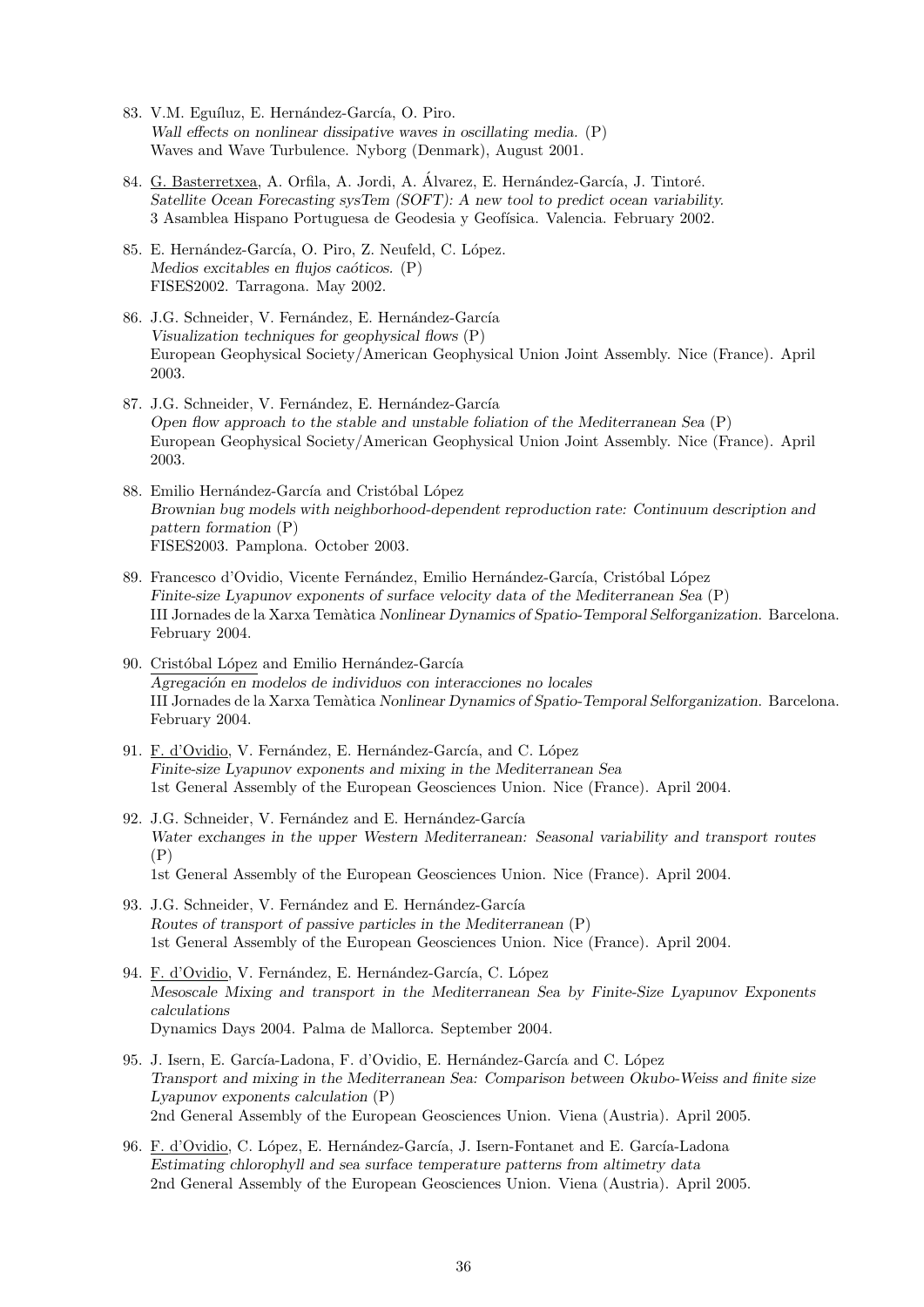83. V.M. Eguíluz, E. Hernández-García, O. Piro.
*Wall effects on nonlinear dissipative waves in oscillating media.* (P)
Waves and Wave Turbulence. Nyborg (Denmark), August 2001.

84. G. Basterretxea, A. Orfila, A. Jordi, A. Álvarez, E. Hernández-García, J. Tintoré.
*Satellite Ocean Forecasting sysTem (SOFT): A new tool to predict ocean variability.*
3 Asamblea Hispano Portuguesa de Geodesia y Geofísica. Valencia. February 2002.

85. E. Hernández-García, O. Piro, Z. Neufeld, C. López.
*Medios excitables en flujos caóticos.* (P)
FISES2002. Tarragona. May 2002.

86. J.G. Schneider, V. Fernández, E. Hernández-García
*Visualization techniques for geophysical flows* (P)
European Geophysical Society/American Geophysical Union Joint Assembly. Nice (France). April 2003.

87. J.G. Schneider, V. Fernández, E. Hernández-García
*Open flow approach to the stable and unstable foliation of the Mediterranean Sea* (P)
European Geophysical Society/American Geophysical Union Joint Assembly. Nice (France). April 2003.

88. Emilio Hernández-García and Cristóbal López
*Brownian bug models with neighborhood-dependent reproduction rate: Continuum description and pattern formation* (P)
FISES2003. Pamplona. October 2003.

89. Francesco d'Ovidio, Vicente Fernández, Emilio Hernández-García, Cristóbal López
*Finite-size Lyapunov exponents of surface velocity data of the Mediterranean Sea* (P)
III Jornades de la Xarxa Temàtica *Nonlinear Dynamics of Spatio-Temporal Selforganization.* Barcelona. February 2004.

90. Cristóbal López and Emilio Hernández-García
*Agregación en modelos de individuos con interacciones no locales*
III Jornades de la Xarxa Temàtica *Nonlinear Dynamics of Spatio-Temporal Selforganization.* Barcelona. February 2004.

91. F. d'Ovidio, V. Fernández, E. Hernández-García, and C. López
*Finite-size Lyapunov exponents and mixing in the Mediterranean Sea*
1st General Assembly of the European Geosciences Union. Nice (France). April 2004.

92. J.G. Schneider, V. Fernández and E. Hernández-García
*Water exchanges in the upper Western Mediterranean: Seasonal variability and transport routes* (P)
1st General Assembly of the European Geosciences Union. Nice (France). April 2004.

93. J.G. Schneider, V. Fernández and E. Hernández-García
*Routes of transport of passive particles in the Mediterranean* (P)
1st General Assembly of the European Geosciences Union. Nice (France). April 2004.

94. F. d'Ovidio, V. Fernández, E. Hernández-García, C. López
*Mesoscale Mixing and transport in the Mediterranean Sea by Finite-Size Lyapunov Exponents calculations*
Dynamics Days 2004. Palma de Mallorca. September 2004.

95. J. Isern, E. García-Ladona, F. d'Ovidio, E. Hernández-García and C. López
*Transport and mixing in the Mediterranean Sea: Comparison between Okubo-Weiss and finite size Lyapunov exponents calculation* (P)
2nd General Assembly of the European Geosciences Union. Viena (Austria). April 2005.

96. F. d'Ovidio, C. López, E. Hernández-García, J. Isern-Fontanet and E. García-Ladona
*Estimating chlorophyll and sea surface temperature patterns from altimetry data*
2nd General Assembly of the European Geosciences Union. Viena (Austria). April 2005.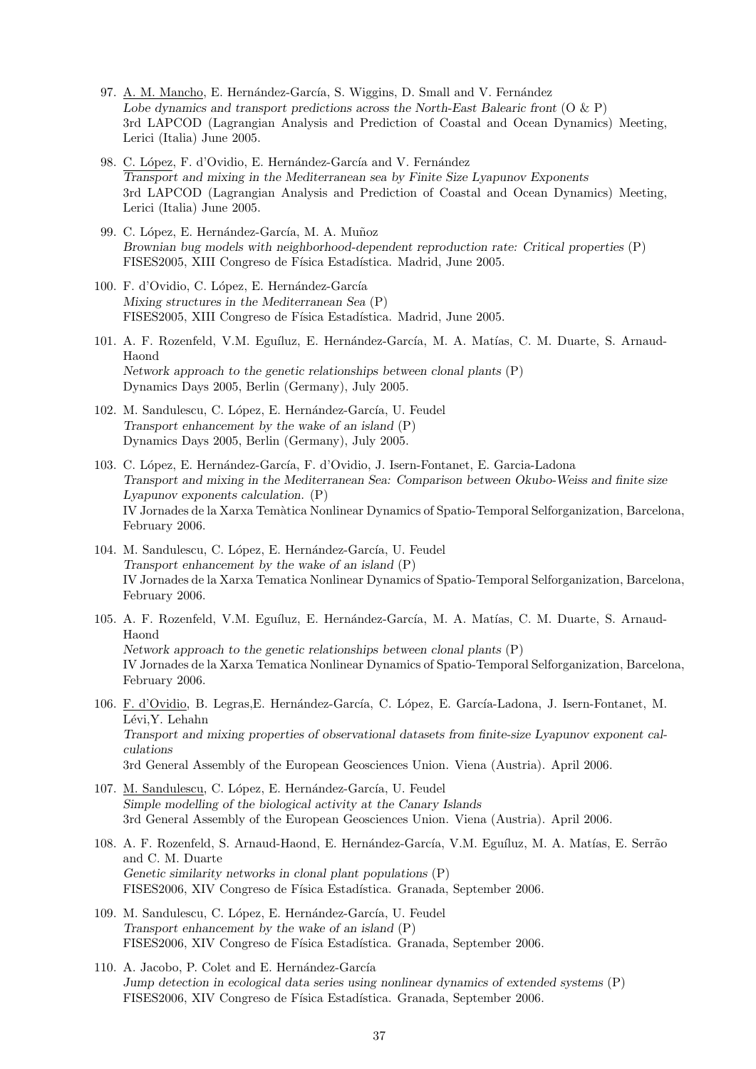97. A. M. Mancho, E. Hernández-García, S. Wiggins, D. Small and V. Fernández
*Lobe dynamics and transport predictions across the North-East Balearic front* (O & P)
3rd LAPCOD (Lagrangian Analysis and Prediction of Coastal and Ocean Dynamics) Meeting, Lerici (Italia) June 2005.

98. C. López, F. d'Ovidio, E. Hernández-García and V. Fernández
*Transport and mixing in the Mediterranean sea by Finite Size Lyapunov Exponents*
3rd LAPCOD (Lagrangian Analysis and Prediction of Coastal and Ocean Dynamics) Meeting, Lerici (Italia) June 2005.

99. C. López, E. Hernández-García, M. A. Muñoz
*Brownian bug models with neighborhood-dependent reproduction rate: Critical properties* (P)
FISES2005, XIII Congreso de Física Estadística. Madrid, June 2005.

100. F. d'Ovidio, C. López, E. Hernández-García
*Mixing structures in the Mediterranean Sea* (P)
FISES2005, XIII Congreso de Física Estadística. Madrid, June 2005.

101. A. F. Rozenfeld, V.M. Eguíluz, E. Hernández-García, M. A. Matías, C. M. Duarte, S. Arnaud-Haond
*Network approach to the genetic relationships between clonal plants* (P)
Dynamics Days 2005, Berlin (Germany), July 2005.

102. M. Sandulescu, C. López, E. Hernández-García, U. Feudel
*Transport enhancement by the wake of an island* (P)
Dynamics Days 2005, Berlin (Germany), July 2005.

103. C. López, E. Hernández-García, F. d'Ovidio, J. Isern-Fontanet, E. Garcia-Ladona
*Transport and mixing in the Mediterranean Sea: Comparison between Okubo-Weiss and finite size Lyapunov exponents calculation.* (P)
IV Jornades de la Xarxa Temàtica Nonlinear Dynamics of Spatio-Temporal Selforganization, Barcelona, February 2006.

104. M. Sandulescu, C. López, E. Hernández-García, U. Feudel
*Transport enhancement by the wake of an island* (P)
IV Jornades de la Xarxa Tematica Nonlinear Dynamics of Spatio-Temporal Selforganization, Barcelona, February 2006.

105. A. F. Rozenfeld, V.M. Eguíluz, E. Hernández-García, M. A. Matías, C. M. Duarte, S. Arnaud-Haond
*Network approach to the genetic relationships between clonal plants* (P)
IV Jornades de la Xarxa Tematica Nonlinear Dynamics of Spatio-Temporal Selforganization, Barcelona, February 2006.

106. F. d'Ovidio, B. Legras,E. Hernández-García, C. López, E. García-Ladona, J. Isern-Fontanet, M. Lévi,Y. Lehahn
*Transport and mixing properties of observational datasets from finite-size Lyapunov exponent calculations*
3rd General Assembly of the European Geosciences Union. Viena (Austria). April 2006.

107. M. Sandulescu, C. López, E. Hernández-García, U. Feudel
*Simple modelling of the biological activity at the Canary Islands*
3rd General Assembly of the European Geosciences Union. Viena (Austria). April 2006.

108. A. F. Rozenfeld, S. Arnaud-Haond, E. Hernández-García, V.M. Eguíluz, M. A. Matías, E. Serrão and C. M. Duarte
*Genetic similarity networks in clonal plant populations* (P)
FISES2006, XIV Congreso de Física Estadística. Granada, September 2006.

109. M. Sandulescu, C. López, E. Hernández-García, U. Feudel
*Transport enhancement by the wake of an island* (P)
FISES2006, XIV Congreso de Física Estadística. Granada, September 2006.

110. A. Jacobo, P. Colet and E. Hernández-García
*Jump detection in ecological data series using nonlinear dynamics of extended systems* (P)
FISES2006, XIV Congreso de Física Estadística. Granada, September 2006.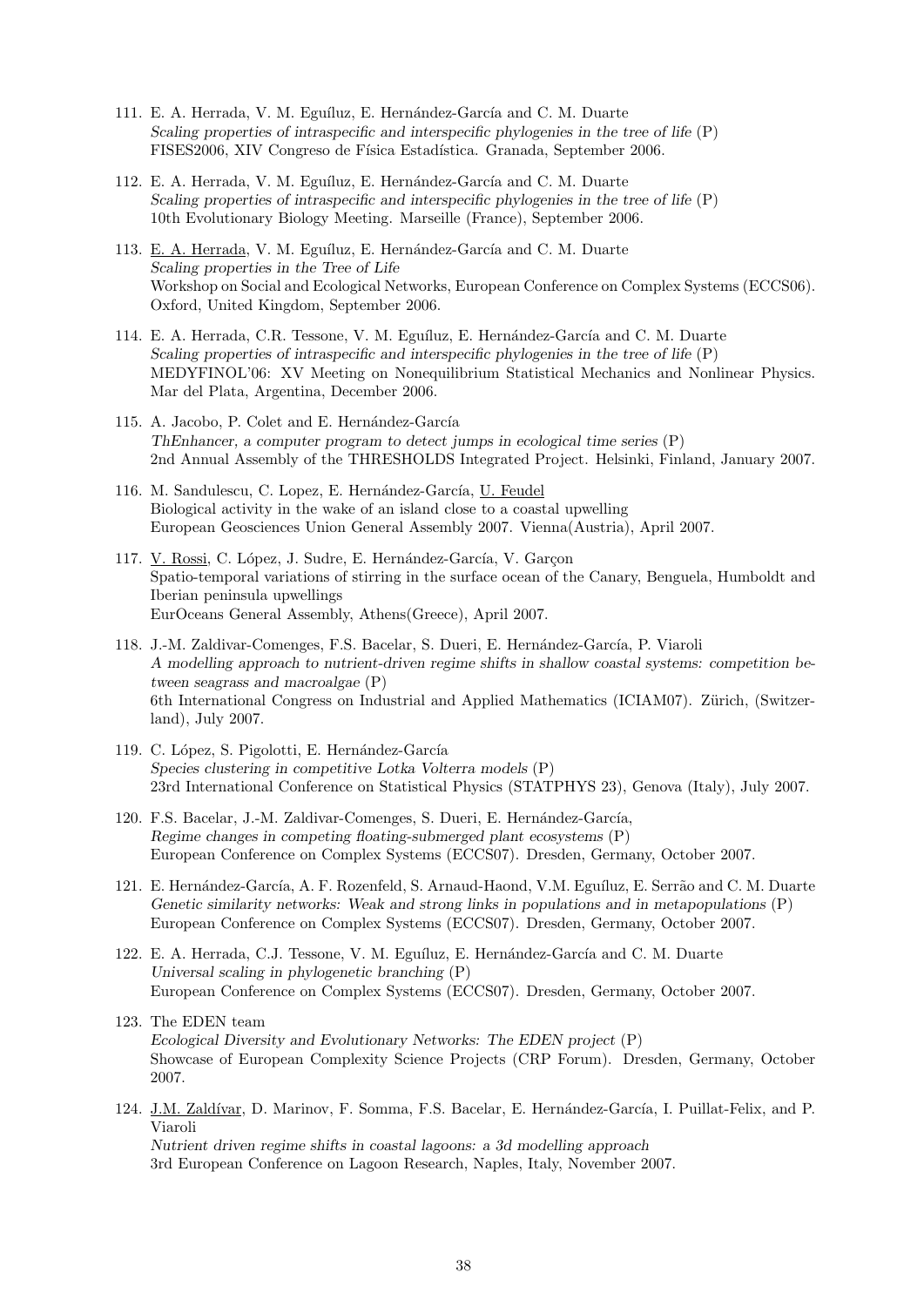111. E. A. Herrada, V. M. Eguíluz, E. Hernández-García and C. M. Duarte
*Scaling properties of intraspecific and interspecific phylogenies in the tree of life* (P)
FISES2006, XIV Congreso de Física Estadística. Granada, September 2006.

112. E. A. Herrada, V. M. Eguíluz, E. Hernández-García and C. M. Duarte
*Scaling properties of intraspecific and interspecific phylogenies in the tree of life* (P)
10th Evolutionary Biology Meeting. Marseille (France), September 2006.

113. E. A. Herrada, V. M. Eguíluz, E. Hernández-García and C. M. Duarte
*Scaling properties in the Tree of Life*
Workshop on Social and Ecological Networks, European Conference on Complex Systems (ECCS06). Oxford, United Kingdom, September 2006.

114. E. A. Herrada, C.R. Tessone, V. M. Eguíluz, E. Hernández-García and C. M. Duarte
*Scaling properties of intraspecific and interspecific phylogenies in the tree of life* (P)
MEDYFINOL'06: XV Meeting on Nonequilibrium Statistical Mechanics and Nonlinear Physics. Mar del Plata, Argentina, December 2006.

115. A. Jacobo, P. Colet and E. Hernández-García
*ThEnhancer, a computer program to detect jumps in ecological time series* (P)
2nd Annual Assembly of the THRESHOLDS Integrated Project. Helsinki, Finland, January 2007.

116. M. Sandulescu, C. Lopez, E. Hernández-García, U. Feudel
Biological activity in the wake of an island close to a coastal upwelling
European Geosciences Union General Assembly 2007. Vienna(Austria), April 2007.

117. V. Rossi, C. López, J. Sudre, E. Hernández-García, V. Garçon
Spatio-temporal variations of stirring in the surface ocean of the Canary, Benguela, Humboldt and Iberian peninsula upwellings
EurOceans General Assembly, Athens(Greece), April 2007.

118. J.-M. Zaldivar-Comenges, F.S. Bacelar, S. Dueri, E. Hernández-García, P. Viaroli
*A modelling approach to nutrient-driven regime shifts in shallow coastal systems: competition between seagrass and macroalgae* (P)
6th International Congress on Industrial and Applied Mathematics (ICIAM07). Zürich, (Switzerland), July 2007.

119. C. López, S. Pigolotti, E. Hernández-García
*Species clustering in competitive Lotka Volterra models* (P)
23rd International Conference on Statistical Physics (STATPHYS 23), Genova (Italy), July 2007.

120. F.S. Bacelar, J.-M. Zaldivar-Comenges, S. Dueri, E. Hernández-García,
*Regime changes in competing floating-submerged plant ecosystems* (P)
European Conference on Complex Systems (ECCS07). Dresden, Germany, October 2007.

121. E. Hernández-García, A. F. Rozenfeld, S. Arnaud-Haond, V.M. Eguíluz, E. Serrão and C. M. Duarte
*Genetic similarity networks: Weak and strong links in populations and in metapopulations* (P)
European Conference on Complex Systems (ECCS07). Dresden, Germany, October 2007.

122. E. A. Herrada, C.J. Tessone, V. M. Eguíluz, E. Hernández-García and C. M. Duarte
*Universal scaling in phylogenetic branching* (P)
European Conference on Complex Systems (ECCS07). Dresden, Germany, October 2007.

123. The EDEN team
*Ecological Diversity and Evolutionary Networks: The EDEN project* (P)
Showcase of European Complexity Science Projects (CRP Forum). Dresden, Germany, October 2007.

124. J.M. Zaldívar, D. Marinov, F. Somma, F.S. Bacelar, E. Hernández-García, I. Puillat-Felix, and P. Viaroli
*Nutrient driven regime shifts in coastal lagoons: a 3d modelling approach*
3rd European Conference on Lagoon Research, Naples, Italy, November 2007.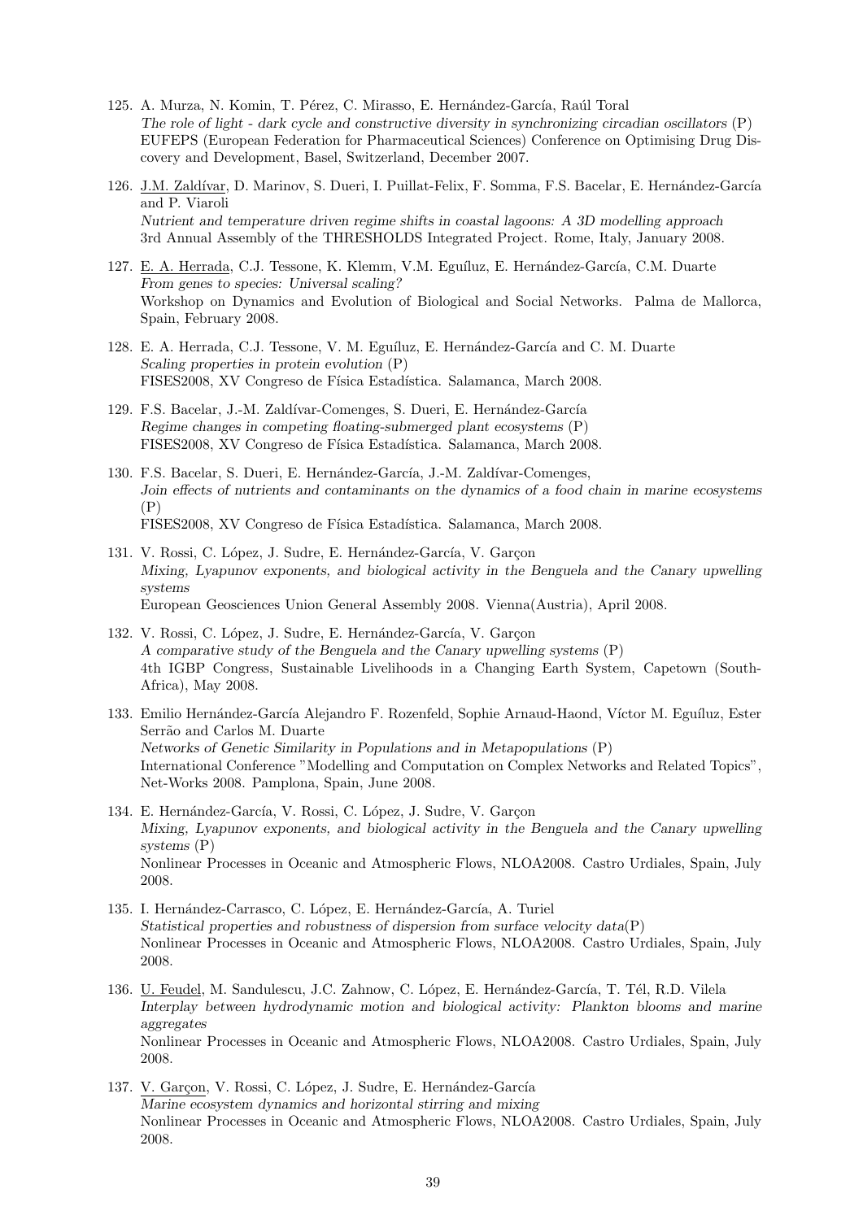125. A. Murza, N. Komin, T. Pérez, C. Mirasso, E. Hernández-García, Raúl Toral
*The role of light - dark cycle and constructive diversity in synchronizing circadian oscillators* (P)
EUFEPS (European Federation for Pharmaceutical Sciences) Conference on Optimising Drug Discovery and Development, Basel, Switzerland, December 2007.

126. J.M. Zaldívar, D. Marinov, S. Dueri, I. Puillat-Felix, F. Somma, F.S. Bacelar, E. Hernández-García and P. Viaroli
*Nutrient and temperature driven regime shifts in coastal lagoons: A 3D modelling approach*
3rd Annual Assembly of the THRESHOLDS Integrated Project. Rome, Italy, January 2008.

127. E. A. Herrada, C.J. Tessone, K. Klemm, V.M. Eguíluz, E. Hernández-García, C.M. Duarte
*From genes to species: Universal scaling?*
Workshop on Dynamics and Evolution of Biological and Social Networks. Palma de Mallorca, Spain, February 2008.

128. E. A. Herrada, C.J. Tessone, V. M. Eguíluz, E. Hernández-García and C. M. Duarte
*Scaling properties in protein evolution* (P)
FISES2008, XV Congreso de Física Estadística. Salamanca, March 2008.

129. F.S. Bacelar, J.-M. Zaldívar-Comenges, S. Dueri, E. Hernández-García
*Regime changes in competing floating-submerged plant ecosystems* (P)
FISES2008, XV Congreso de Física Estadística. Salamanca, March 2008.

130. F.S. Bacelar, S. Dueri, E. Hernández-García, J.-M. Zaldívar-Comenges,
*Join effects of nutrients and contaminants on the dynamics of a food chain in marine ecosystems* (P)
FISES2008, XV Congreso de Física Estadística. Salamanca, March 2008.

131. V. Rossi, C. López, J. Sudre, E. Hernández-García, V. Garçon
*Mixing, Lyapunov exponents, and biological activity in the Benguela and the Canary upwelling systems*
European Geosciences Union General Assembly 2008. Vienna(Austria), April 2008.

132. V. Rossi, C. López, J. Sudre, E. Hernández-García, V. Garçon
*A comparative study of the Benguela and the Canary upwelling systems* (P)
4th IGBP Congress, Sustainable Livelihoods in a Changing Earth System, Capetown (South-Africa), May 2008.

133. Emilio Hernández-García Alejandro F. Rozenfeld, Sophie Arnaud-Haond, Víctor M. Eguíluz, Ester Serrão and Carlos M. Duarte
*Networks of Genetic Similarity in Populations and in Metapopulations* (P)
International Conference "Modelling and Computation on Complex Networks and Related Topics", Net-Works 2008. Pamplona, Spain, June 2008.

134. E. Hernández-García, V. Rossi, C. López, J. Sudre, V. Garçon
*Mixing, Lyapunov exponents, and biological activity in the Benguela and the Canary upwelling systems* (P)
Nonlinear Processes in Oceanic and Atmospheric Flows, NLOA2008. Castro Urdiales, Spain, July 2008.

135. I. Hernández-Carrasco, C. López, E. Hernández-García, A. Turiel
*Statistical properties and robustness of dispersion from surface velocity data*(P)
Nonlinear Processes in Oceanic and Atmospheric Flows, NLOA2008. Castro Urdiales, Spain, July 2008.

136. U. Feudel, M. Sandulescu, J.C. Zahnow, C. López, E. Hernández-García, T. Tél, R.D. Vilela
*Interplay between hydrodynamic motion and biological activity: Plankton blooms and marine aggregates*
Nonlinear Processes in Oceanic and Atmospheric Flows, NLOA2008. Castro Urdiales, Spain, July 2008.

137. V. Garçon, V. Rossi, C. López, J. Sudre, E. Hernández-García
*Marine ecosystem dynamics and horizontal stirring and mixing*
Nonlinear Processes in Oceanic and Atmospheric Flows, NLOA2008. Castro Urdiales, Spain, July 2008.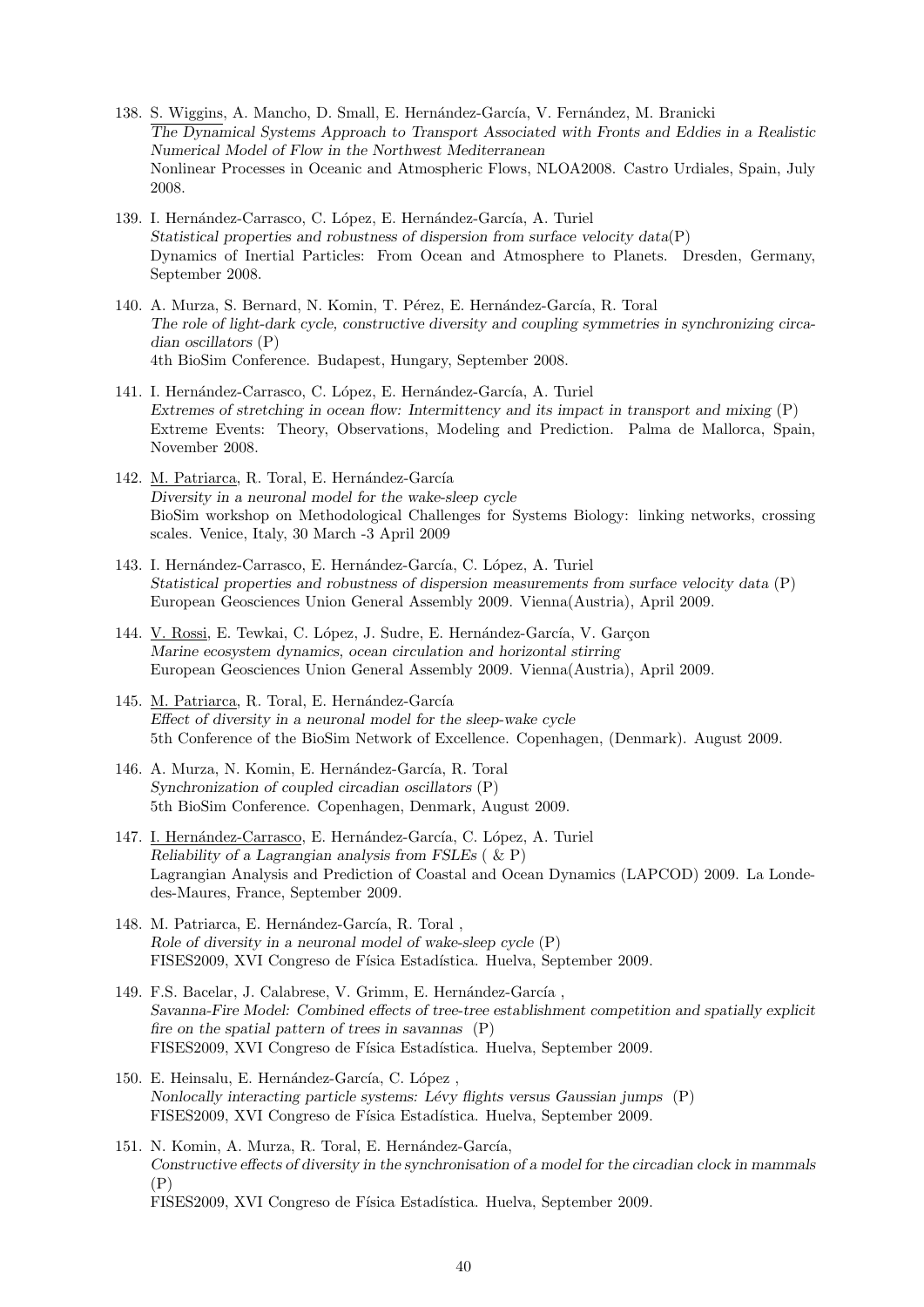138. S. Wiggins, A. Mancho, D. Small, E. Hernández-García, V. Fernández, M. Branicki
*The Dynamical Systems Approach to Transport Associated with Fronts and Eddies in a Realistic Numerical Model of Flow in the Northwest Mediterranean*
Nonlinear Processes in Oceanic and Atmospheric Flows, NLOA2008. Castro Urdiales, Spain, July 2008.

139. I. Hernández-Carrasco, C. López, E. Hernández-García, A. Turiel
*Statistical properties and robustness of dispersion from surface velocity data*(P)
Dynamics of Inertial Particles: From Ocean and Atmosphere to Planets. Dresden, Germany, September 2008.

140. A. Murza, S. Bernard, N. Komin, T. Pérez, E. Hernández-García, R. Toral
*The role of light-dark cycle, constructive diversity and coupling symmetries in synchronizing circadian oscillators* (P)
4th BioSim Conference. Budapest, Hungary, September 2008.

141. I. Hernández-Carrasco, C. López, E. Hernández-García, A. Turiel
*Extremes of stretching in ocean flow: Intermittency and its impact in transport and mixing* (P)
Extreme Events: Theory, Observations, Modeling and Prediction. Palma de Mallorca, Spain, November 2008.

142. M. Patriarca, R. Toral, E. Hernández-García
*Diversity in a neuronal model for the wake-sleep cycle*
BioSim workshop on Methodological Challenges for Systems Biology: linking networks, crossing scales. Venice, Italy, 30 March -3 April 2009

143. I. Hernández-Carrasco, E. Hernández-García, C. López, A. Turiel
*Statistical properties and robustness of dispersion measurements from surface velocity data* (P)
European Geosciences Union General Assembly 2009. Vienna(Austria), April 2009.

144. V. Rossi, E. Tewkai, C. López, J. Sudre, E. Hernández-García, V. Garçon
*Marine ecosystem dynamics, ocean circulation and horizontal stirring*
European Geosciences Union General Assembly 2009. Vienna(Austria), April 2009.

145. M. Patriarca, R. Toral, E. Hernández-García
*Effect of diversity in a neuronal model for the sleep-wake cycle*
5th Conference of the BioSim Network of Excellence. Copenhagen, (Denmark). August 2009.

146. A. Murza, N. Komin, E. Hernández-García, R. Toral
*Synchronization of coupled circadian oscillators* (P)
5th BioSim Conference. Copenhagen, Denmark, August 2009.

147. I. Hernández-Carrasco, E. Hernández-García, C. López, A. Turiel
*Reliability of a Lagrangian analysis from FSLEs* ( & P)
Lagrangian Analysis and Prediction of Coastal and Ocean Dynamics (LAPCOD) 2009. La Londe-des-Maures, France, September 2009.

148. M. Patriarca, E. Hernández-García, R. Toral ,
*Role of diversity in a neuronal model of wake-sleep cycle* (P)
FISES2009, XVI Congreso de Física Estadística. Huelva, September 2009.

149. F.S. Bacelar, J. Calabrese, V. Grimm, E. Hernández-García ,
*Savanna-Fire Model: Combined effects of tree-tree establishment competition and spatially explicit fire on the spatial pattern of trees in savannas* (P)
FISES2009, XVI Congreso de Física Estadística. Huelva, September 2009.

150. E. Heinsalu, E. Hernández-García, C. López ,
*Nonlocally interacting particle systems: Lévy flights versus Gaussian jumps* (P)
FISES2009, XVI Congreso de Física Estadística. Huelva, September 2009.

151. N. Komin, A. Murza, R. Toral, E. Hernández-García,
*Constructive effects of diversity in the synchronisation of a model for the circadian clock in mammals* (P)
FISES2009, XVI Congreso de Física Estadística. Huelva, September 2009.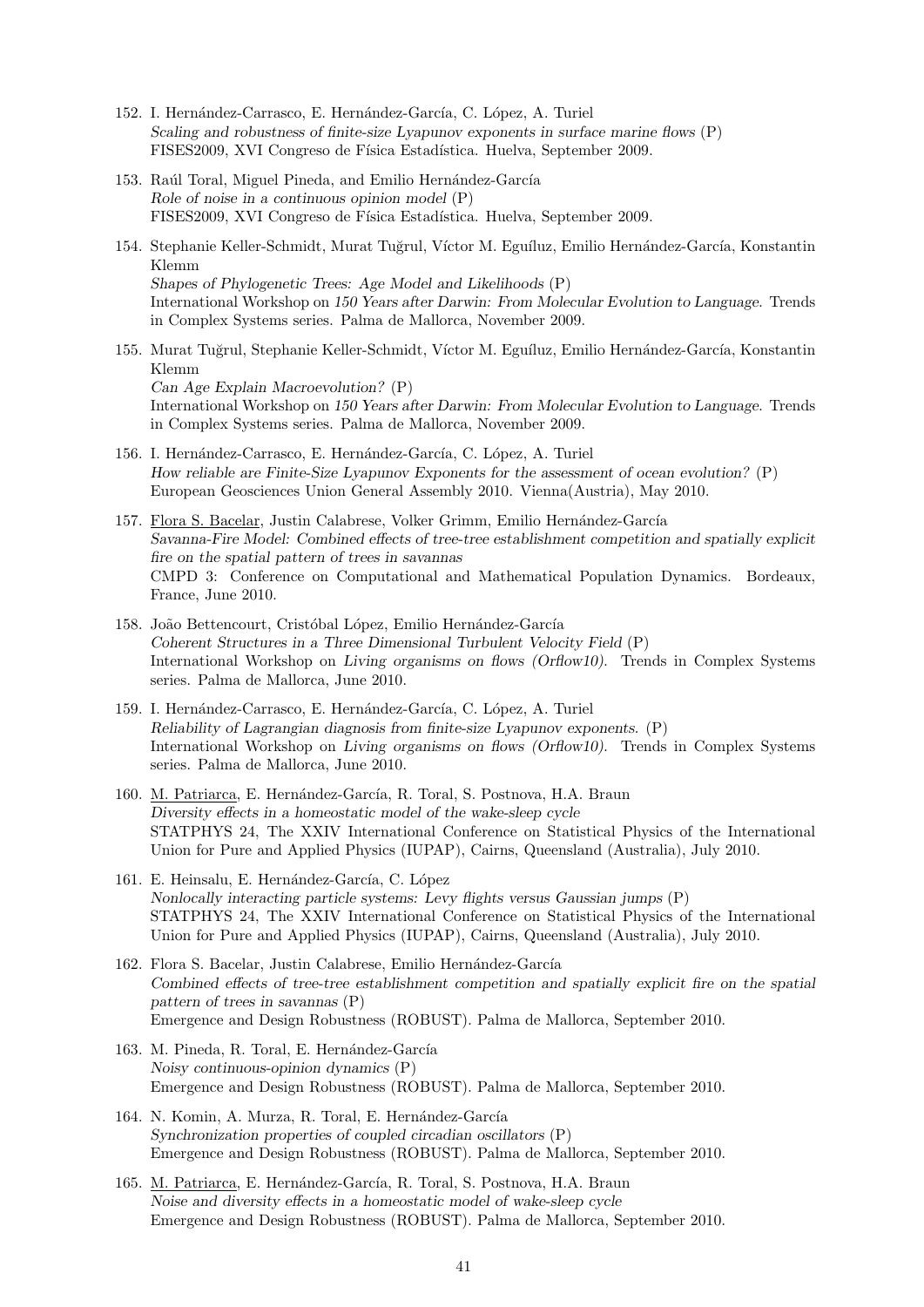152. I. Hernández-Carrasco, E. Hernández-García, C. López, A. Turiel
*Scaling and robustness of finite-size Lyapunov exponents in surface marine flows* (P)
FISES2009, XVI Congreso de Física Estadística. Huelva, September 2009.

153. Raúl Toral, Miguel Pineda, and Emilio Hernández-García
*Role of noise in a continuous opinion model* (P)
FISES2009, XVI Congreso de Física Estadística. Huelva, September 2009.

154. Stephanie Keller-Schmidt, Murat Tuğrul, Víctor M. Eguíluz, Emilio Hernández-García, Konstantin Klemm
*Shapes of Phylogenetic Trees: Age Model and Likelihoods* (P)
International Workshop on *150 Years after Darwin: From Molecular Evolution to Language*. Trends in Complex Systems series. Palma de Mallorca, November 2009.

155. Murat Tuğrul, Stephanie Keller-Schmidt, Víctor M. Eguíluz, Emilio Hernández-García, Konstantin Klemm
*Can Age Explain Macroevolution?* (P)
International Workshop on *150 Years after Darwin: From Molecular Evolution to Language*. Trends in Complex Systems series. Palma de Mallorca, November 2009.

156. I. Hernández-Carrasco, E. Hernández-García, C. López, A. Turiel
*How reliable are Finite-Size Lyapunov Exponents for the assessment of ocean evolution?* (P)
European Geosciences Union General Assembly 2010. Vienna(Austria), May 2010.

157. Flora S. Bacelar, Justin Calabrese, Volker Grimm, Emilio Hernández-García
*Savanna-Fire Model: Combined effects of tree-tree establishment competition and spatially explicit fire on the spatial pattern of trees in savannas*
CMPD 3: Conference on Computational and Mathematical Population Dynamics. Bordeaux, France, June 2010.

158. João Bettencourt, Cristóbal López, Emilio Hernández-García
*Coherent Structures in a Three Dimensional Turbulent Velocity Field* (P)
International Workshop on *Living organisms on flows (Orflow10)*. Trends in Complex Systems series. Palma de Mallorca, June 2010.

159. I. Hernández-Carrasco, E. Hernández-García, C. López, A. Turiel
*Reliability of Lagrangian diagnosis from finite-size Lyapunov exponents.* (P)
International Workshop on *Living organisms on flows (Orflow10)*. Trends in Complex Systems series. Palma de Mallorca, June 2010.

160. M. Patriarca, E. Hernández-García, R. Toral, S. Postnova, H.A. Braun
*Diversity effects in a homeostatic model of the wake-sleep cycle*
STATPHYS 24, The XXIV International Conference on Statistical Physics of the International Union for Pure and Applied Physics (IUPAP), Cairns, Queensland (Australia), July 2010.

161. E. Heinsalu, E. Hernández-García, C. López
*Nonlocally interacting particle systems: Levy flights versus Gaussian jumps* (P)
STATPHYS 24, The XXIV International Conference on Statistical Physics of the International Union for Pure and Applied Physics (IUPAP), Cairns, Queensland (Australia), July 2010.

162. Flora S. Bacelar, Justin Calabrese, Emilio Hernández-García
*Combined effects of tree-tree establishment competition and spatially explicit fire on the spatial pattern of trees in savannas* (P)
Emergence and Design Robustness (ROBUST). Palma de Mallorca, September 2010.

163. M. Pineda, R. Toral, E. Hernández-García
*Noisy continuous-opinion dynamics* (P)
Emergence and Design Robustness (ROBUST). Palma de Mallorca, September 2010.

164. N. Komin, A. Murza, R. Toral, E. Hernández-García
*Synchronization properties of coupled circadian oscillators* (P)
Emergence and Design Robustness (ROBUST). Palma de Mallorca, September 2010.

165. M. Patriarca, E. Hernández-García, R. Toral, S. Postnova, H.A. Braun
*Noise and diversity effects in a homeostatic model of wake-sleep cycle*
Emergence and Design Robustness (ROBUST). Palma de Mallorca, September 2010.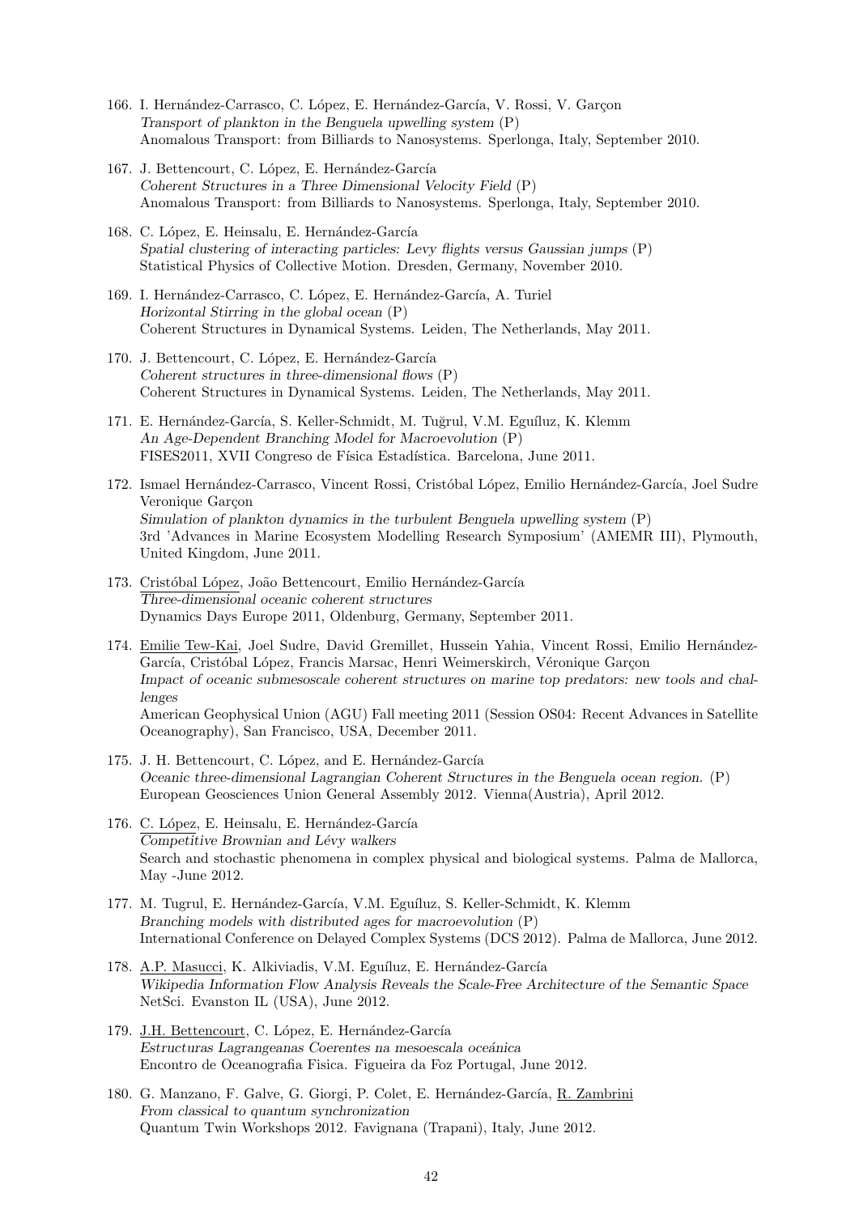166. I. Hernández-Carrasco, C. López, E. Hernández-García, V. Rossi, V. Garçon
*Transport of plankton in the Benguela upwelling system* (P)
Anomalous Transport: from Billiards to Nanosystems. Sperlonga, Italy, September 2010.

167. J. Bettencourt, C. López, E. Hernández-García
*Coherent Structures in a Three Dimensional Velocity Field* (P)
Anomalous Transport: from Billiards to Nanosystems. Sperlonga, Italy, September 2010.

168. C. López, E. Heinsalu, E. Hernández-García
*Spatial clustering of interacting particles: Levy flights versus Gaussian jumps* (P)
Statistical Physics of Collective Motion. Dresden, Germany, November 2010.

169. I. Hernández-Carrasco, C. López, E. Hernández-García, A. Turiel
*Horizontal Stirring in the global ocean* (P)
Coherent Structures in Dynamical Systems. Leiden, The Netherlands, May 2011.

170. J. Bettencourt, C. López, E. Hernández-García
*Coherent structures in three-dimensional flows* (P)
Coherent Structures in Dynamical Systems. Leiden, The Netherlands, May 2011.

171. E. Hernández-García, S. Keller-Schmidt, M. Tuğrul, V.M. Eguíluz, K. Klemm
*An Age-Dependent Branching Model for Macroevolution* (P)
FISES2011, XVII Congreso de Física Estadística. Barcelona, June 2011.

172. Ismael Hernández-Carrasco, Vincent Rossi, Cristóbal López, Emilio Hernández-García, Joel Sudre Veronique Garçon
*Simulation of plankton dynamics in the turbulent Benguela upwelling system* (P)
3rd 'Advances in Marine Ecosystem Modelling Research Symposium' (AMEMR III), Plymouth, United Kingdom, June 2011.

173. <u>Cristóbal López</u>, João Bettencourt, Emilio Hernández-García
*Three-dimensional oceanic coherent structures*
Dynamics Days Europe 2011, Oldenburg, Germany, September 2011.

174. <u>Emilie Tew-Kai</u>, Joel Sudre, David Gremillet, Hussein Yahia, Vincent Rossi, Emilio Hernández-García, Cristóbal López, Francis Marsac, Henri Weimerskirch, Véronique Garçon
*Impact of oceanic submesoscale coherent structures on marine top predators: new tools and challenges*
American Geophysical Union (AGU) Fall meeting 2011 (Session OS04: Recent Advances in Satellite Oceanography), San Francisco, USA, December 2011.

175. J. H. Bettencourt, C. López, and E. Hernández-García
*Oceanic three-dimensional Lagrangian Coherent Structures in the Benguela ocean region.* (P)
European Geosciences Union General Assembly 2012. Vienna(Austria), April 2012.

176. <u>C. López</u>, E. Heinsalu, E. Hernández-García
*Competitive Brownian and Lévy walkers*
Search and stochastic phenomena in complex physical and biological systems. Palma de Mallorca, May -June 2012.

177. M. Tugrul, E. Hernández-García, V.M. Eguíluz, S. Keller-Schmidt, K. Klemm
*Branching models with distributed ages for macroevolution* (P)
International Conference on Delayed Complex Systems (DCS 2012). Palma de Mallorca, June 2012.

178. <u>A.P. Masucci</u>, K. Alkiviadis, V.M. Eguíluz, E. Hernández-García
*Wikipedia Information Flow Analysis Reveals the Scale-Free Architecture of the Semantic Space*
NetSci. Evanston IL (USA), June 2012.

179. <u>J.H. Bettencourt</u>, C. López, E. Hernández-García
*Estructuras Lagrangeanas Coerentes na mesoescala oceánica*
Encontro de Oceanografia Fisica. Figueira da Foz Portugal, June 2012.

180. G. Manzano, F. Galve, G. Giorgi, P. Colet, E. Hernández-García, <u>R. Zambrini</u>
*From classical to quantum synchronization*
Quantum Twin Workshops 2012. Favignana (Trapani), Italy, June 2012.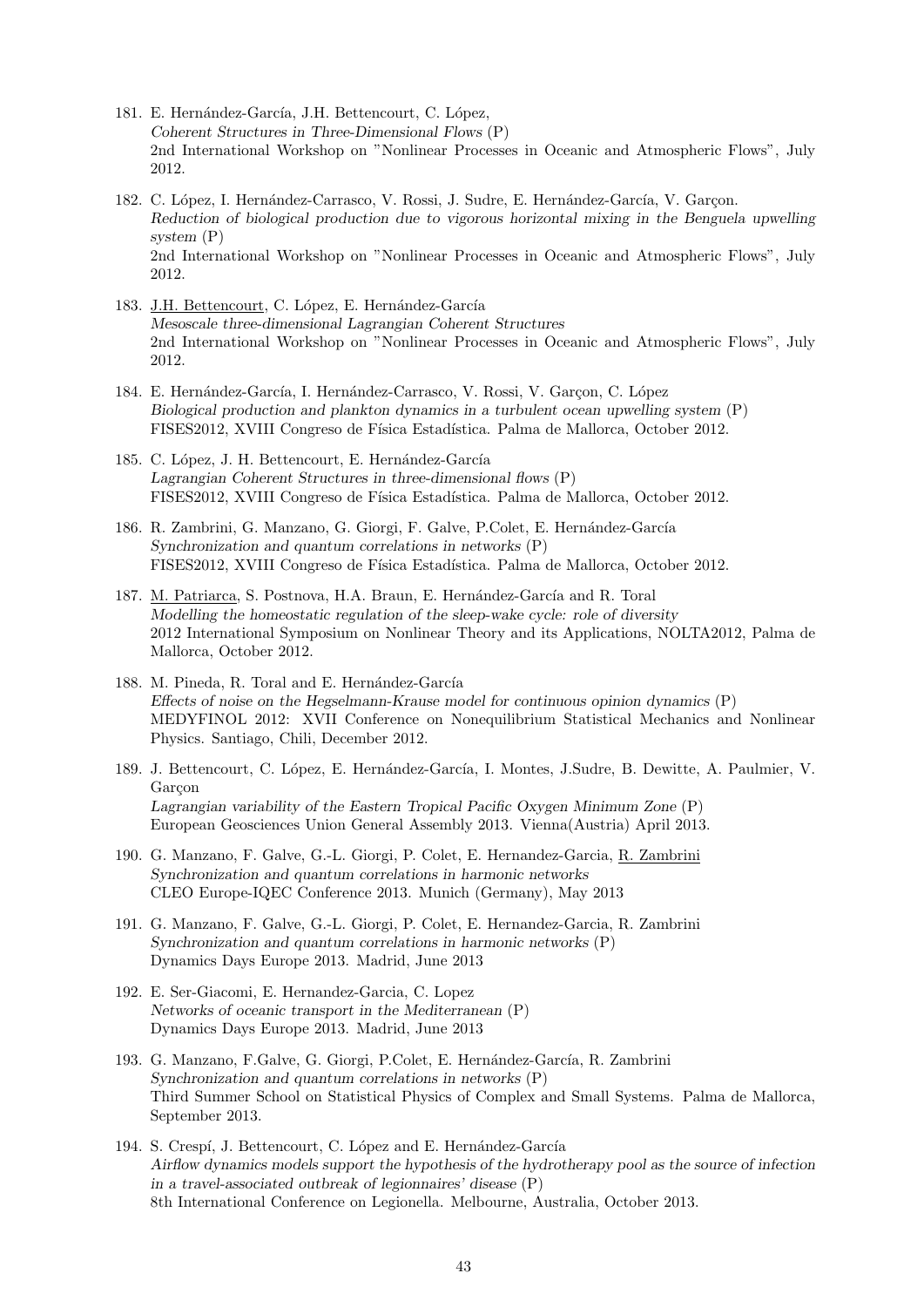181. E. Hernández-García, J.H. Bettencourt, C. López,
*Coherent Structures in Three-Dimensional Flows* (P)
2nd International Workshop on "Nonlinear Processes in Oceanic and Atmospheric Flows", July 2012.

182. C. López, I. Hernández-Carrasco, V. Rossi, J. Sudre, E. Hernández-García, V. Garçon.
*Reduction of biological production due to vigorous horizontal mixing in the Benguela upwelling system* (P)
2nd International Workshop on "Nonlinear Processes in Oceanic and Atmospheric Flows", July 2012.

183. J.H. Bettencourt, C. López, E. Hernández-García
*Mesoscale three-dimensional Lagrangian Coherent Structures*
2nd International Workshop on "Nonlinear Processes in Oceanic and Atmospheric Flows", July 2012.

184. E. Hernández-García, I. Hernández-Carrasco, V. Rossi, V. Garçon, C. López
*Biological production and plankton dynamics in a turbulent ocean upwelling system* (P)
FISES2012, XVIII Congreso de Física Estadística. Palma de Mallorca, October 2012.

185. C. López, J. H. Bettencourt, E. Hernández-García
*Lagrangian Coherent Structures in three-dimensional flows* (P)
FISES2012, XVIII Congreso de Física Estadística. Palma de Mallorca, October 2012.

186. R. Zambrini, G. Manzano, G. Giorgi, F. Galve, P.Colet, E. Hernández-García
*Synchronization and quantum correlations in networks* (P)
FISES2012, XVIII Congreso de Física Estadística. Palma de Mallorca, October 2012.

187. M. Patriarca, S. Postnova, H.A. Braun, E. Hernández-García and R. Toral
*Modelling the homeostatic regulation of the sleep-wake cycle: role of diversity*
2012 International Symposium on Nonlinear Theory and its Applications, NOLTA2012, Palma de Mallorca, October 2012.

188. M. Pineda, R. Toral and E. Hernández-García
*Effects of noise on the Hegselmann-Krause model for continuous opinion dynamics* (P)
MEDYFINOL 2012: XVII Conference on Nonequilibrium Statistical Mechanics and Nonlinear Physics. Santiago, Chili, December 2012.

189. J. Bettencourt, C. López, E. Hernández-García, I. Montes, J.Sudre, B. Dewitte, A. Paulmier, V. Garçon
*Lagrangian variability of the Eastern Tropical Pacific Oxygen Minimum Zone* (P)
European Geosciences Union General Assembly 2013. Vienna(Austria) April 2013.

190. G. Manzano, F. Galve, G.-L. Giorgi, P. Colet, E. Hernandez-Garcia, R. Zambrini
*Synchronization and quantum correlations in harmonic networks*
CLEO Europe-IQEC Conference 2013. Munich (Germany), May 2013

191. G. Manzano, F. Galve, G.-L. Giorgi, P. Colet, E. Hernandez-Garcia, R. Zambrini
*Synchronization and quantum correlations in harmonic networks* (P)
Dynamics Days Europe 2013. Madrid, June 2013

192. E. Ser-Giacomi, E. Hernandez-Garcia, C. Lopez
*Networks of oceanic transport in the Mediterranean* (P)
Dynamics Days Europe 2013. Madrid, June 2013

193. G. Manzano, F.Galve, G. Giorgi, P.Colet, E. Hernández-García, R. Zambrini
*Synchronization and quantum correlations in networks* (P)
Third Summer School on Statistical Physics of Complex and Small Systems. Palma de Mallorca, September 2013.

194. S. Crespí, J. Bettencourt, C. López and E. Hernández-García
*Airflow dynamics models support the hypothesis of the hydrotherapy pool as the source of infection in a travel-associated outbreak of legionnaires' disease* (P)
8th International Conference on Legionella. Melbourne, Australia, October 2013.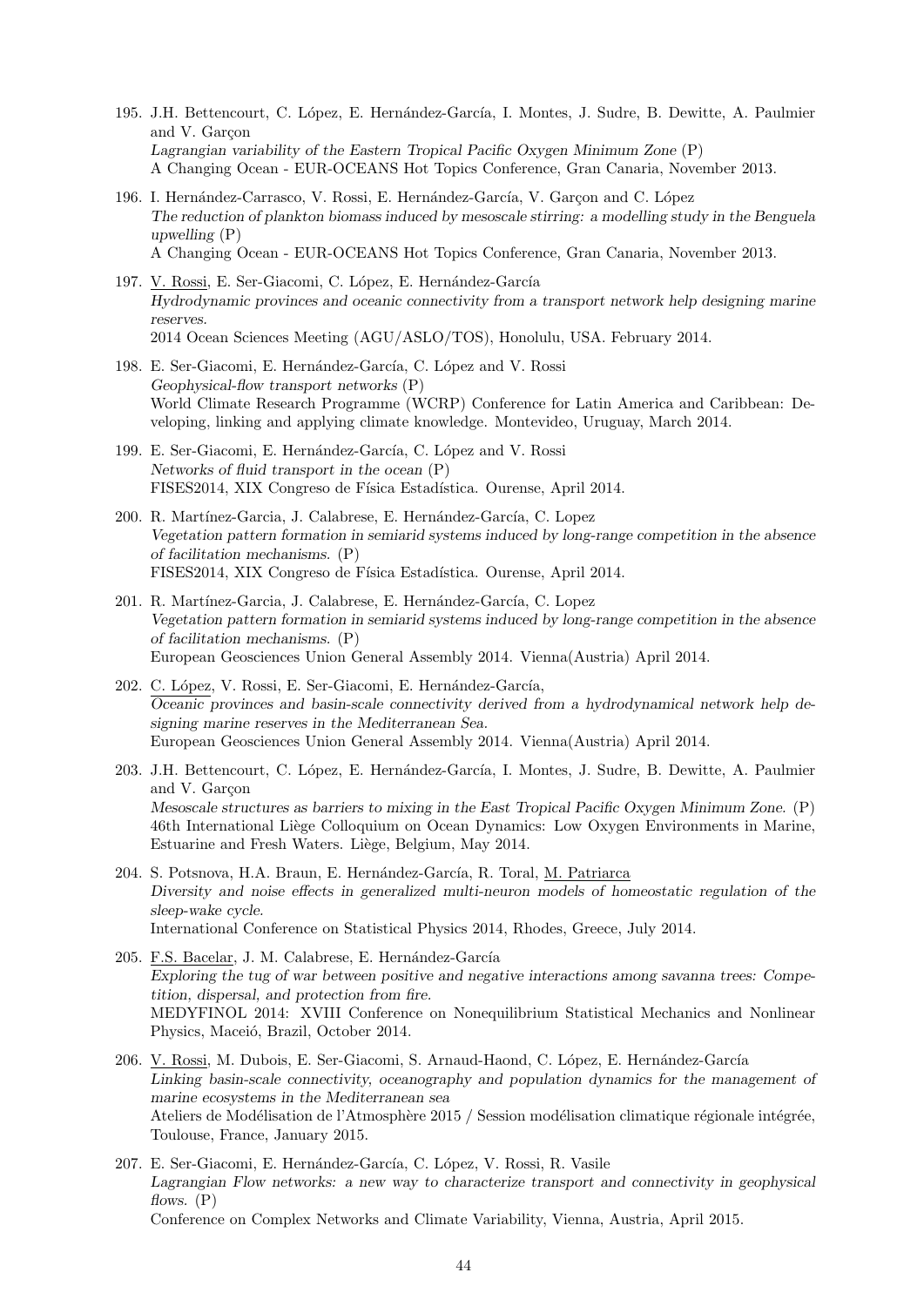195. J.H. Bettencourt, C. López, E. Hernández-García, I. Montes, J. Sudre, B. Dewitte, A. Paulmier and V. Garçon
*Lagrangian variability of the Eastern Tropical Pacific Oxygen Minimum Zone* (P)
A Changing Ocean - EUR-OCEANS Hot Topics Conference, Gran Canaria, November 2013.

196. I. Hernández-Carrasco, V. Rossi, E. Hernández-García, V. Garçon and C. López
*The reduction of plankton biomass induced by mesoscale stirring: a modelling study in the Benguela upwelling* (P)
A Changing Ocean - EUR-OCEANS Hot Topics Conference, Gran Canaria, November 2013.

197. V. Rossi, E. Ser-Giacomi, C. López, E. Hernández-García
*Hydrodynamic provinces and oceanic connectivity from a transport network help designing marine reserves.*
2014 Ocean Sciences Meeting (AGU/ASLO/TOS), Honolulu, USA. February 2014.

198. E. Ser-Giacomi, E. Hernández-García, C. López and V. Rossi
*Geophysical-flow transport networks* (P)
World Climate Research Programme (WCRP) Conference for Latin America and Caribbean: Developing, linking and applying climate knowledge. Montevideo, Uruguay, March 2014.

199. E. Ser-Giacomi, E. Hernández-García, C. López and V. Rossi
*Networks of fluid transport in the ocean* (P)
FISES2014, XIX Congreso de Física Estadística. Ourense, April 2014.

200. R. Martínez-Garcia, J. Calabrese, E. Hernández-García, C. Lopez
*Vegetation pattern formation in semiarid systems induced by long-range competition in the absence of facilitation mechanisms.* (P)
FISES2014, XIX Congreso de Física Estadística. Ourense, April 2014.

201. R. Martínez-Garcia, J. Calabrese, E. Hernández-García, C. Lopez
*Vegetation pattern formation in semiarid systems induced by long-range competition in the absence of facilitation mechanisms.* (P)
European Geosciences Union General Assembly 2014. Vienna(Austria) April 2014.

202. C. López, V. Rossi, E. Ser-Giacomi, E. Hernández-García,
*Oceanic provinces and basin-scale connectivity derived from a hydrodynamical network help designing marine reserves in the Mediterranean Sea.*
European Geosciences Union General Assembly 2014. Vienna(Austria) April 2014.

203. J.H. Bettencourt, C. López, E. Hernández-García, I. Montes, J. Sudre, B. Dewitte, A. Paulmier and V. Garçon
*Mesoscale structures as barriers to mixing in the East Tropical Pacific Oxygen Minimum Zone.* (P)
46th International Liège Colloquium on Ocean Dynamics: Low Oxygen Environments in Marine, Estuarine and Fresh Waters. Liège, Belgium, May 2014.

204. S. Potsnova, H.A. Braun, E. Hernández-García, R. Toral, M. Patriarca
*Diversity and noise effects in generalized multi-neuron models of homeostatic regulation of the sleep-wake cycle.*
International Conference on Statistical Physics 2014, Rhodes, Greece, July 2014.

205. F.S. Bacelar, J. M. Calabrese, E. Hernández-García
*Exploring the tug of war between positive and negative interactions among savanna trees: Competition, dispersal, and protection from fire.*
MEDYFINOL 2014: XVIII Conference on Nonequilibrium Statistical Mechanics and Nonlinear Physics, Maceió, Brazil, October 2014.

206. V. Rossi, M. Dubois, E. Ser-Giacomi, S. Arnaud-Haond, C. López, E. Hernández-García
*Linking basin-scale connectivity, oceanography and population dynamics for the management of marine ecosystems in the Mediterranean sea*
Ateliers de Modélisation de l'Atmosphère 2015 / Session modélisation climatique régionale intégrée, Toulouse, France, January 2015.

207. E. Ser-Giacomi, E. Hernández-García, C. López, V. Rossi, R. Vasile
*Lagrangian Flow networks: a new way to characterize transport and connectivity in geophysical flows.* (P)
Conference on Complex Networks and Climate Variability, Vienna, Austria, April 2015.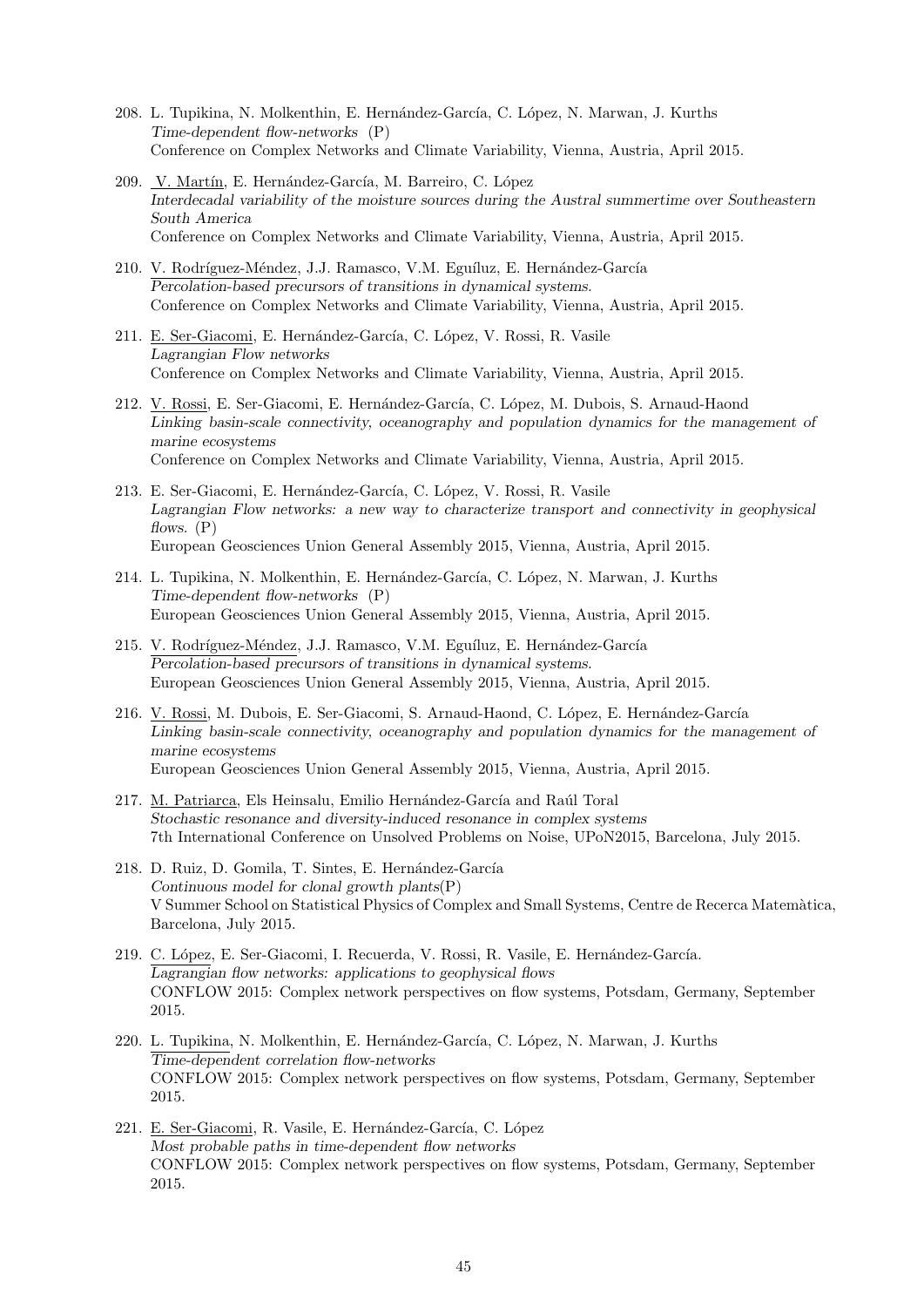208. L. Tupikina, N. Molkenthin, E. Hernández-García, C. López, N. Marwan, J. Kurths
*Time-dependent flow-networks* (P)
Conference on Complex Networks and Climate Variability, Vienna, Austria, April 2015.

209. V. Martín, E. Hernández-García, M. Barreiro, C. López
*Interdecadal variability of the moisture sources during the Austral summertime over Southeastern South America*
Conference on Complex Networks and Climate Variability, Vienna, Austria, April 2015.

210. V. Rodríguez-Méndez, J.J. Ramasco, V.M. Eguíluz, E. Hernández-García
*Percolation-based precursors of transitions in dynamical systems.*
Conference on Complex Networks and Climate Variability, Vienna, Austria, April 2015.

211. E. Ser-Giacomi, E. Hernández-García, C. López, V. Rossi, R. Vasile
*Lagrangian Flow networks*
Conference on Complex Networks and Climate Variability, Vienna, Austria, April 2015.

212. V. Rossi, E. Ser-Giacomi, E. Hernández-García, C. López, M. Dubois, S. Arnaud-Haond
*Linking basin-scale connectivity, oceanography and population dynamics for the management of marine ecosystems*
Conference on Complex Networks and Climate Variability, Vienna, Austria, April 2015.

213. E. Ser-Giacomi, E. Hernández-García, C. López, V. Rossi, R. Vasile
*Lagrangian Flow networks: a new way to characterize transport and connectivity in geophysical flows.* (P)
European Geosciences Union General Assembly 2015, Vienna, Austria, April 2015.

214. L. Tupikina, N. Molkenthin, E. Hernández-García, C. López, N. Marwan, J. Kurths
*Time-dependent flow-networks* (P)
European Geosciences Union General Assembly 2015, Vienna, Austria, April 2015.

215. V. Rodríguez-Méndez, J.J. Ramasco, V.M. Eguíluz, E. Hernández-García
*Percolation-based precursors of transitions in dynamical systems.*
European Geosciences Union General Assembly 2015, Vienna, Austria, April 2015.

216. V. Rossi, M. Dubois, E. Ser-Giacomi, S. Arnaud-Haond, C. López, E. Hernández-García
*Linking basin-scale connectivity, oceanography and population dynamics for the management of marine ecosystems*
European Geosciences Union General Assembly 2015, Vienna, Austria, April 2015.

217. M. Patriarca, Els Heinsalu, Emilio Hernández-García and Raúl Toral
*Stochastic resonance and diversity-induced resonance in complex systems*
7th International Conference on Unsolved Problems on Noise, UPoN2015, Barcelona, July 2015.

218. D. Ruiz, D. Gomila, T. Sintes, E. Hernández-García
*Continuous model for clonal growth plants*(P)
V Summer School on Statistical Physics of Complex and Small Systems, Centre de Recerca Matemàtica, Barcelona, July 2015.

219. C. López, E. Ser-Giacomi, I. Recuerda, V. Rossi, R. Vasile, E. Hernández-García.
*Lagrangian flow networks: applications to geophysical flows*
CONFLOW 2015: Complex network perspectives on flow systems, Potsdam, Germany, September 2015.

220. L. Tupikina, N. Molkenthin, E. Hernández-García, C. López, N. Marwan, J. Kurths
*Time-dependent correlation flow-networks*
CONFLOW 2015: Complex network perspectives on flow systems, Potsdam, Germany, September 2015.

221. E. Ser-Giacomi, R. Vasile, E. Hernández-García, C. López
*Most probable paths in time-dependent flow networks*
CONFLOW 2015: Complex network perspectives on flow systems, Potsdam, Germany, September 2015.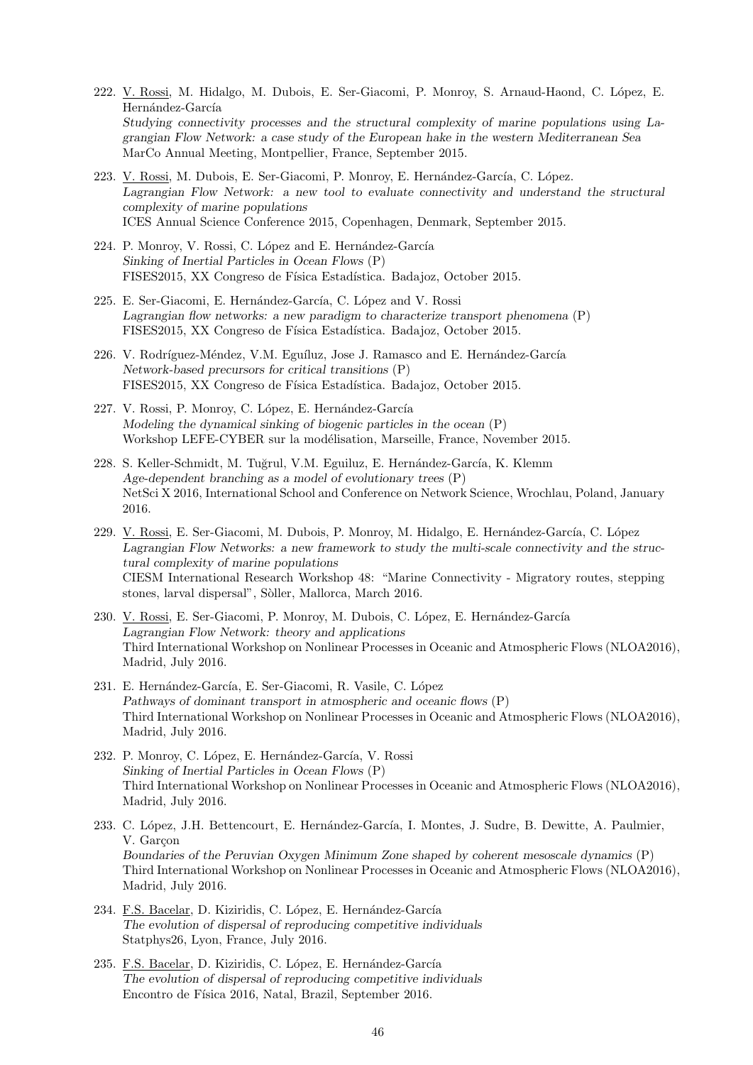222. V. Rossi, M. Hidalgo, M. Dubois, E. Ser-Giacomi, P. Monroy, S. Arnaud-Haond, C. López, E. Hernández-García
*Studying connectivity processes and the structural complexity of marine populations using Lagrangian Flow Network: a case study of the European hake in the western Mediterranean Sea*
MarCo Annual Meeting, Montpellier, France, September 2015.

223. V. Rossi, M. Dubois, E. Ser-Giacomi, P. Monroy, E. Hernández-García, C. López.
*Lagrangian Flow Network: a new tool to evaluate connectivity and understand the structural complexity of marine populations*
ICES Annual Science Conference 2015, Copenhagen, Denmark, September 2015.

224. P. Monroy, V. Rossi, C. López and E. Hernández-García
*Sinking of Inertial Particles in Ocean Flows* (P)
FISES2015, XX Congreso de Física Estadística. Badajoz, October 2015.

225. E. Ser-Giacomi, E. Hernández-García, C. López and V. Rossi
*Lagrangian flow networks: a new paradigm to characterize transport phenomena* (P)
FISES2015, XX Congreso de Física Estadística. Badajoz, October 2015.

226. V. Rodríguez-Méndez, V.M. Eguíluz, Jose J. Ramasco and E. Hernández-García
*Network-based precursors for critical transitions* (P)
FISES2015, XX Congreso de Física Estadística. Badajoz, October 2015.

227. V. Rossi, P. Monroy, C. López, E. Hernández-García
*Modeling the dynamical sinking of biogenic particles in the ocean* (P)
Workshop LEFE-CYBER sur la modélisation, Marseille, France, November 2015.

228. S. Keller-Schmidt, M. Tuğrul, V.M. Eguiluz, E. Hernández-García, K. Klemm
*Age-dependent branching as a model of evolutionary trees* (P)
NetSci X 2016, International School and Conference on Network Science, Wrochlau, Poland, January 2016.

229. V. Rossi, E. Ser-Giacomi, M. Dubois, P. Monroy, M. Hidalgo, E. Hernández-García, C. López
*Lagrangian Flow Networks: a new framework to study the multi-scale connectivity and the structural complexity of marine populations*
CIESM International Research Workshop 48: "Marine Connectivity - Migratory routes, stepping stones, larval dispersal", Sòller, Mallorca, March 2016.

230. V. Rossi, E. Ser-Giacomi, P. Monroy, M. Dubois, C. López, E. Hernández-García
*Lagrangian Flow Network: theory and applications*
Third International Workshop on Nonlinear Processes in Oceanic and Atmospheric Flows (NLOA2016), Madrid, July 2016.

231. E. Hernández-García, E. Ser-Giacomi, R. Vasile, C. López
*Pathways of dominant transport in atmospheric and oceanic flows* (P)
Third International Workshop on Nonlinear Processes in Oceanic and Atmospheric Flows (NLOA2016), Madrid, July 2016.

232. P. Monroy, C. López, E. Hernández-García, V. Rossi
*Sinking of Inertial Particles in Ocean Flows* (P)
Third International Workshop on Nonlinear Processes in Oceanic and Atmospheric Flows (NLOA2016), Madrid, July 2016.

233. C. López, J.H. Bettencourt, E. Hernández-García, I. Montes, J. Sudre, B. Dewitte, A. Paulmier, V. Garçon
*Boundaries of the Peruvian Oxygen Minimum Zone shaped by coherent mesoscale dynamics* (P)
Third International Workshop on Nonlinear Processes in Oceanic and Atmospheric Flows (NLOA2016), Madrid, July 2016.

234. F.S. Bacelar, D. Kiziridis, C. López, E. Hernández-García
*The evolution of dispersal of reproducing competitive individuals*
Statphys26, Lyon, France, July 2016.

235. F.S. Bacelar, D. Kiziridis, C. López, E. Hernández-García
*The evolution of dispersal of reproducing competitive individuals*
Encontro de Física 2016, Natal, Brazil, September 2016.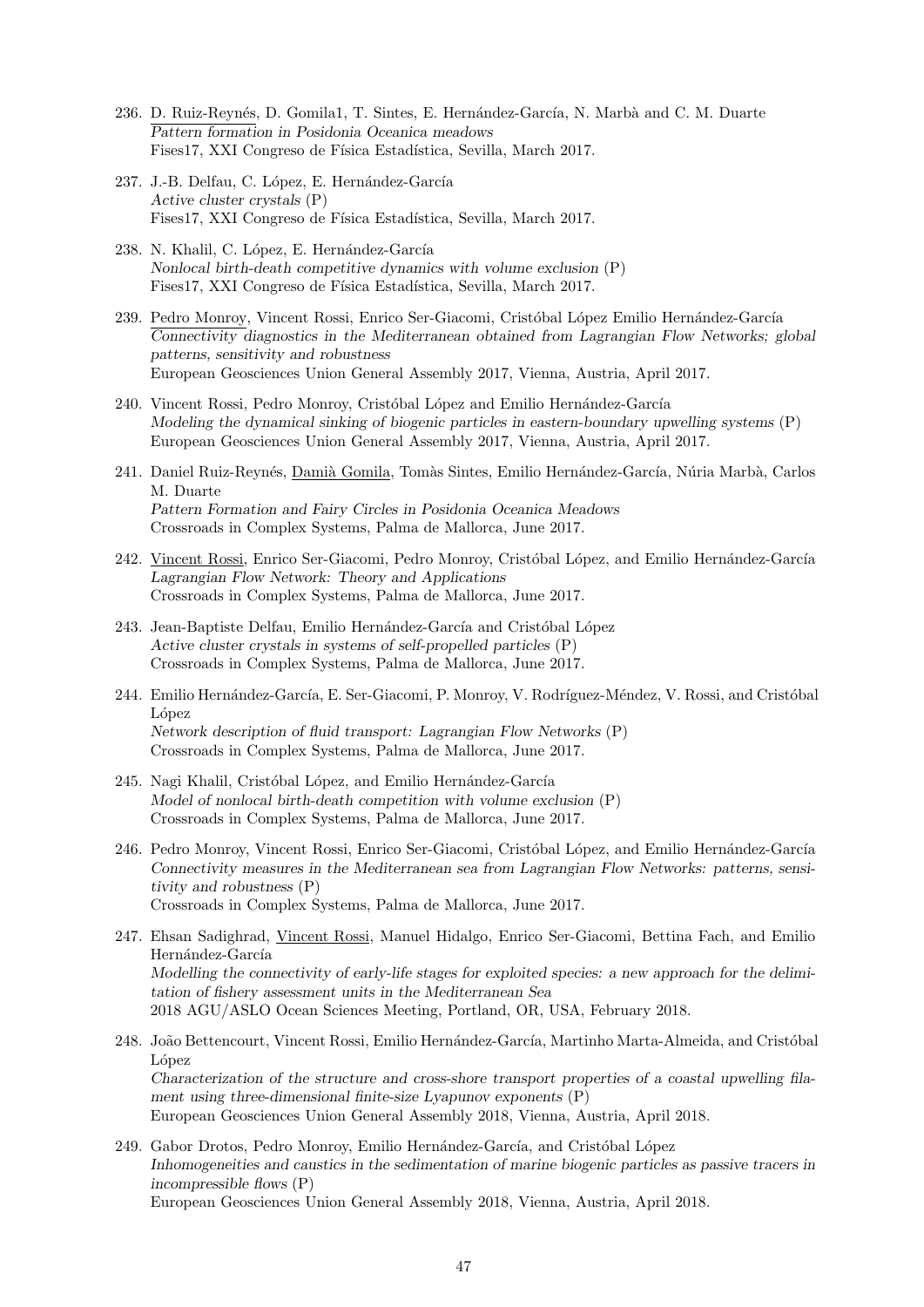236. D. Ruiz-Reynés, D. Gomila1, T. Sintes, E. Hernández-García, N. Marbà and C. M. Duarte
*Pattern formation in Posidonia Oceanica meadows*
Fises17, XXI Congreso de Física Estadística, Sevilla, March 2017.

237. J.-B. Delfau, C. López, E. Hernández-García
*Active cluster crystals* (P)
Fises17, XXI Congreso de Física Estadística, Sevilla, March 2017.

238. N. Khalil, C. López, E. Hernández-García
*Nonlocal birth-death competitive dynamics with volume exclusion* (P)
Fises17, XXI Congreso de Física Estadística, Sevilla, March 2017.

239. Pedro Monroy, Vincent Rossi, Enrico Ser-Giacomi, Cristóbal López Emilio Hernández-García
*Connectivity diagnostics in the Mediterranean obtained from Lagrangian Flow Networks; global patterns, sensitivity and robustness*
European Geosciences Union General Assembly 2017, Vienna, Austria, April 2017.

240. Vincent Rossi, Pedro Monroy, Cristóbal López and Emilio Hernández-García
*Modeling the dynamical sinking of biogenic particles in eastern-boundary upwelling systems* (P)
European Geosciences Union General Assembly 2017, Vienna, Austria, April 2017.

241. Daniel Ruiz-Reynés, Damià Gomila, Tomàs Sintes, Emilio Hernández-García, Núria Marbà, Carlos M. Duarte
*Pattern Formation and Fairy Circles in Posidonia Oceanica Meadows*
Crossroads in Complex Systems, Palma de Mallorca, June 2017.

242. Vincent Rossi, Enrico Ser-Giacomi, Pedro Monroy, Cristóbal López, and Emilio Hernández-García
*Lagrangian Flow Network: Theory and Applications*
Crossroads in Complex Systems, Palma de Mallorca, June 2017.

243. Jean-Baptiste Delfau, Emilio Hernández-García and Cristóbal López
*Active cluster crystals in systems of self-propelled particles* (P)
Crossroads in Complex Systems, Palma de Mallorca, June 2017.

244. Emilio Hernández-García, E. Ser-Giacomi, P. Monroy, V. Rodríguez-Méndez, V. Rossi, and Cristóbal López
*Network description of fluid transport: Lagrangian Flow Networks* (P)
Crossroads in Complex Systems, Palma de Mallorca, June 2017.

245. Nagi Khalil, Cristóbal López, and Emilio Hernández-García
*Model of nonlocal birth-death competition with volume exclusion* (P)
Crossroads in Complex Systems, Palma de Mallorca, June 2017.

246. Pedro Monroy, Vincent Rossi, Enrico Ser-Giacomi, Cristóbal López, and Emilio Hernández-García
*Connectivity measures in the Mediterranean sea from Lagrangian Flow Networks: patterns, sensitivity and robustness* (P)
Crossroads in Complex Systems, Palma de Mallorca, June 2017.

247. Ehsan Sadighrad, Vincent Rossi, Manuel Hidalgo, Enrico Ser-Giacomi, Bettina Fach, and Emilio Hernández-García
*Modelling the connectivity of early-life stages for exploited species: a new approach for the delimitation of fishery assessment units in the Mediterranean Sea*
2018 AGU/ASLO Ocean Sciences Meeting, Portland, OR, USA, February 2018.

248. João Bettencourt, Vincent Rossi, Emilio Hernández-García, Martinho Marta-Almeida, and Cristóbal López
*Characterization of the structure and cross-shore transport properties of a coastal upwelling filament using three-dimensional finite-size Lyapunov exponents* (P)
European Geosciences Union General Assembly 2018, Vienna, Austria, April 2018.

249. Gabor Drotos, Pedro Monroy, Emilio Hernández-García, and Cristóbal López
*Inhomogeneities and caustics in the sedimentation of marine biogenic particles as passive tracers in incompressible flows* (P)
European Geosciences Union General Assembly 2018, Vienna, Austria, April 2018.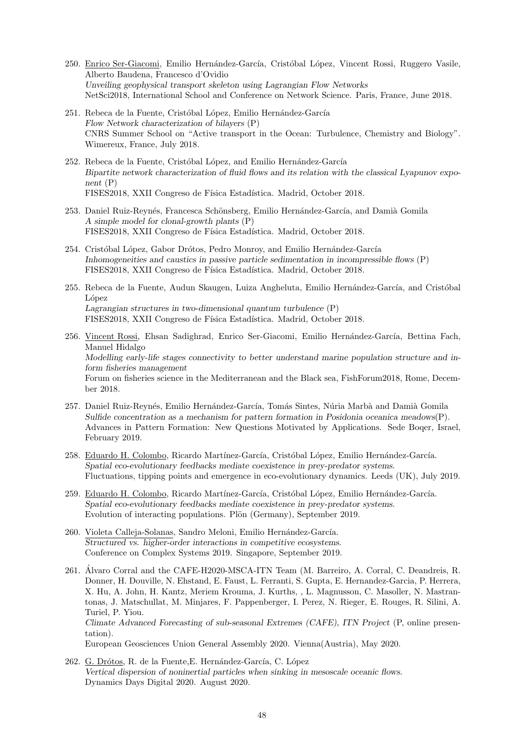250. <u>Enrico Ser-Giacomi</u>, Emilio Hernández-García, Cristóbal López, Vincent Rossi, Ruggero Vasile, Alberto Baudena, Francesco d'Ovidio
*Unveiling geophysical transport skeleton using Lagrangian Flow Networks*
NetSci2018, International School and Conference on Network Science. Paris, France, June 2018.

251. Rebeca de la Fuente, Cristóbal López, Emilio Hernández-García
*Flow Network characterization of bilayers* (P)
CNRS Summer School on "Active transport in the Ocean: Turbulence, Chemistry and Biology". Wimereux, France, July 2018.

252. Rebeca de la Fuente, Cristóbal López, and Emilio Hernández-García
*Bipartite network characterization of fluid flows and its relation with the classical Lyapunov exponent* (P)
FISES2018, XXII Congreso de Física Estadística. Madrid, October 2018.

253. Daniel Ruiz-Reynés, Francesca Schönsberg, Emilio Hernández-García, and Damià Gomila
*A simple model for clonal-growth plants* (P)
FISES2018, XXII Congreso de Física Estadística. Madrid, October 2018.

254. Cristóbal López, Gabor Drótos, Pedro Monroy, and Emilio Hernández-García
*Inhomogeneities and caustics in passive particle sedimentation in incompressible flows* (P)
FISES2018, XXII Congreso de Física Estadística. Madrid, October 2018.

255. Rebeca de la Fuente, Audun Skaugen, Luiza Angheluta, Emilio Hernández-García, and Cristóbal López
*Lagrangian structures in two-dimensional quantum turbulence* (P)
FISES2018, XXII Congreso de Física Estadística. Madrid, October 2018.

256. <u>Vincent Rossi</u>, Ehsan Sadighrad, Enrico Ser-Giacomi, Emilio Hernández-García, Bettina Fach, Manuel Hidalgo
*Modelling early-life stages connectivity to better understand marine population structure and inform fisheries management*
Forum on fisheries science in the Mediterranean and the Black sea, FishForum2018, Rome, December 2018.

257. Daniel Ruiz-Reynés, Emilio Hernández-García, Tomás Sintes, Núria Marbà and Damià Gomila
*Sulfide concentration as a mechanism for pattern formation in Posidonia oceanica meadows*(P).
Advances in Pattern Formation: New Questions Motivated by Applications. Sede Boqer, Israel, February 2019.

258. <u>Eduardo H. Colombo</u>, Ricardo Martínez-García, Cristóbal López, Emilio Hernández-García.
*Spatial eco-evolutionary feedbacks mediate coexistence in prey-predator systems.*
Fluctuations, tipping points and emergence in eco-evolutionary dynamics. Leeds (UK), July 2019.

259. <u>Eduardo H. Colombo</u>, Ricardo Martínez-García, Cristóbal López, Emilio Hernández-García.
*Spatial eco-evolutionary feedbacks mediate coexistence in prey-predator systems.*
Evolution of interacting populations. Plön (Germany), September 2019.

260. <u>Violeta Calleja-Solanas</u>, Sandro Meloni, Emilio Hernández-García.
*Structured vs. higher-order interactions in competitive ecosystems.*
Conference on Complex Systems 2019. Singapore, September 2019.

261. Álvaro Corral and the CAFE-H2020-MSCA-ITN Team (M. Barreiro, A. Corral, C. Deandreis, R. Donner, H. Douville, N. Ehstand, E. Faust, L. Ferranti, S. Gupta, E. Hernandez-Garcia, P. Herrera, X. Hu, A. John, H. Kantz, Meriem Krouma, J. Kurths, , L. Magnusson, C. Masoller, N. Mastrantonas, J. Matschullat, M. Minjares, F. Pappenberger, I. Perez, N. Rieger, E. Rouges, R. Silini, A. Turiel, P. Yiou.
*Climate Advanced Forecasting of sub-seasonal Extremes (CAFE), ITN Project* (P, online presentation).
European Geosciences Union General Assembly 2020. Vienna(Austria), May 2020.

262. <u>G. Drótos</u>, R. de la Fuente,E. Hernández-García, C. López
*Vertical dispersion of noninertial particles when sinking in mesoscale oceanic flows.*
Dynamics Days Digital 2020. August 2020.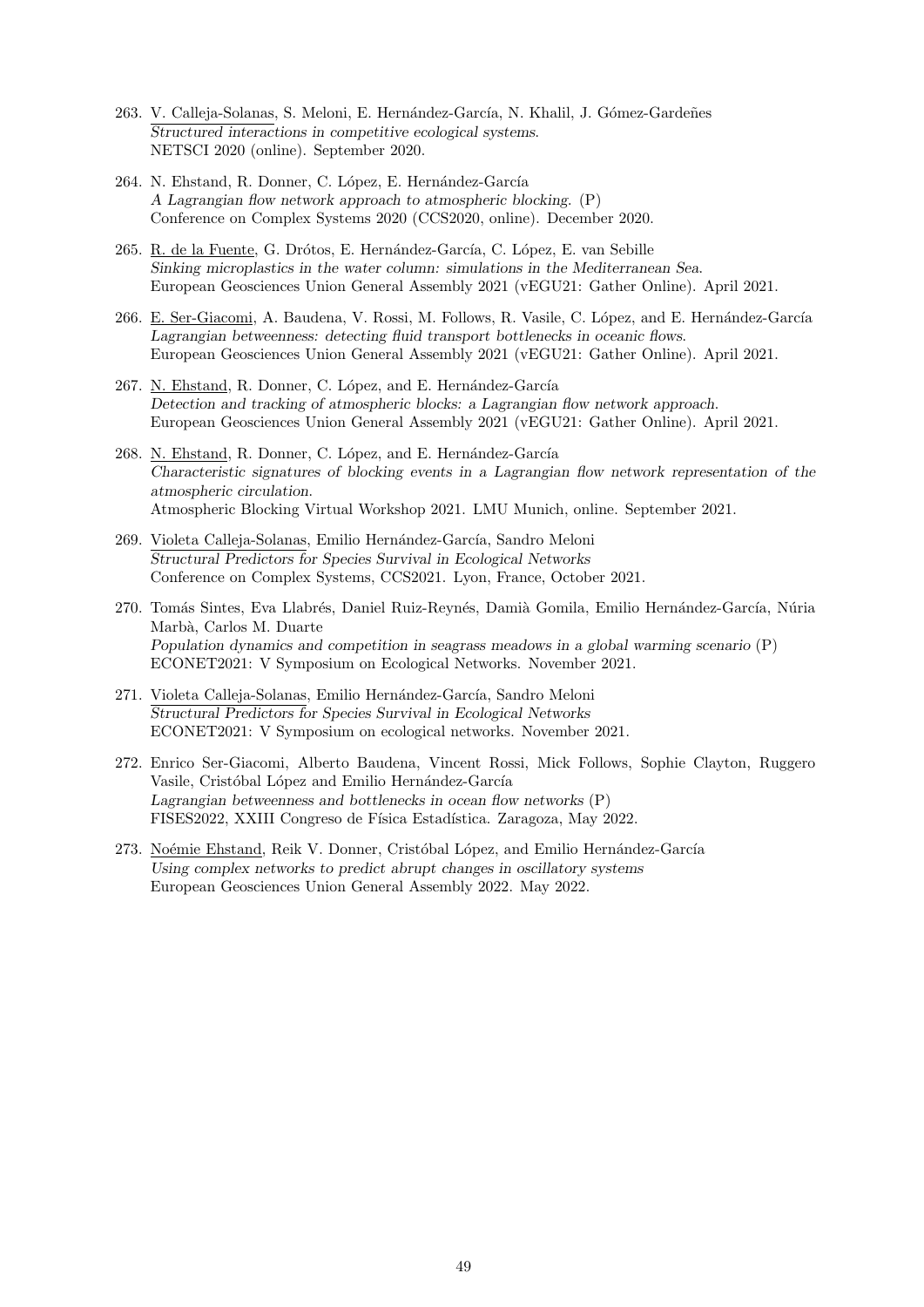263. <u>V. Calleja-Solanas</u>, S. Meloni, E. Hernández-García, N. Khalil, J. Gómez-Gardeñes
*Structured interactions in competitive ecological systems.*
NETSCI 2020 (online). September 2020.

264. N. Ehstand, R. Donner, C. López, E. Hernández-García
*A Lagrangian flow network approach to atmospheric blocking.* (P)
Conference on Complex Systems 2020 (CCS2020, online). December 2020.

265. <u>R. de la Fuente</u>, G. Drótos, E. Hernández-García, C. López, E. van Sebille
*Sinking microplastics in the water column: simulations in the Mediterranean Sea.*
European Geosciences Union General Assembly 2021 (vEGU21: Gather Online). April 2021.

266. <u>E. Ser-Giacomi</u>, A. Baudena, V. Rossi, M. Follows, R. Vasile, C. López, and E. Hernández-García
*Lagrangian betweenness: detecting fluid transport bottlenecks in oceanic flows.*
European Geosciences Union General Assembly 2021 (vEGU21: Gather Online). April 2021.

267. <u>N. Ehstand</u>, R. Donner, C. López, and E. Hernández-García
*Detection and tracking of atmospheric blocks: a Lagrangian flow network approach.*
European Geosciences Union General Assembly 2021 (vEGU21: Gather Online). April 2021.

268. <u>N. Ehstand</u>, R. Donner, C. López, and E. Hernández-García
*Characteristic signatures of blocking events in a Lagrangian flow network representation of the atmospheric circulation.*
Atmospheric Blocking Virtual Workshop 2021. LMU Munich, online. September 2021.

269. <u>Violeta Calleja-Solanas</u>, Emilio Hernández-García, Sandro Meloni
*Structural Predictors for Species Survival in Ecological Networks*
Conference on Complex Systems, CCS2021. Lyon, France, October 2021.

270. Tomás Sintes, Eva Llabrés, Daniel Ruiz-Reynés, Damià Gomila, Emilio Hernández-García, Núria Marbà, Carlos M. Duarte
*Population dynamics and competition in seagrass meadows in a global warming scenario* (P)
ECONET2021: V Symposium on Ecological Networks. November 2021.

271. <u>Violeta Calleja-Solanas</u>, Emilio Hernández-García, Sandro Meloni
*Structural Predictors for Species Survival in Ecological Networks*
ECONET2021: V Symposium on ecological networks. November 2021.

272. Enrico Ser-Giacomi, Alberto Baudena, Vincent Rossi, Mick Follows, Sophie Clayton, Ruggero Vasile, Cristóbal López and Emilio Hernández-García
*Lagrangian betweenness and bottlenecks in ocean flow networks* (P)
FISES2022, XXIII Congreso de Física Estadística. Zaragoza, May 2022.

273. <u>Noémie Ehstand</u>, Reik V. Donner, Cristóbal López, and Emilio Hernández-García
*Using complex networks to predict abrupt changes in oscillatory systems*
European Geosciences Union General Assembly 2022. May 2022.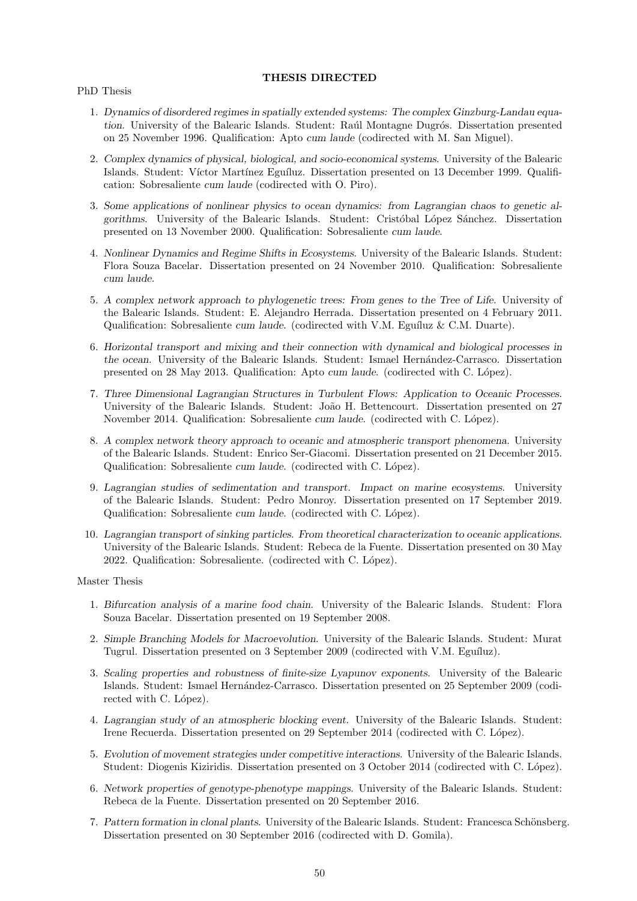## THESIS DIRECTED

PhD Thesis

1. *Dynamics of disordered regimes in spatially extended systems: The complex Ginzburg-Landau equation*. University of the Balearic Islands. Student: Raúl Montagne Dugrós. Dissertation presented on 25 November 1996. Qualification: Apto *cum laude* (codirected with M. San Miguel).

2. *Complex dynamics of physical, biological, and socio-economical systems*. University of the Balearic Islands. Student: Víctor Martínez Eguíluz. Dissertation presented on 13 December 1999. Qualification: Sobresaliente *cum laude* (codirected with O. Piro).

3. *Some applications of nonlinear physics to ocean dynamics: from Lagrangian chaos to genetic algorithms*. University of the Balearic Islands. Student: Cristóbal López Sánchez. Dissertation presented on 13 November 2000. Qualification: Sobresaliente *cum laude*.

4. *Nonlinear Dynamics and Regime Shifts in Ecosystems*. University of the Balearic Islands. Student: Flora Souza Bacelar. Dissertation presented on 24 November 2010. Qualification: Sobresaliente *cum laude*.

5. *A complex network approach to phylogenetic trees: From genes to the Tree of Life*. University of the Balearic Islands. Student: E. Alejandro Herrada. Dissertation presented on 4 February 2011. Qualification: Sobresaliente *cum laude*. (codirected with V.M. Eguíluz & C.M. Duarte).

6. *Horizontal transport and mixing and their connection with dynamical and biological processes in the ocean*. University of the Balearic Islands. Student: Ismael Hernández-Carrasco. Dissertation presented on 28 May 2013. Qualification: Apto *cum laude*. (codirected with C. López).

7. *Three Dimensional Lagrangian Structures in Turbulent Flows: Application to Oceanic Processes*. University of the Balearic Islands. Student: João H. Bettencourt. Dissertation presented on 27 November 2014. Qualification: Sobresaliente *cum laude*. (codirected with C. López).

8. *A complex network theory approach to oceanic and atmospheric transport phenomena*. University of the Balearic Islands. Student: Enrico Ser-Giacomi. Dissertation presented on 21 December 2015. Qualification: Sobresaliente *cum laude*. (codirected with C. López).

9. *Lagrangian studies of sedimentation and transport. Impact on marine ecosystems*. University of the Balearic Islands. Student: Pedro Monroy. Dissertation presented on 17 September 2019. Qualification: Sobresaliente *cum laude*. (codirected with C. López).

10. *Lagrangian transport of sinking particles. From theoretical characterization to oceanic applications*. University of the Balearic Islands. Student: Rebeca de la Fuente. Dissertation presented on 30 May 2022. Qualification: Sobresaliente. (codirected with C. López).

Master Thesis

1. *Bifurcation analysis of a marine food chain*. University of the Balearic Islands. Student: Flora Souza Bacelar. Dissertation presented on 19 September 2008.

2. *Simple Branching Models for Macroevolution*. University of the Balearic Islands. Student: Murat Tugrul. Dissertation presented on 3 September 2009 (codirected with V.M. Eguíluz).

3. *Scaling properties and robustness of finite-size Lyapunov exponents*. University of the Balearic Islands. Student: Ismael Hernández-Carrasco. Dissertation presented on 25 September 2009 (codirected with C. López).

4. *Lagrangian study of an atmospheric blocking event*. University of the Balearic Islands. Student: Irene Recuerda. Dissertation presented on 29 September 2014 (codirected with C. López).

5. *Evolution of movement strategies under competitive interactions*. University of the Balearic Islands. Student: Diogenis Kiziridis. Dissertation presented on 3 October 2014 (codirected with C. López).

6. *Network properties of genotype-phenotype mappings*. University of the Balearic Islands. Student: Rebeca de la Fuente. Dissertation presented on 20 September 2016.

7. *Pattern formation in clonal plants*. University of the Balearic Islands. Student: Francesca Schönsberg. Dissertation presented on 30 September 2016 (codirected with D. Gomila).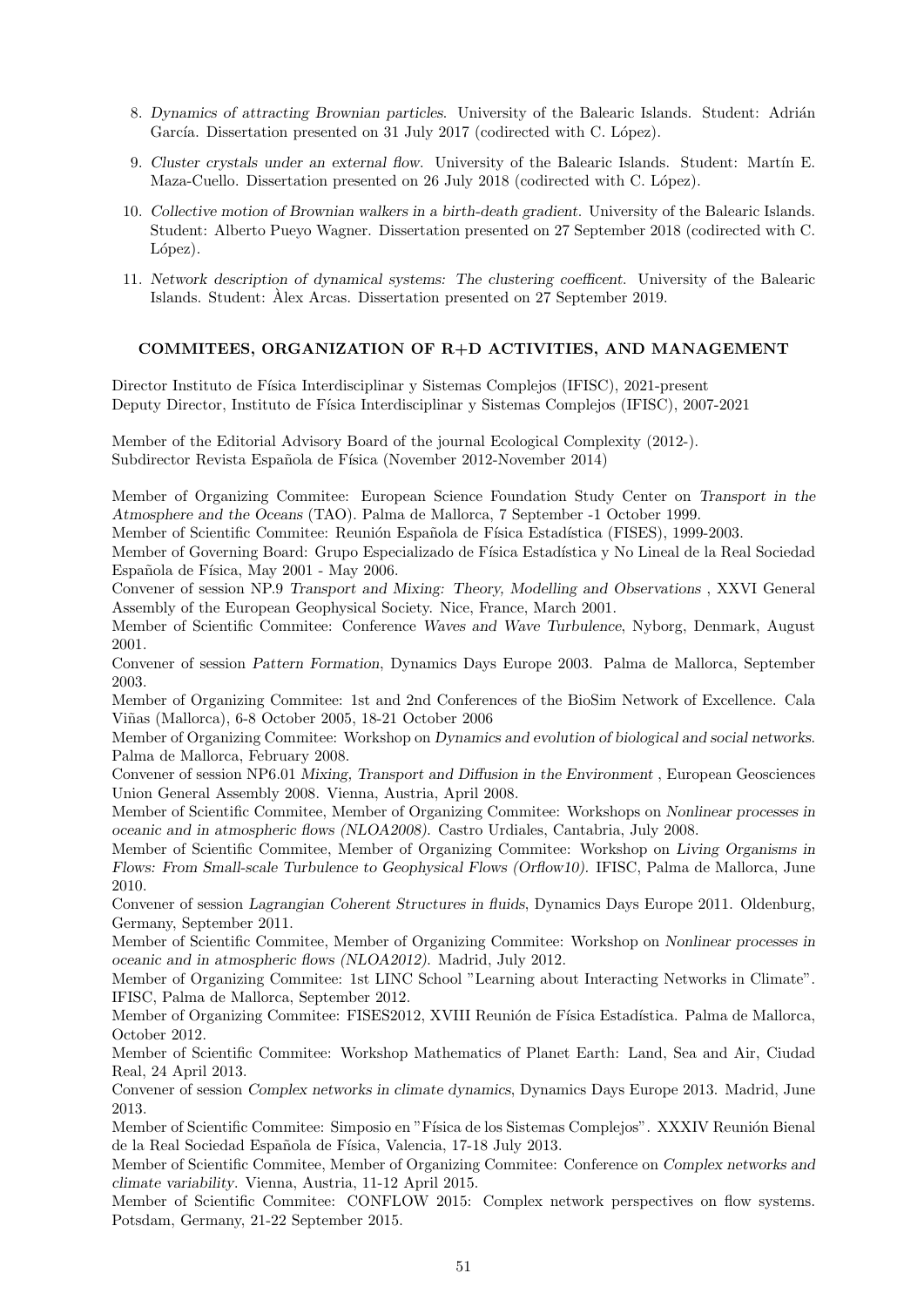8. *Dynamics of attracting Brownian particles*. University of the Balearic Islands. Student: Adrián García. Dissertation presented on 31 July 2017 (codirected with C. López).

9. *Cluster crystals under an external flow*. University of the Balearic Islands. Student: Martín E. Maza-Cuello. Dissertation presented on 26 July 2018 (codirected with C. López).

10. *Collective motion of Brownian walkers in a birth-death gradient*. University of the Balearic Islands. Student: Alberto Pueyo Wagner. Dissertation presented on 27 September 2018 (codirected with C. López).

11. *Network description of dynamical systems: The clustering coefficent*. University of the Balearic Islands. Student: Àlex Arcas. Dissertation presented on 27 September 2019.

## COMMITEES, ORGANIZATION OF R+D ACTIVITIES, AND MANAGEMENT

Director Instituto de Física Interdisciplinar y Sistemas Complejos (IFISC), 2021-present
Deputy Director, Instituto de Física Interdisciplinar y Sistemas Complejos (IFISC), 2007-2021

Member of the Editorial Advisory Board of the journal Ecological Complexity (2012-).
Subdirector Revista Española de Física (November 2012-November 2014)

Member of Organizing Commitee: European Science Foundation Study Center on *Transport in the Atmosphere and the Oceans* (TAO). Palma de Mallorca, 7 September -1 October 1999.
Member of Scientific Commitee: Reunión Española de Física Estadística (FISES), 1999-2003.
Member of Governing Board: Grupo Especializado de Física Estadística y No Lineal de la Real Sociedad Española de Física, May 2001 - May 2006.
Convener of session NP.9 *Transport and Mixing: Theory, Modelling and Observations* , XXVI General Assembly of the European Geophysical Society. Nice, France, March 2001.
Member of Scientific Commitee: Conference *Waves and Wave Turbulence*, Nyborg, Denmark, August 2001.
Convener of session *Pattern Formation*, Dynamics Days Europe 2003. Palma de Mallorca, September 2003.
Member of Organizing Commitee: 1st and 2nd Conferences of the BioSim Network of Excellence. Cala Viñas (Mallorca), 6-8 October 2005, 18-21 October 2006
Member of Organizing Commitee: Workshop on *Dynamics and evolution of biological and social networks*. Palma de Mallorca, February 2008.
Convener of session NP6.01 *Mixing, Transport and Diffusion in the Environment* , European Geosciences Union General Assembly 2008. Vienna, Austria, April 2008.
Member of Scientific Commitee, Member of Organizing Commitee: Workshops on *Nonlinear processes in oceanic and in atmospheric flows (NLOA2008)*. Castro Urdiales, Cantabria, July 2008.
Member of Scientific Commitee, Member of Organizing Commitee: Workshop on *Living Organisms in Flows: From Small-scale Turbulence to Geophysical Flows (Orflow10)*. IFISC, Palma de Mallorca, June 2010.
Convener of session *Lagrangian Coherent Structures in fluids*, Dynamics Days Europe 2011. Oldenburg, Germany, September 2011.
Member of Scientific Commitee, Member of Organizing Commitee: Workshop on *Nonlinear processes in oceanic and in atmospheric flows (NLOA2012)*. Madrid, July 2012.
Member of Organizing Commitee: 1st LINC School "Learning about Interacting Networks in Climate". IFISC, Palma de Mallorca, September 2012.
Member of Organizing Commitee: FISES2012, XVIII Reunión de Física Estadística. Palma de Mallorca, October 2012.
Member of Scientific Commitee: Workshop Mathematics of Planet Earth: Land, Sea and Air, Ciudad Real, 24 April 2013.
Convener of session *Complex networks in climate dynamics*, Dynamics Days Europe 2013. Madrid, June 2013.
Member of Scientific Commitee: Simposio en "Física de los Sistemas Complejos". XXXIV Reunión Bienal de la Real Sociedad Española de Física, Valencia, 17-18 July 2013.
Member of Scientific Commitee, Member of Organizing Commitee: Conference on *Complex networks and climate variability*. Vienna, Austria, 11-12 April 2015.
Member of Scientific Commitee: CONFLOW 2015: Complex network perspectives on flow systems. Potsdam, Germany, 21-22 September 2015.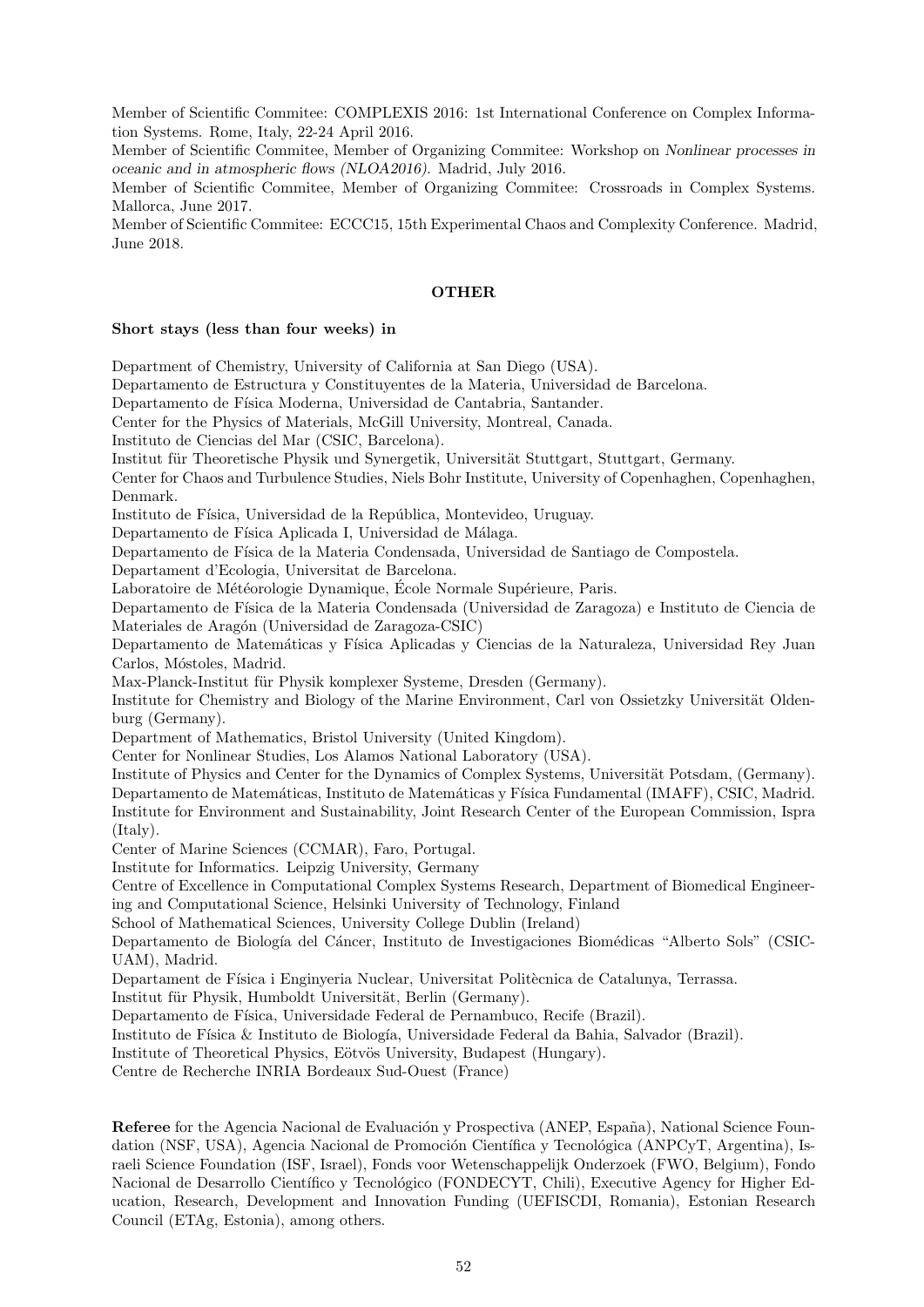Member of Scientific Commitee: COMPLEXIS 2016: 1st International Conference on Complex Information Systems. Rome, Italy, 22-24 April 2016.

Member of Scientific Commitee, Member of Organizing Commitee: Workshop on *Nonlinear processes in oceanic and in atmospheric flows (NLOA2016)*. Madrid, July 2016.

Member of Scientific Commitee, Member of Organizing Commitee: Crossroads in Complex Systems. Mallorca, June 2017.

Member of Scientific Commitee: ECCC15, 15th Experimental Chaos and Complexity Conference. Madrid, June 2018.

## OTHER

**Short stays (less than four weeks) in**

Department of Chemistry, University of California at San Diego (USA).

Departamento de Estructura y Constituyentes de la Materia, Universidad de Barcelona.

Departamento de Física Moderna, Universidad de Cantabria, Santander.

Center for the Physics of Materials, McGill University, Montreal, Canada.

Instituto de Ciencias del Mar (CSIC, Barcelona).

Institut für Theoretische Physik und Synergetik, Universität Stuttgart, Stuttgart, Germany.

Center for Chaos and Turbulence Studies, Niels Bohr Institute, University of Copenhagen, Copenhagen, Denmark.

Instituto de Física, Universidad de la República, Montevideo, Uruguay.

Departamento de Física Aplicada I, Universidad de Málaga.

Departamento de Física de la Materia Condensada, Universidad de Santiago de Compostela.

Departament d'Ecologia, Universitat de Barcelona.

Laboratoire de Météorologie Dynamique, École Normale Supérieure, Paris.

Departamento de Física de la Materia Condensada (Universidad de Zaragoza) e Instituto de Ciencia de Materiales de Aragón (Universidad de Zaragoza-CSIC)

Departamento de Matemáticas y Física Aplicadas y Ciencias de la Naturaleza, Universidad Rey Juan Carlos, Móstoles, Madrid.

Max-Planck-Institut für Physik komplexer Systeme, Dresden (Germany).

Institute for Chemistry and Biology of the Marine Environment, Carl von Ossietzky Universität Oldenburg (Germany).

Department of Mathematics, Bristol University (United Kingdom).

Center for Nonlinear Studies, Los Alamos National Laboratory (USA).

Institute of Physics and Center for the Dynamics of Complex Systems, Universität Potsdam, (Germany).

Departamento de Matemáticas, Instituto de Matemáticas y Física Fundamental (IMAFF), CSIC, Madrid.

Institute for Environment and Sustainability, Joint Research Center of the European Commission, Ispra (Italy).

Center of Marine Sciences (CCMAR), Faro, Portugal.

Institute for Informatics. Leipzig University, Germany

Centre of Excellence in Computational Complex Systems Research, Department of Biomedical Engineering and Computational Science, Helsinki University of Technology, Finland

School of Mathematical Sciences, University College Dublin (Ireland)

Departamento de Biología del Cáncer, Instituto de Investigaciones Biomédicas "Alberto Sols" (CSIC-UAM), Madrid.

Departament de Física i Enginyeria Nuclear, Universitat Politècnica de Catalunya, Terrassa.

Institut für Physik, Humboldt Universität, Berlin (Germany).

Departamento de Física, Universidade Federal de Pernambuco, Recife (Brazil).

Instituto de Física & Instituto de Biología, Universidade Federal da Bahia, Salvador (Brazil).

Institute of Theoretical Physics, Eötvös University, Budapest (Hungary).

Centre de Recherche INRIA Bordeaux Sud-Ouest (France)

**Referee** for the Agencia Nacional de Evaluación y Prospectiva (ANEP, España), National Science Foundation (NSF, USA), Agencia Nacional de Promoción Científica y Tecnológica (ANPCyT, Argentina), Israeli Science Foundation (ISF, Israel), Fonds voor Wetenschappelijk Onderzoek (FWO, Belgium), Fondo Nacional de Desarrollo Científico y Tecnológico (FONDECYT, Chili), Executive Agency for Higher Education, Research, Development and Innovation Funding (UEFISCDI, Romania), Estonian Research Council (ETAg, Estonia), among others.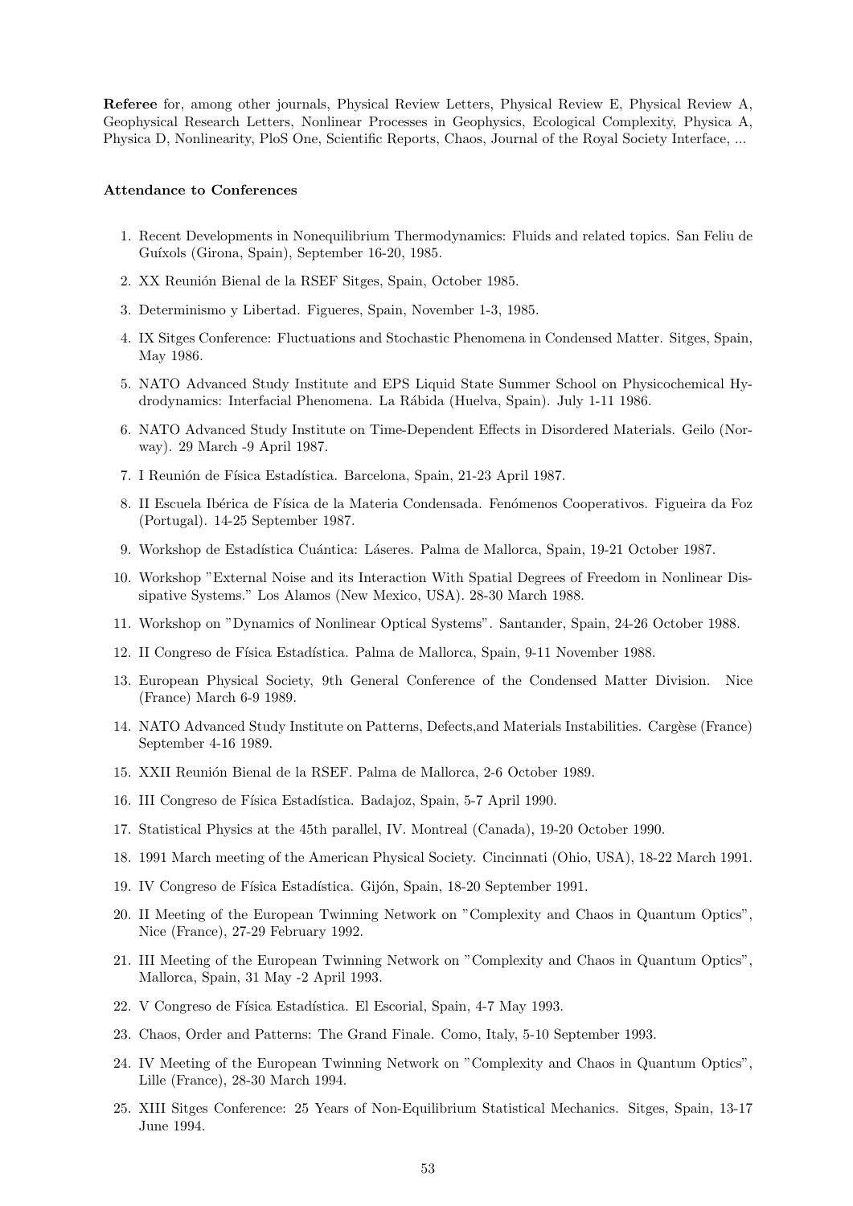**Referee** for, among other journals, Physical Review Letters, Physical Review E, Physical Review A, Geophysical Research Letters, Nonlinear Processes in Geophysics, Ecological Complexity, Physica A, Physica D, Nonlinearity, PloS One, Scientific Reports, Chaos, Journal of the Royal Society Interface, ...

**Attendance to Conferences**

1. Recent Developments in Nonequilibrium Thermodynamics: Fluids and related topics. San Feliu de Guíxols (Girona, Spain), September 16-20, 1985.
2. XX Reunión Bienal de la RSEF Sitges, Spain, October 1985.
3. Determinismo y Libertad. Figueres, Spain, November 1-3, 1985.
4. IX Sitges Conference: Fluctuations and Stochastic Phenomena in Condensed Matter. Sitges, Spain, May 1986.
5. NATO Advanced Study Institute and EPS Liquid State Summer School on Physicochemical Hydrodynamics: Interfacial Phenomena. La Rábida (Huelva, Spain). July 1-11 1986.
6. NATO Advanced Study Institute on Time-Dependent Effects in Disordered Materials. Geilo (Norway). 29 March -9 April 1987.
7. I Reunión de Física Estadística. Barcelona, Spain, 21-23 April 1987.
8. II Escuela Ibérica de Física de la Materia Condensada. Fenómenos Cooperativos. Figueira da Foz (Portugal). 14-25 September 1987.
9. Workshop de Estadística Cuántica: Láseres. Palma de Mallorca, Spain, 19-21 October 1987.
10. Workshop "External Noise and its Interaction With Spatial Degrees of Freedom in Nonlinear Dissipative Systems." Los Alamos (New Mexico, USA). 28-30 March 1988.
11. Workshop on "Dynamics of Nonlinear Optical Systems". Santander, Spain, 24-26 October 1988.
12. II Congreso de Física Estadística. Palma de Mallorca, Spain, 9-11 November 1988.
13. European Physical Society, 9th General Conference of the Condensed Matter Division. Nice (France) March 6-9 1989.
14. NATO Advanced Study Institute on Patterns, Defects,and Materials Instabilities. Cargèse (France) September 4-16 1989.
15. XXII Reunión Bienal de la RSEF. Palma de Mallorca, 2-6 October 1989.
16. III Congreso de Física Estadística. Badajoz, Spain, 5-7 April 1990.
17. Statistical Physics at the 45th parallel, IV. Montreal (Canada), 19-20 October 1990.
18. 1991 March meeting of the American Physical Society. Cincinnati (Ohio, USA), 18-22 March 1991.
19. IV Congreso de Física Estadística. Gijón, Spain, 18-20 September 1991.
20. II Meeting of the European Twinning Network on "Complexity and Chaos in Quantum Optics", Nice (France), 27-29 February 1992.
21. III Meeting of the European Twinning Network on "Complexity and Chaos in Quantum Optics", Mallorca, Spain, 31 May -2 April 1993.
22. V Congreso de Física Estadística. El Escorial, Spain, 4-7 May 1993.
23. Chaos, Order and Patterns: The Grand Finale. Como, Italy, 5-10 September 1993.
24. IV Meeting of the European Twinning Network on "Complexity and Chaos in Quantum Optics", Lille (France), 28-30 March 1994.
25. XIII Sitges Conference: 25 Years of Non-Equilibrium Statistical Mechanics. Sitges, Spain, 13-17 June 1994.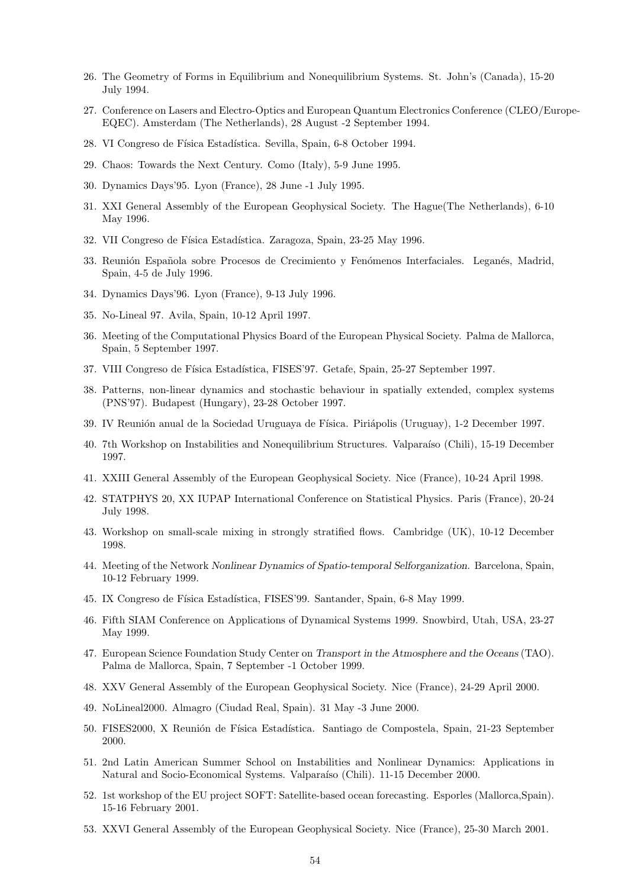26. The Geometry of Forms in Equilibrium and Nonequilibrium Systems. St. John's (Canada), 15-20 July 1994.
27. Conference on Lasers and Electro-Optics and European Quantum Electronics Conference (CLEO/Europe-EQEC). Amsterdam (The Netherlands), 28 August -2 September 1994.
28. VI Congreso de Física Estadística. Sevilla, Spain, 6-8 October 1994.
29. Chaos: Towards the Next Century. Como (Italy), 5-9 June 1995.
30. Dynamics Days'95. Lyon (France), 28 June -1 July 1995.
31. XXI General Assembly of the European Geophysical Society. The Hague(The Netherlands), 6-10 May 1996.
32. VII Congreso de Física Estadística. Zaragoza, Spain, 23-25 May 1996.
33. Reunión Española sobre Procesos de Crecimiento y Fenómenos Interfaciales. Leganés, Madrid, Spain, 4-5 de July 1996.
34. Dynamics Days'96. Lyon (France), 9-13 July 1996.
35. No-Lineal 97. Avila, Spain, 10-12 April 1997.
36. Meeting of the Computational Physics Board of the European Physical Society. Palma de Mallorca, Spain, 5 September 1997.
37. VIII Congreso de Física Estadística, FISES'97. Getafe, Spain, 25-27 September 1997.
38. Patterns, non-linear dynamics and stochastic behaviour in spatially extended, complex systems (PNS'97). Budapest (Hungary), 23-28 October 1997.
39. IV Reunión anual de la Sociedad Uruguaya de Física. Piriápolis (Uruguay), 1-2 December 1997.
40. 7th Workshop on Instabilities and Nonequilibrium Structures. Valparaíso (Chili), 15-19 December 1997.
41. XXIII General Assembly of the European Geophysical Society. Nice (France), 10-24 April 1998.
42. STATPHYS 20, XX IUPAP International Conference on Statistical Physics. Paris (France), 20-24 July 1998.
43. Workshop on small-scale mixing in strongly stratified flows. Cambridge (UK), 10-12 December 1998.
44. Meeting of the Network *Nonlinear Dynamics of Spatio-temporal Selforganization*. Barcelona, Spain, 10-12 February 1999.
45. IX Congreso de Física Estadística, FISES'99. Santander, Spain, 6-8 May 1999.
46. Fifth SIAM Conference on Applications of Dynamical Systems 1999. Snowbird, Utah, USA, 23-27 May 1999.
47. European Science Foundation Study Center on *Transport in the Atmosphere and the Oceans* (TAO). Palma de Mallorca, Spain, 7 September -1 October 1999.
48. XXV General Assembly of the European Geophysical Society. Nice (France), 24-29 April 2000.
49. NoLineal2000. Almagro (Ciudad Real, Spain). 31 May -3 June 2000.
50. FISES2000, X Reunión de Física Estadística. Santiago de Compostela, Spain, 21-23 September 2000.
51. 2nd Latin American Summer School on Instabilities and Nonlinear Dynamics: Applications in Natural and Socio-Economical Systems. Valparaíso (Chili). 11-15 December 2000.
52. 1st workshop of the EU project SOFT: Satellite-based ocean forecasting. Esporles (Mallorca,Spain). 15-16 February 2001.
53. XXVI General Assembly of the European Geophysical Society. Nice (France), 25-30 March 2001.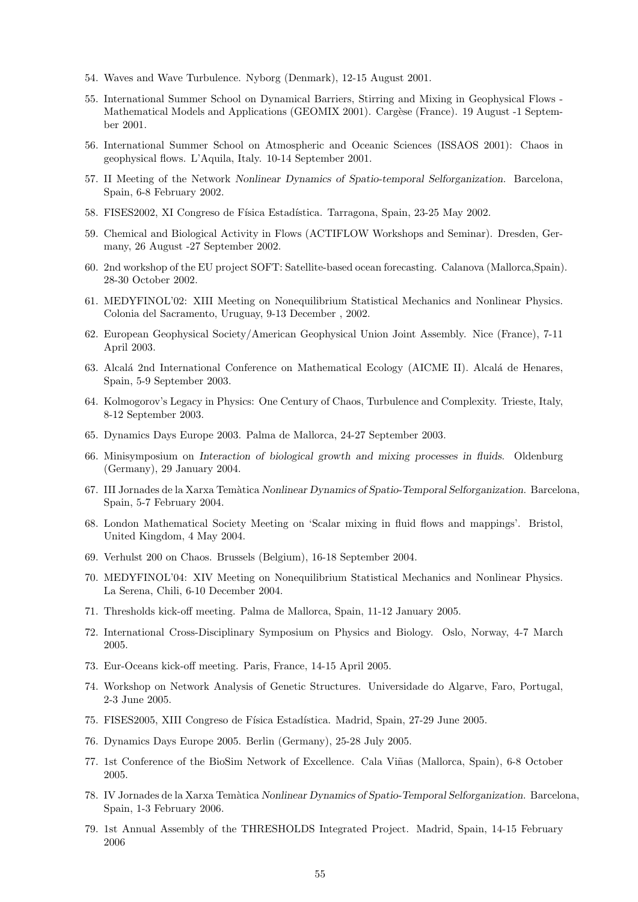54. Waves and Wave Turbulence. Nyborg (Denmark), 12-15 August 2001.

55. International Summer School on Dynamical Barriers, Stirring and Mixing in Geophysical Flows - Mathematical Models and Applications (GEOMIX 2001). Cargèse (France). 19 August -1 September 2001.

56. International Summer School on Atmospheric and Oceanic Sciences (ISSAOS 2001): Chaos in geophysical flows. L'Aquila, Italy. 10-14 September 2001.

57. II Meeting of the Network *Nonlinear Dynamics of Spatio-temporal Selforganization*. Barcelona, Spain, 6-8 February 2002.

58. FISES2002, XI Congreso de Física Estadística. Tarragona, Spain, 23-25 May 2002.

59. Chemical and Biological Activity in Flows (ACTIFLOW Workshops and Seminar). Dresden, Germany, 26 August -27 September 2002.

60. 2nd workshop of the EU project SOFT: Satellite-based ocean forecasting. Calanova (Mallorca,Spain). 28-30 October 2002.

61. MEDYFINOL'02: XIII Meeting on Nonequilibrium Statistical Mechanics and Nonlinear Physics. Colonia del Sacramento, Uruguay, 9-13 December , 2002.

62. European Geophysical Society/American Geophysical Union Joint Assembly. Nice (France), 7-11 April 2003.

63. Alcalá 2nd International Conference on Mathematical Ecology (AICME II). Alcalá de Henares, Spain, 5-9 September 2003.

64. Kolmogorov's Legacy in Physics: One Century of Chaos, Turbulence and Complexity. Trieste, Italy, 8-12 September 2003.

65. Dynamics Days Europe 2003. Palma de Mallorca, 24-27 September 2003.

66. Minisymposium on *Interaction of biological growth and mixing processes in fluids*. Oldenburg (Germany), 29 January 2004.

67. III Jornades de la Xarxa Temàtica *Nonlinear Dynamics of Spatio-Temporal Selforganization*. Barcelona, Spain, 5-7 February 2004.

68. London Mathematical Society Meeting on 'Scalar mixing in fluid flows and mappings'. Bristol, United Kingdom, 4 May 2004.

69. Verhulst 200 on Chaos. Brussels (Belgium), 16-18 September 2004.

70. MEDYFINOL'04: XIV Meeting on Nonequilibrium Statistical Mechanics and Nonlinear Physics. La Serena, Chili, 6-10 December 2004.

71. Thresholds kick-off meeting. Palma de Mallorca, Spain, 11-12 January 2005.

72. International Cross-Disciplinary Symposium on Physics and Biology. Oslo, Norway, 4-7 March 2005.

73. Eur-Oceans kick-off meeting. Paris, France, 14-15 April 2005.

74. Workshop on Network Analysis of Genetic Structures. Universidade do Algarve, Faro, Portugal, 2-3 June 2005.

75. FISES2005, XIII Congreso de Física Estadística. Madrid, Spain, 27-29 June 2005.

76. Dynamics Days Europe 2005. Berlin (Germany), 25-28 July 2005.

77. 1st Conference of the BioSim Network of Excellence. Cala Viñas (Mallorca, Spain), 6-8 October 2005.

78. IV Jornades de la Xarxa Temàtica *Nonlinear Dynamics of Spatio-Temporal Selforganization*. Barcelona, Spain, 1-3 February 2006.

79. 1st Annual Assembly of the THRESHOLDS Integrated Project. Madrid, Spain, 14-15 February 2006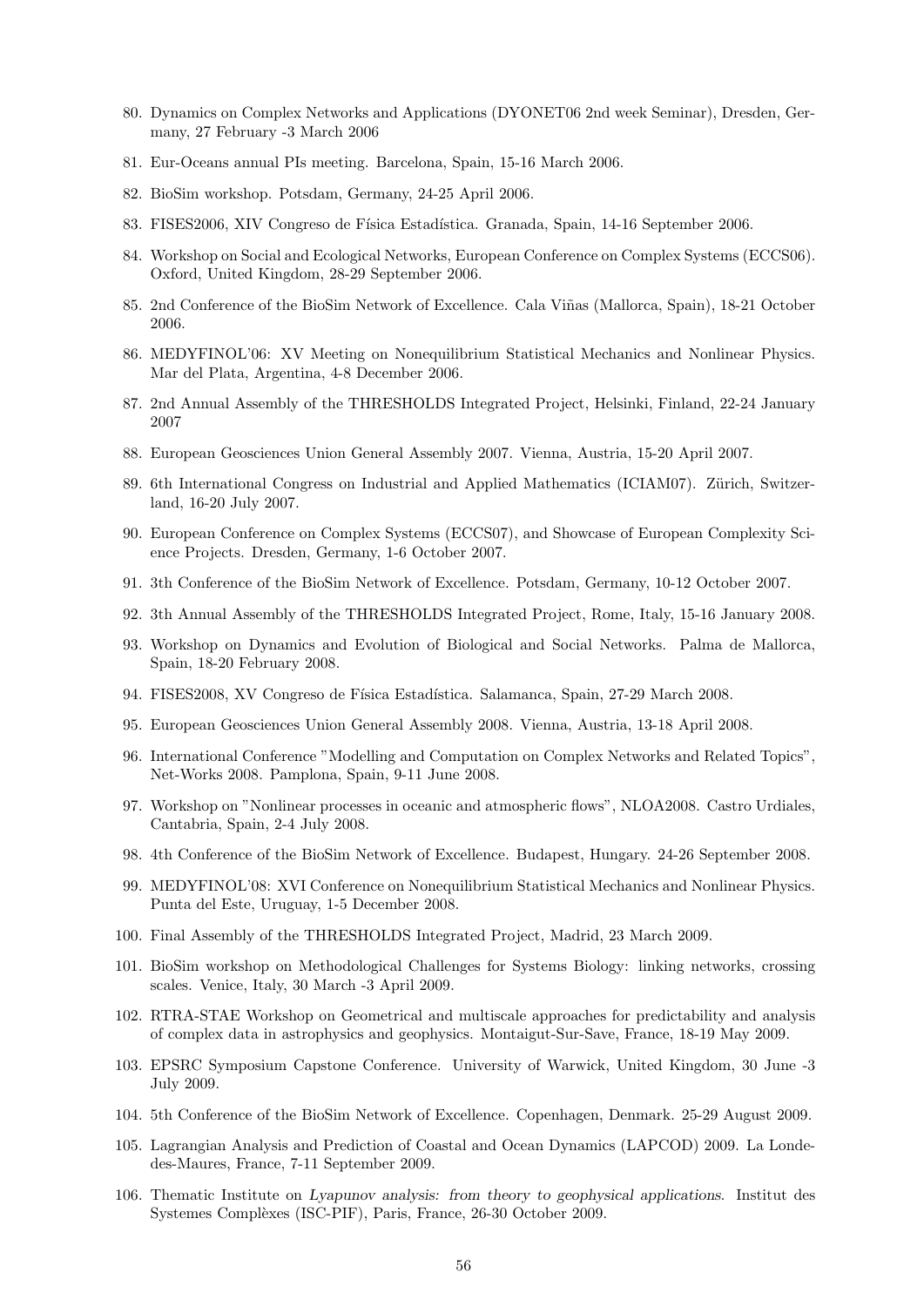80. Dynamics on Complex Networks and Applications (DYONET06 2nd week Seminar), Dresden, Germany, 27 February -3 March 2006
81. Eur-Oceans annual PIs meeting. Barcelona, Spain, 15-16 March 2006.
82. BioSim workshop. Potsdam, Germany, 24-25 April 2006.
83. FISES2006, XIV Congreso de Física Estadística. Granada, Spain, 14-16 September 2006.
84. Workshop on Social and Ecological Networks, European Conference on Complex Systems (ECCS06). Oxford, United Kingdom, 28-29 September 2006.
85. 2nd Conference of the BioSim Network of Excellence. Cala Viñas (Mallorca, Spain), 18-21 October 2006.
86. MEDYFINOL'06: XV Meeting on Nonequilibrium Statistical Mechanics and Nonlinear Physics. Mar del Plata, Argentina, 4-8 December 2006.
87. 2nd Annual Assembly of the THRESHOLDS Integrated Project, Helsinki, Finland, 22-24 January 2007
88. European Geosciences Union General Assembly 2007. Vienna, Austria, 15-20 April 2007.
89. 6th International Congress on Industrial and Applied Mathematics (ICIAM07). Zürich, Switzerland, 16-20 July 2007.
90. European Conference on Complex Systems (ECCS07), and Showcase of European Complexity Science Projects. Dresden, Germany, 1-6 October 2007.
91. 3th Conference of the BioSim Network of Excellence. Potsdam, Germany, 10-12 October 2007.
92. 3th Annual Assembly of the THRESHOLDS Integrated Project, Rome, Italy, 15-16 January 2008.
93. Workshop on Dynamics and Evolution of Biological and Social Networks. Palma de Mallorca, Spain, 18-20 February 2008.
94. FISES2008, XV Congreso de Física Estadística. Salamanca, Spain, 27-29 March 2008.
95. European Geosciences Union General Assembly 2008. Vienna, Austria, 13-18 April 2008.
96. International Conference "Modelling and Computation on Complex Networks and Related Topics", Net-Works 2008. Pamplona, Spain, 9-11 June 2008.
97. Workshop on "Nonlinear processes in oceanic and atmospheric flows", NLOA2008. Castro Urdiales, Cantabria, Spain, 2-4 July 2008.
98. 4th Conference of the BioSim Network of Excellence. Budapest, Hungary. 24-26 September 2008.
99. MEDYFINOL'08: XVI Conference on Nonequilibrium Statistical Mechanics and Nonlinear Physics. Punta del Este, Uruguay, 1-5 December 2008.
100. Final Assembly of the THRESHOLDS Integrated Project, Madrid, 23 March 2009.
101. BioSim workshop on Methodological Challenges for Systems Biology: linking networks, crossing scales. Venice, Italy, 30 March -3 April 2009.
102. RTRA-STAE Workshop on Geometrical and multiscale approaches for predictability and analysis of complex data in astrophysics and geophysics. Montaigut-Sur-Save, France, 18-19 May 2009.
103. EPSRC Symposium Capstone Conference. University of Warwick, United Kingdom, 30 June -3 July 2009.
104. 5th Conference of the BioSim Network of Excellence. Copenhagen, Denmark. 25-29 August 2009.
105. Lagrangian Analysis and Prediction of Coastal and Ocean Dynamics (LAPCOD) 2009. La Londe-des-Maures, France, 7-11 September 2009.
106. Thematic Institute on *Lyapunov analysis: from theory to geophysical applications*. Institut des Systemes Complèxes (ISC-PIF), Paris, France, 26-30 October 2009.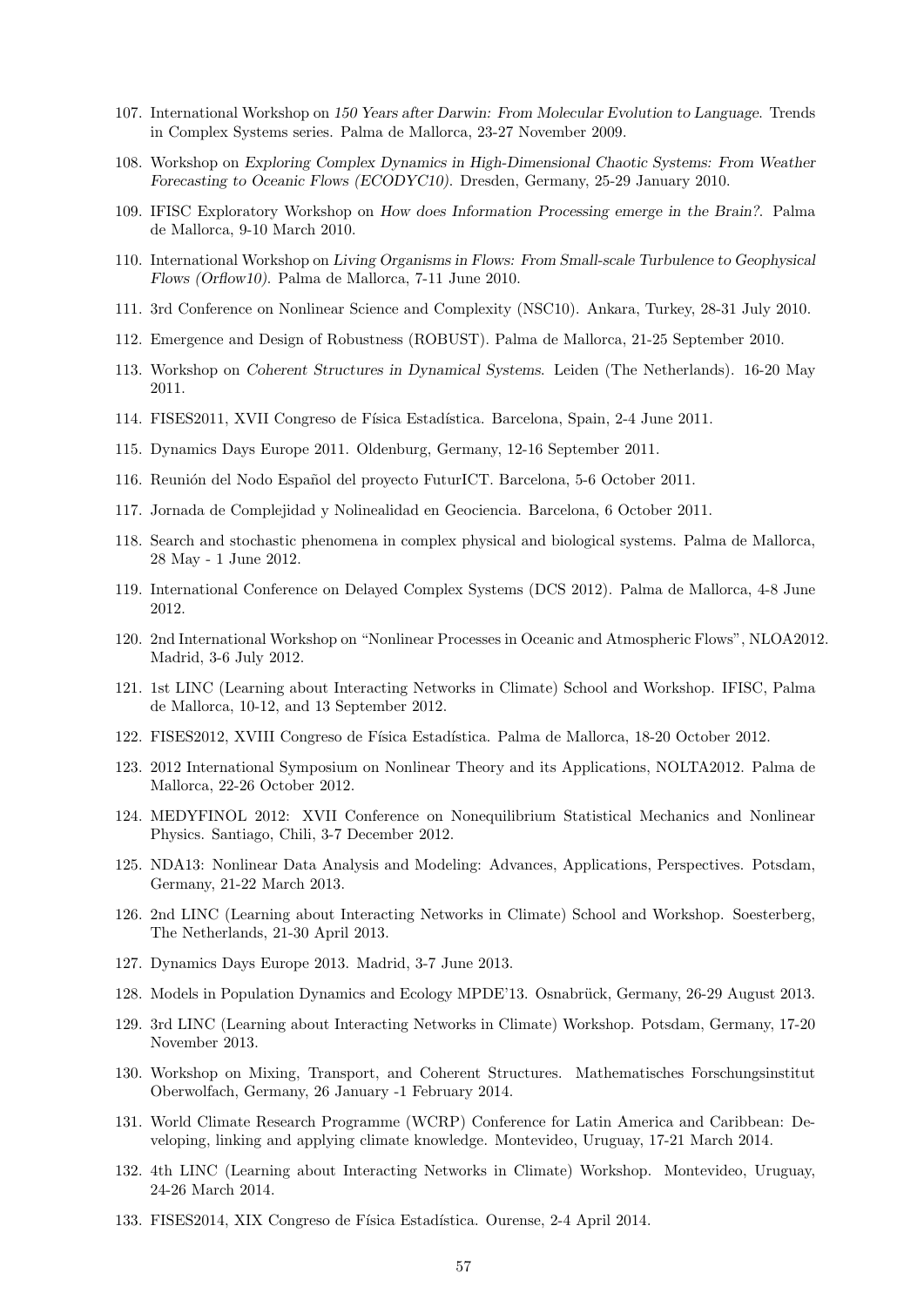107. International Workshop on *150 Years after Darwin: From Molecular Evolution to Language*. Trends in Complex Systems series. Palma de Mallorca, 23-27 November 2009.

108. Workshop on *Exploring Complex Dynamics in High-Dimensional Chaotic Systems: From Weather Forecasting to Oceanic Flows (ECODYC10)*. Dresden, Germany, 25-29 January 2010.

109. IFISC Exploratory Workshop on *How does Information Processing emerge in the Brain?*. Palma de Mallorca, 9-10 March 2010.

110. International Workshop on *Living Organisms in Flows: From Small-scale Turbulence to Geophysical Flows (Orflow10)*. Palma de Mallorca, 7-11 June 2010.

111. 3rd Conference on Nonlinear Science and Complexity (NSC10). Ankara, Turkey, 28-31 July 2010.

112. Emergence and Design of Robustness (ROBUST). Palma de Mallorca, 21-25 September 2010.

113. Workshop on *Coherent Structures in Dynamical Systems*. Leiden (The Netherlands). 16-20 May 2011.

114. FISES2011, XVII Congreso de Física Estadística. Barcelona, Spain, 2-4 June 2011.

115. Dynamics Days Europe 2011. Oldenburg, Germany, 12-16 September 2011.

116. Reunión del Nodo Español del proyecto FuturICT. Barcelona, 5-6 October 2011.

117. Jornada de Complejidad y Nolinealidad en Geociencia. Barcelona, 6 October 2011.

118. Search and stochastic phenomena in complex physical and biological systems. Palma de Mallorca, 28 May - 1 June 2012.

119. International Conference on Delayed Complex Systems (DCS 2012). Palma de Mallorca, 4-8 June 2012.

120. 2nd International Workshop on "Nonlinear Processes in Oceanic and Atmospheric Flows", NLOA2012. Madrid, 3-6 July 2012.

121. 1st LINC (Learning about Interacting Networks in Climate) School and Workshop. IFISC, Palma de Mallorca, 10-12, and 13 September 2012.

122. FISES2012, XVIII Congreso de Física Estadística. Palma de Mallorca, 18-20 October 2012.

123. 2012 International Symposium on Nonlinear Theory and its Applications, NOLTA2012. Palma de Mallorca, 22-26 October 2012.

124. MEDYFINOL 2012: XVII Conference on Nonequilibrium Statistical Mechanics and Nonlinear Physics. Santiago, Chili, 3-7 December 2012.

125. NDA13: Nonlinear Data Analysis and Modeling: Advances, Applications, Perspectives. Potsdam, Germany, 21-22 March 2013.

126. 2nd LINC (Learning about Interacting Networks in Climate) School and Workshop. Soesterberg, The Netherlands, 21-30 April 2013.

127. Dynamics Days Europe 2013. Madrid, 3-7 June 2013.

128. Models in Population Dynamics and Ecology MPDE'13. Osnabrück, Germany, 26-29 August 2013.

129. 3rd LINC (Learning about Interacting Networks in Climate) Workshop. Potsdam, Germany, 17-20 November 2013.

130. Workshop on Mixing, Transport, and Coherent Structures. Mathematisches Forschungsinstitut Oberwolfach, Germany, 26 January -1 February 2014.

131. World Climate Research Programme (WCRP) Conference for Latin America and Caribbean: Developing, linking and applying climate knowledge. Montevideo, Uruguay, 17-21 March 2014.

132. 4th LINC (Learning about Interacting Networks in Climate) Workshop. Montevideo, Uruguay, 24-26 March 2014.

133. FISES2014, XIX Congreso de Física Estadística. Ourense, 2-4 April 2014.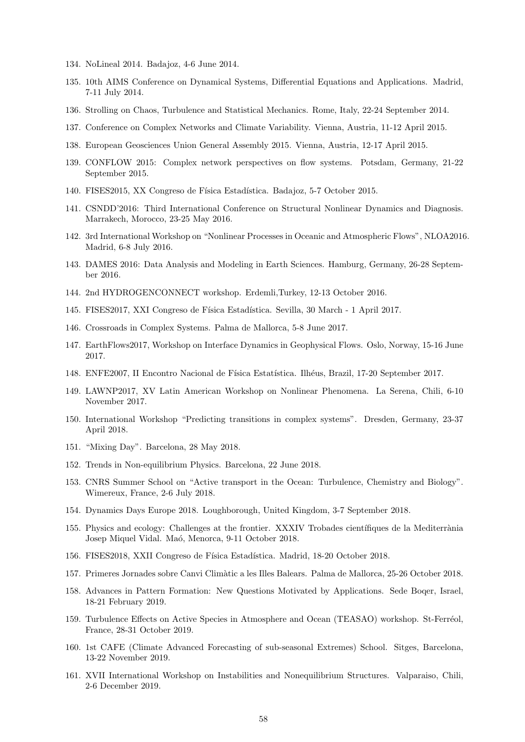134. NoLineal 2014. Badajoz, 4-6 June 2014.

135. 10th AIMS Conference on Dynamical Systems, Differential Equations and Applications. Madrid, 7-11 July 2014.

136. Strolling on Chaos, Turbulence and Statistical Mechanics. Rome, Italy, 22-24 September 2014.

137. Conference on Complex Networks and Climate Variability. Vienna, Austria, 11-12 April 2015.

138. European Geosciences Union General Assembly 2015. Vienna, Austria, 12-17 April 2015.

139. CONFLOW 2015: Complex network perspectives on flow systems. Potsdam, Germany, 21-22 September 2015.

140. FISES2015, XX Congreso de Física Estadística. Badajoz, 5-7 October 2015.

141. CSNDD'2016: Third International Conference on Structural Nonlinear Dynamics and Diagnosis. Marrakech, Morocco, 23-25 May 2016.

142. 3rd International Workshop on "Nonlinear Processes in Oceanic and Atmospheric Flows", NLOA2016. Madrid, 6-8 July 2016.

143. DAMES 2016: Data Analysis and Modeling in Earth Sciences. Hamburg, Germany, 26-28 September 2016.

144. 2nd HYDROGENCONNECT workshop. Erdemli,Turkey, 12-13 October 2016.

145. FISES2017, XXI Congreso de Física Estadística. Sevilla, 30 March - 1 April 2017.

146. Crossroads in Complex Systems. Palma de Mallorca, 5-8 June 2017.

147. EarthFlows2017, Workshop on Interface Dynamics in Geophysical Flows. Oslo, Norway, 15-16 June 2017.

148. ENFE2007, II Encontro Nacional de Física Estatística. Ilhéus, Brazil, 17-20 September 2017.

149. LAWNP2017, XV Latin American Workshop on Nonlinear Phenomena. La Serena, Chili, 6-10 November 2017.

150. International Workshop "Predicting transitions in complex systems". Dresden, Germany, 23-37 April 2018.

151. "Mixing Day". Barcelona, 28 May 2018.

152. Trends in Non-equilibrium Physics. Barcelona, 22 June 2018.

153. CNRS Summer School on "Active transport in the Ocean: Turbulence, Chemistry and Biology". Wimereux, France, 2-6 July 2018.

154. Dynamics Days Europe 2018. Loughborough, United Kingdom, 3-7 September 2018.

155. Physics and ecology: Challenges at the frontier. XXXIV Trobades científiques de la Mediterrània Josep Miquel Vidal. Maó, Menorca, 9-11 October 2018.

156. FISES2018, XXII Congreso de Física Estadística. Madrid, 18-20 October 2018.

157. Primeres Jornades sobre Canvi Climàtic a les Illes Balears. Palma de Mallorca, 25-26 October 2018.

158. Advances in Pattern Formation: New Questions Motivated by Applications. Sede Boqer, Israel, 18-21 February 2019.

159. Turbulence Effects on Active Species in Atmosphere and Ocean (TEASAO) workshop. St-Ferréol, France, 28-31 October 2019.

160. 1st CAFE (Climate Advanced Forecasting of sub-seasonal Extremes) School. Sitges, Barcelona, 13-22 November 2019.

161. XVII International Workshop on Instabilities and Nonequilibrium Structures. Valparaiso, Chili, 2-6 December 2019.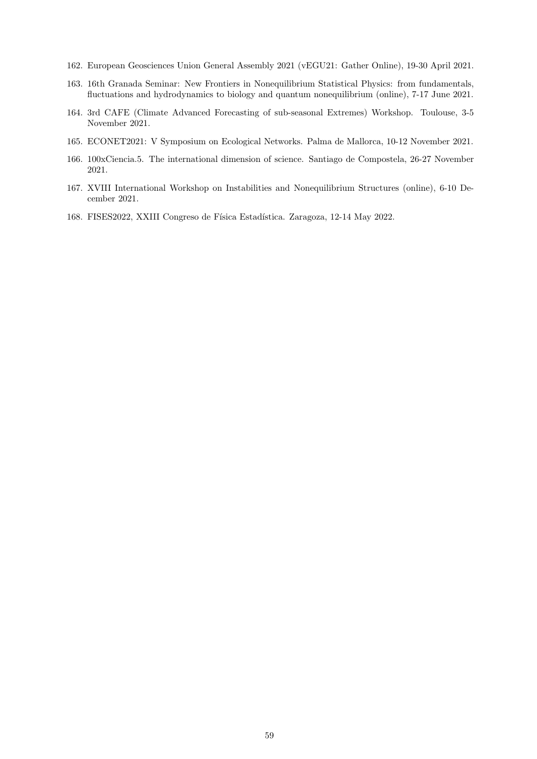162. European Geosciences Union General Assembly 2021 (vEGU21: Gather Online), 19-30 April 2021.
163. 16th Granada Seminar: New Frontiers in Nonequilibrium Statistical Physics: from fundamentals, fluctuations and hydrodynamics to biology and quantum nonequilibrium (online), 7-17 June 2021.
164. 3rd CAFE (Climate Advanced Forecasting of sub-seasonal Extremes) Workshop. Toulouse, 3-5 November 2021.
165. ECONET2021: V Symposium on Ecological Networks. Palma de Mallorca, 10-12 November 2021.
166. 100xCiencia.5. The international dimension of science. Santiago de Compostela, 26-27 November 2021.
167. XVIII International Workshop on Instabilities and Nonequilibrium Structures (online), 6-10 December 2021.
168. FISES2022, XXIII Congreso de Física Estadística. Zaragoza, 12-14 May 2022.